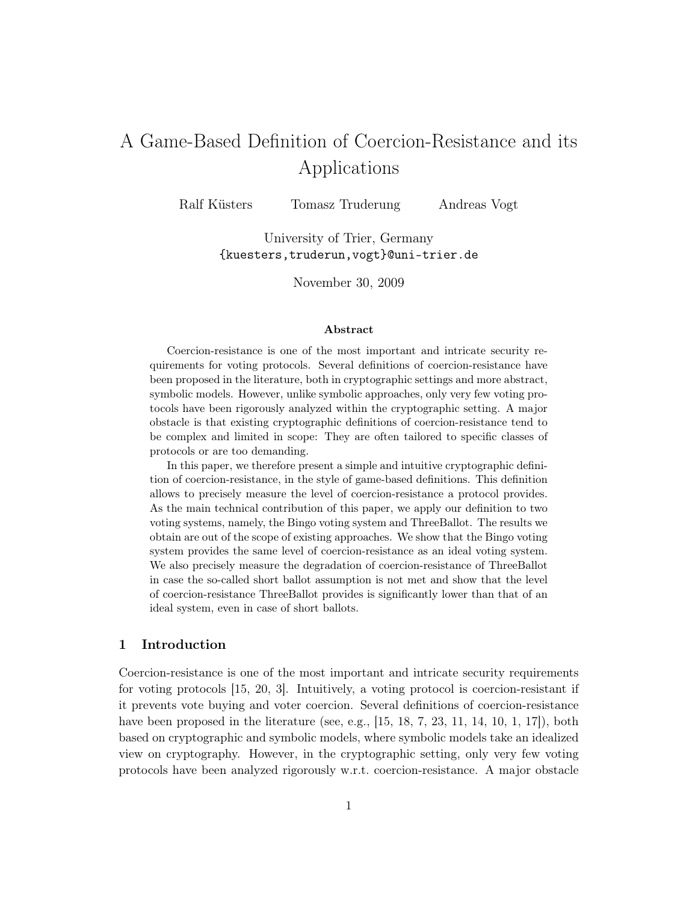# A Game-Based Definition of Coercion-Resistance and its Applications

Ralf Küsters    Tomasz Truderung    Andreas Vogt

University of Trier, Germany
{kuesters,truderun,vogt}@uni-trier.de

November 30, 2009

### Abstract

Coercion-resistance is one of the most important and intricate security requirements for voting protocols. Several definitions of coercion-resistance have been proposed in the literature, both in cryptographic settings and more abstract, symbolic models. However, unlike symbolic approaches, only very few voting protocols have been rigorously analyzed within the cryptographic setting. A major obstacle is that existing cryptographic definitions of coercion-resistance tend to be complex and limited in scope: They are often tailored to specific classes of protocols or are too demanding.

In this paper, we therefore present a simple and intuitive cryptographic definition of coercion-resistance, in the style of game-based definitions. This definition allows to precisely measure the level of coercion-resistance a protocol provides. As the main technical contribution of this paper, we apply our definition to two voting systems, namely, the Bingo voting system and ThreeBallot. The results we obtain are out of the scope of existing approaches. We show that the Bingo voting system provides the same level of coercion-resistance as an ideal voting system. We also precisely measure the degradation of coercion-resistance of ThreeBallot in case the so-called short ballot assumption is not met and show that the level of coercion-resistance ThreeBallot provides is significantly lower than that of an ideal system, even in case of short ballots.

## 1 Introduction

Coercion-resistance is one of the most important and intricate security requirements for voting protocols [15, 20, 3]. Intuitively, a voting protocol is coercion-resistant if it prevents vote buying and voter coercion. Several definitions of coercion-resistance have been proposed in the literature (see, e.g., [15, 18, 7, 23, 11, 14, 10, 1, 17]), both based on cryptographic and symbolic models, where symbolic models take an idealized view on cryptography. However, in the cryptographic setting, only very few voting protocols have been analyzed rigorously w.r.t. coercion-resistance. A major obstacle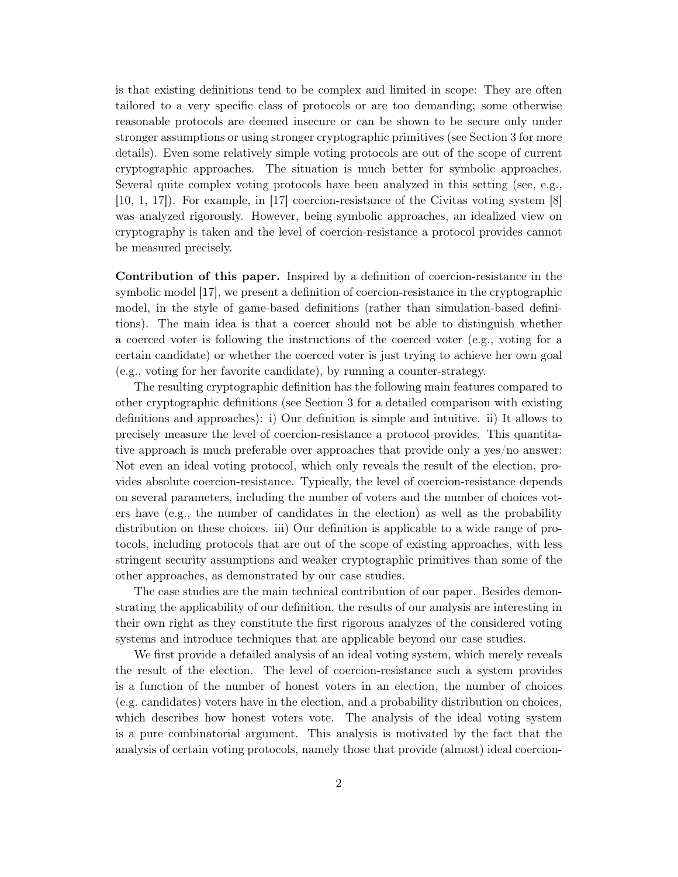is that existing definitions tend to be complex and limited in scope: They are often tailored to a very specific class of protocols or are too demanding; some otherwise reasonable protocols are deemed insecure or can be shown to be secure only under stronger assumptions or using stronger cryptographic primitives (see Section 3 for more details). Even some relatively simple voting protocols are out of the scope of current cryptographic approaches. The situation is much better for symbolic approaches. Several quite complex voting protocols have been analyzed in this setting (see, e.g., [10, 1, 17]). For example, in [17] coercion-resistance of the Civitas voting system [8] was analyzed rigorously. However, being symbolic approaches, an idealized view on cryptography is taken and the level of coercion-resistance a protocol provides cannot be measured precisely.

**Contribution of this paper.** Inspired by a definition of coercion-resistance in the symbolic model [17], we present a definition of coercion-resistance in the cryptographic model, in the style of game-based definitions (rather than simulation-based definitions). The main idea is that a coercer should not be able to distinguish whether a coerced voter is following the instructions of the coerced voter (e.g., voting for a certain candidate) or whether the coerced voter is just trying to achieve her own goal (e.g., voting for her favorite candidate), by running a counter-strategy.

The resulting cryptographic definition has the following main features compared to other cryptographic definitions (see Section 3 for a detailed comparison with existing definitions and approaches): i) Our definition is simple and intuitive. ii) It allows to precisely measure the level of coercion-resistance a protocol provides. This quantitative approach is much preferable over approaches that provide only a yes/no answer: Not even an ideal voting protocol, which only reveals the result of the election, provides absolute coercion-resistance. Typically, the level of coercion-resistance depends on several parameters, including the number of voters and the number of choices voters have (e.g., the number of candidates in the election) as well as the probability distribution on these choices. iii) Our definition is applicable to a wide range of protocols, including protocols that are out of the scope of existing approaches, with less stringent security assumptions and weaker cryptographic primitives than some of the other approaches, as demonstrated by our case studies.

The case studies are the main technical contribution of our paper. Besides demonstrating the applicability of our definition, the results of our analysis are interesting in their own right as they constitute the first rigorous analyzes of the considered voting systems and introduce techniques that are applicable beyond our case studies.

We first provide a detailed analysis of an ideal voting system, which merely reveals the result of the election. The level of coercion-resistance such a system provides is a function of the number of honest voters in an election, the number of choices (e.g. candidates) voters have in the election, and a probability distribution on choices, which describes how honest voters vote. The analysis of the ideal voting system is a pure combinatorial argument. This analysis is motivated by the fact that the analysis of certain voting protocols, namely those that provide (almost) ideal coercion-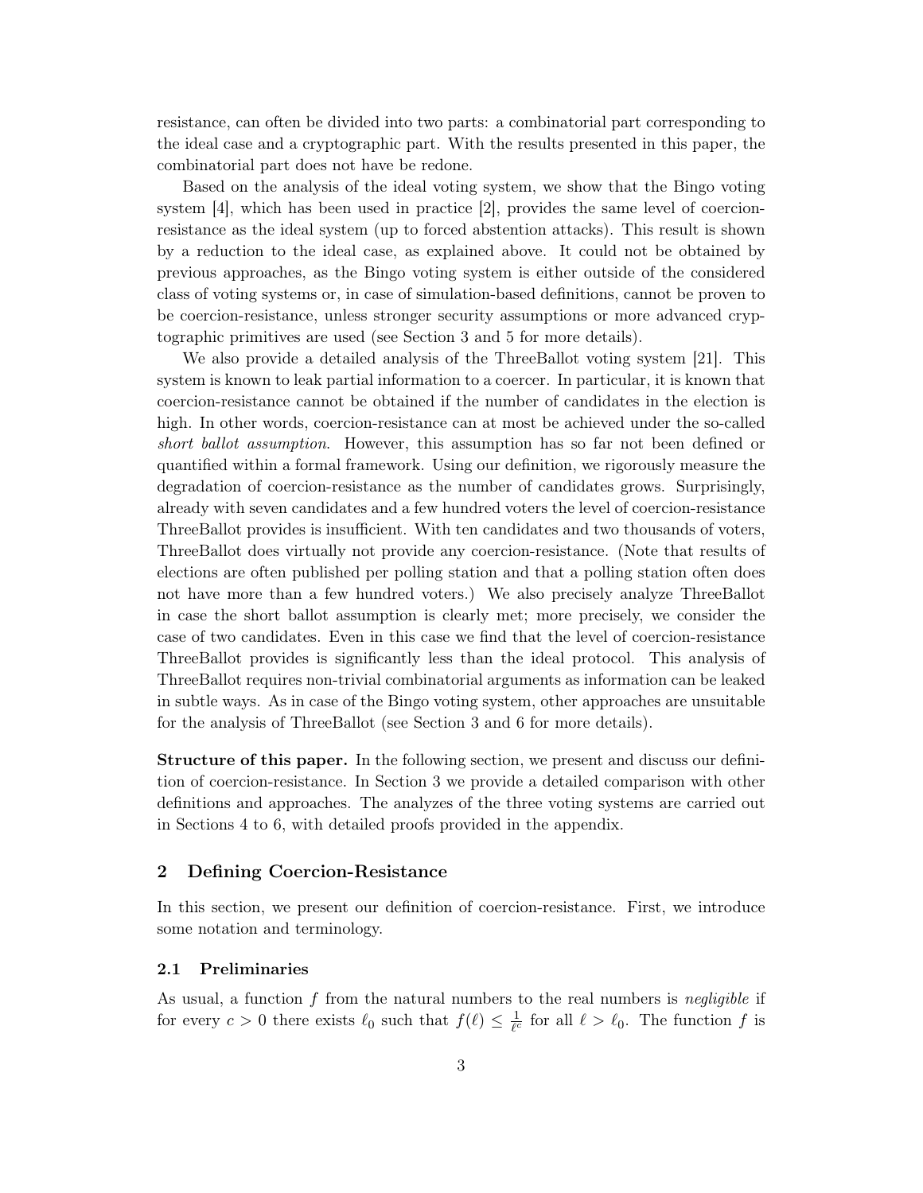resistance, can often be divided into two parts: a combinatorial part corresponding to the ideal case and a cryptographic part. With the results presented in this paper, the combinatorial part does not have be redone.

Based on the analysis of the ideal voting system, we show that the Bingo voting system [4], which has been used in practice [2], provides the same level of coercion-resistance as the ideal system (up to forced abstention attacks). This result is shown by a reduction to the ideal case, as explained above. It could not be obtained by previous approaches, as the Bingo voting system is either outside of the considered class of voting systems or, in case of simulation-based definitions, cannot be proven to be coercion-resistance, unless stronger security assumptions or more advanced cryptographic primitives are used (see Section 3 and 5 for more details).

We also provide a detailed analysis of the ThreeBallot voting system [21]. This system is known to leak partial information to a coercer. In particular, it is known that coercion-resistance cannot be obtained if the number of candidates in the election is high. In other words, coercion-resistance can at most be achieved under the so-called *short ballot assumption*. However, this assumption has so far not been defined or quantified within a formal framework. Using our definition, we rigorously measure the degradation of coercion-resistance as the number of candidates grows. Surprisingly, already with seven candidates and a few hundred voters the level of coercion-resistance ThreeBallot provides is insufficient. With ten candidates and two thousands of voters, ThreeBallot does virtually not provide any coercion-resistance. (Note that results of elections are often published per polling station and that a polling station often does not have more than a few hundred voters.) We also precisely analyze ThreeBallot in case the short ballot assumption is clearly met; more precisely, we consider the case of two candidates. Even in this case we find that the level of coercion-resistance ThreeBallot provides is significantly less than the ideal protocol. This analysis of ThreeBallot requires non-trivial combinatorial arguments as information can be leaked in subtle ways. As in case of the Bingo voting system, other approaches are unsuitable for the analysis of ThreeBallot (see Section 3 and 6 for more details).

**Structure of this paper.** In the following section, we present and discuss our definition of coercion-resistance. In Section 3 we provide a detailed comparison with other definitions and approaches. The analyzes of the three voting systems are carried out in Sections 4 to 6, with detailed proofs provided in the appendix.

## 2 Defining Coercion-Resistance

In this section, we present our definition of coercion-resistance. First, we introduce some notation and terminology.

### 2.1 Preliminaries

As usual, a function $f$ from the natural numbers to the real numbers is *negligible* if for every $c > 0$ there exists $\ell_0$ such that $f(\ell) \leq \frac{1}{\ell^c}$ for all $\ell > \ell_0$. The function $f$ is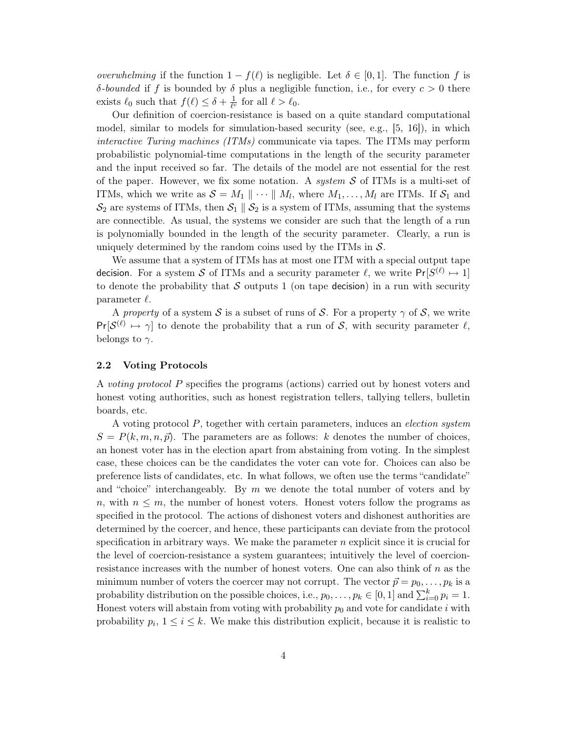*overwhelming* if the function $1 - f(\ell)$ is negligible. Let $\delta \in [0, 1]$. The function $f$ is *$\delta$-bounded* if $f$ is bounded by $\delta$ plus a negligible function, i.e., for every $c > 0$ there exists $\ell_0$ such that $f(\ell) \leq \delta + \frac{1}{\ell^c}$ for all $\ell > \ell_0$.

Our definition of coercion-resistance is based on a quite standard computational model, similar to models for simulation-based security (see, e.g., [5, 16]), in which *interactive Turing machines (ITMs)* communicate via tapes. The ITMs may perform probabilistic polynomial-time computations in the length of the security parameter and the input received so far. The details of the model are not essential for the rest of the paper. However, we fix some notation. A *system* $\mathcal{S}$ of ITMs is a multi-set of ITMs, which we write as $\mathcal{S} = M_1 \parallel \cdots \parallel M_l$, where $M_1, \ldots, M_l$ are ITMs. If $\mathcal{S}_1$ and $\mathcal{S}_2$ are systems of ITMs, then $\mathcal{S}_1 \parallel \mathcal{S}_2$ is a system of ITMs, assuming that the systems are connectible. As usual, the systems we consider are such that the length of a run is polynomially bounded in the length of the security parameter. Clearly, a run is uniquely determined by the random coins used by the ITMs in $\mathcal{S}$.

We assume that a system of ITMs has at most one ITM with a special output tape $\mathsf{decision}$. For a system $\mathcal{S}$ of ITMs and a security parameter $\ell$, we write $\Pr[S^{(\ell)} \mapsto 1]$ to denote the probability that $\mathcal{S}$ outputs 1 (on tape $\mathsf{decision}$) in a run with security parameter $\ell$.

A *property* of a system $\mathcal{S}$ is a subset of runs of $\mathcal{S}$. For a property $\gamma$ of $\mathcal{S}$, we write $\Pr[\mathcal{S}^{(\ell)} \mapsto \gamma]$ to denote the probability that a run of $\mathcal{S}$, with security parameter $\ell$, belongs to $\gamma$.

### 2.2 Voting Protocols

A *voting protocol* $P$ specifies the programs (actions) carried out by honest voters and honest voting authorities, such as honest registration tellers, tallying tellers, bulletin boards, etc.

A voting protocol $P$, together with certain parameters, induces an *election system* $S = P(k, m, n, \vec{p})$. The parameters are as follows: $k$ denotes the number of choices, an honest voter has in the election apart from abstaining from voting. In the simplest case, these choices can be the candidates the voter can vote for. Choices can also be preference lists of candidates, etc. In what follows, we often use the terms "candidate" and "choice" interchangeably. By $m$ we denote the total number of voters and by $n$, with $n \leq m$, the number of honest voters. Honest voters follow the programs as specified in the protocol. The actions of dishonest voters and dishonest authorities are determined by the coercer, and hence, these participants can deviate from the protocol specification in arbitrary ways. We make the parameter $n$ explicit since it is crucial for the level of coercion-resistance a system guarantees; intuitively the level of coercion-resistance increases with the number of honest voters. One can also think of $n$ as the minimum number of voters the coercer may not corrupt. The vector $\vec{p} = p_0, \ldots, p_k$ is a probability distribution on the possible choices, i.e., $p_0, \ldots, p_k \in [0, 1]$ and $\sum_{i=0}^{k} p_i = 1$. Honest voters will abstain from voting with probability $p_0$ and vote for candidate $i$ with probability $p_i$, $1 \leq i \leq k$. We make this distribution explicit, because it is realistic to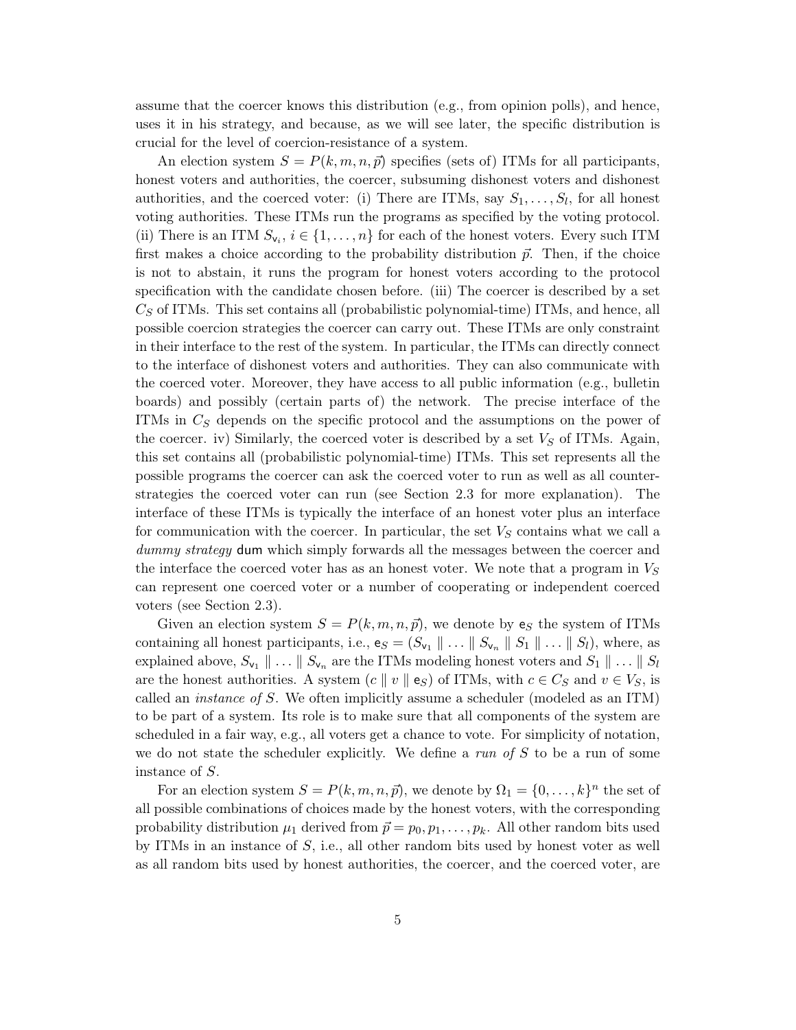assume that the coercer knows this distribution (e.g., from opinion polls), and hence, uses it in his strategy, and because, as we will see later, the specific distribution is crucial for the level of coercion-resistance of a system.

An election system $S = P(k, m, n, \vec{p})$ specifies (sets of) ITMs for all participants, honest voters and authorities, the coercer, subsuming dishonest voters and dishonest authorities, and the coerced voter: (i) There are ITMs, say $S_1, \ldots, S_l$, for all honest voting authorities. These ITMs run the programs as specified by the voting protocol. (ii) There is an ITM $S_{\mathsf{v}_i}$, $i \in \{1, \ldots, n\}$ for each of the honest voters. Every such ITM first makes a choice according to the probability distribution $\vec{p}$. Then, if the choice is not to abstain, it runs the program for honest voters according to the protocol specification with the candidate chosen before. (iii) The coercer is described by a set $C_S$ of ITMs. This set contains all (probabilistic polynomial-time) ITMs, and hence, all possible coercion strategies the coercer can carry out. These ITMs are only constraint in their interface to the rest of the system. In particular, the ITMs can directly connect to the interface of dishonest voters and authorities. They can also communicate with the coerced voter. Moreover, they have access to all public information (e.g., bulletin boards) and possibly (certain parts of) the network. The precise interface of the ITMs in $C_S$ depends on the specific protocol and the assumptions on the power of the coercer. iv) Similarly, the coerced voter is described by a set $V_S$ of ITMs. Again, this set contains all (probabilistic polynomial-time) ITMs. This set represents all the possible programs the coercer can ask the coerced voter to run as well as all counter-strategies the coerced voter can run (see Section 2.3 for more explanation). The interface of these ITMs is typically the interface of an honest voter plus an interface for communication with the coercer. In particular, the set $V_S$ contains what we call a *dummy strategy* $\mathsf{dum}$ which simply forwards all the messages between the coercer and the interface the coerced voter has as an honest voter. We note that a program in $V_S$ can represent one coerced voter or a number of cooperating or independent coerced voters (see Section 2.3).

Given an election system $S = P(k, m, n, \vec{p})$, we denote by $\mathsf{e}_S$ the system of ITMs containing all honest participants, i.e., $\mathsf{e}_S = (S_{\mathsf{v}_1} \parallel \ldots \parallel S_{\mathsf{v}_n} \parallel S_1 \parallel \ldots \parallel S_l)$, where, as explained above, $S_{\mathsf{v}_1} \parallel \ldots \parallel S_{\mathsf{v}_n}$ are the ITMs modeling honest voters and $S_1 \parallel \ldots \parallel S_l$ are the honest authorities. A system $(c \parallel v \parallel \mathsf{e}_S)$ of ITMs, with $c \in C_S$ and $v \in V_S$, is called an *instance of* $S$. We often implicitly assume a scheduler (modeled as an ITM) to be part of a system. Its role is to make sure that all components of the system are scheduled in a fair way, e.g., all voters get a chance to vote. For simplicity of notation, we do not state the scheduler explicitly. We define a *run of* $S$ to be a run of some instance of $S$.

For an election system $S = P(k, m, n, \vec{p})$, we denote by $\Omega_1 = \{0, \ldots, k\}^n$ the set of all possible combinations of choices made by the honest voters, with the corresponding probability distribution $\mu_1$ derived from $\vec{p} = p_0, p_1, \ldots, p_k$. All other random bits used by ITMs in an instance of $S$, i.e., all other random bits used by honest voter as well as all random bits used by honest authorities, the coercer, and the coerced voter, are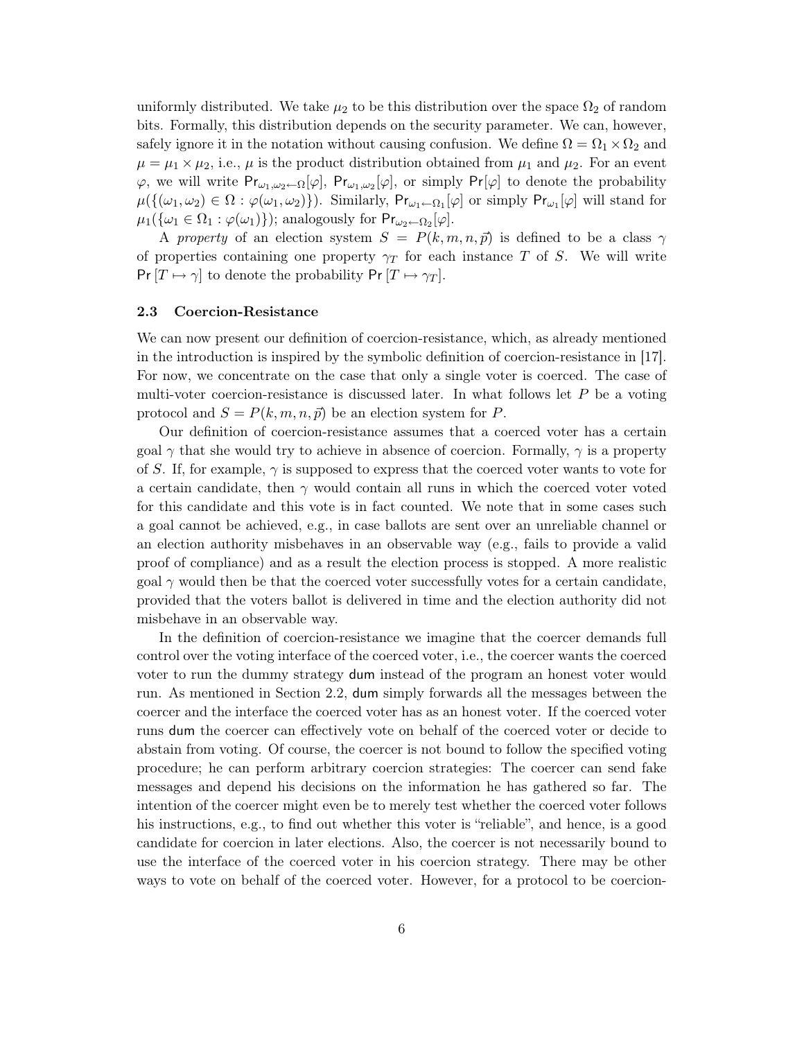uniformly distributed. We take $\mu_2$ to be this distribution over the space $\Omega_2$ of random bits. Formally, this distribution depends on the security parameter. We can, however, safely ignore it in the notation without causing confusion. We define $\Omega = \Omega_1 \times \Omega_2$ and $\mu = \mu_1 \times \mu_2$, i.e., $\mu$ is the product distribution obtained from $\mu_1$ and $\mu_2$. For an event $\varphi$, we will write $\mathsf{Pr}_{\omega_1,\omega_2 \leftarrow \Omega}[\varphi]$, $\mathsf{Pr}_{\omega_1,\omega_2}[\varphi]$, or simply $\mathsf{Pr}[\varphi]$ to denote the probability $\mu(\{(\omega_1, \omega_2) \in \Omega : \varphi(\omega_1, \omega_2)\})$. Similarly, $\mathsf{Pr}_{\omega_1 \leftarrow \Omega_1}[\varphi]$ or simply $\mathsf{Pr}_{\omega_1}[\varphi]$ will stand for $\mu_1(\{\omega_1 \in \Omega_1 : \varphi(\omega_1)\})$; analogously for $\mathsf{Pr}_{\omega_2 \leftarrow \Omega_2}[\varphi]$.

A *property* of an election system $S = P(k, m, n, \vec{p})$ is defined to be a class $\gamma$ of properties containing one property $\gamma_T$ for each instance $T$ of $S$. We will write $\mathsf{Pr}\,[T \mapsto \gamma]$ to denote the probability $\mathsf{Pr}\,[T \mapsto \gamma_T]$.

### 2.3 Coercion-Resistance

We can now present our definition of coercion-resistance, which, as already mentioned in the introduction is inspired by the symbolic definition of coercion-resistance in [17]. For now, we concentrate on the case that only a single voter is coerced. The case of multi-voter coercion-resistance is discussed later. In what follows let $P$ be a voting protocol and $S = P(k, m, n, \vec{p})$ be an election system for $P$.

Our definition of coercion-resistance assumes that a coerced voter has a certain goal $\gamma$ that she would try to achieve in absence of coercion. Formally, $\gamma$ is a property of $S$. If, for example, $\gamma$ is supposed to express that the coerced voter wants to vote for a certain candidate, then $\gamma$ would contain all runs in which the coerced voter voted for this candidate and this vote is in fact counted. We note that in some cases such a goal cannot be achieved, e.g., in case ballots are sent over an unreliable channel or an election authority misbehaves in an observable way (e.g., fails to provide a valid proof of compliance) and as a result the election process is stopped. A more realistic goal $\gamma$ would then be that the coerced voter successfully votes for a certain candidate, provided that the voters ballot is delivered in time and the election authority did not misbehave in an observable way.

In the definition of coercion-resistance we imagine that the coercer demands full control over the voting interface of the coerced voter, i.e., the coercer wants the coerced voter to run the dummy strategy $\mathsf{dum}$ instead of the program an honest voter would run. As mentioned in Section 2.2, $\mathsf{dum}$ simply forwards all the messages between the coercer and the interface the coerced voter has as an honest voter. If the coerced voter runs $\mathsf{dum}$ the coercer can effectively vote on behalf of the coerced voter or decide to abstain from voting. Of course, the coercer is not bound to follow the specified voting procedure; he can perform arbitrary coercion strategies: The coercer can send fake messages and depend his decisions on the information he has gathered so far. The intention of the coercer might even be to merely test whether the coerced voter follows his instructions, e.g., to find out whether this voter is "reliable", and hence, is a good candidate for coercion in later elections. Also, the coercer is not necessarily bound to use the interface of the coerced voter in his coercion strategy. There may be other ways to vote on behalf of the coerced voter. However, for a protocol to be coercion-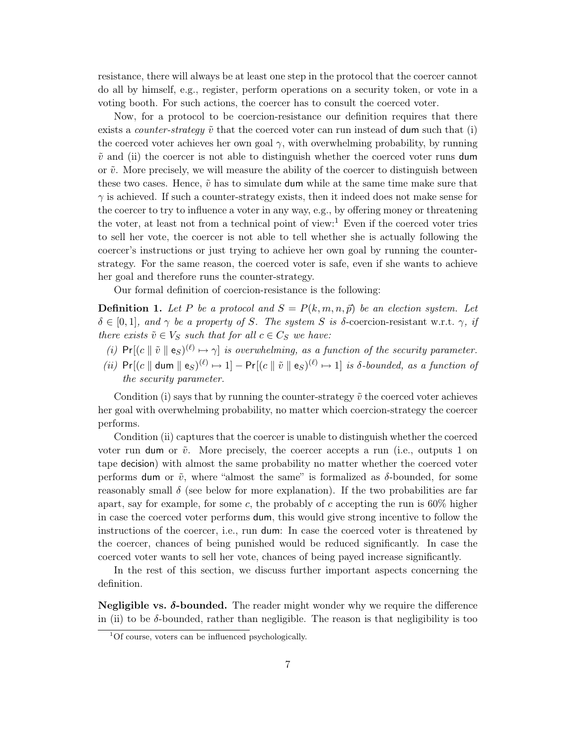resistance, there will always be at least one step in the protocol that the coercer cannot do all by himself, e.g., register, perform operations on a security token, or vote in a voting booth. For such actions, the coercer has to consult the coerced voter.

Now, for a protocol to be coercion-resistance our definition requires that there exists a *counter-strategy* $\tilde{v}$ that the coerced voter can run instead of $\mathsf{dum}$ such that (i) the coerced voter achieves her own goal $\gamma$, with overwhelming probability, by running $\tilde{v}$ and (ii) the coercer is not able to distinguish whether the coerced voter runs $\mathsf{dum}$ or $\tilde{v}$. More precisely, we will measure the ability of the coercer to distinguish between these two cases. Hence, $\tilde{v}$ has to simulate $\mathsf{dum}$ while at the same time make sure that $\gamma$ is achieved. If such a counter-strategy exists, then it indeed does not make sense for the coercer to try to influence a voter in any way, e.g., by offering money or threatening the voter, at least not from a technical point of view:[1] Even if the coerced voter tries to sell her vote, the coercer is not able to tell whether she is actually following the coercer's instructions or just trying to achieve her own goal by running the counter-strategy. For the same reason, the coerced voter is safe, even if she wants to achieve her goal and therefore runs the counter-strategy.

Our formal definition of coercion-resistance is the following:

**Definition 1.** *Let $P$ be a protocol and $S = P(k, m, n, \vec{p})$ be an election system. Let $\delta \in [0, 1]$, and $\gamma$ be a property of $S$. The system $S$ is* $\delta$-coercion-resistant w.r.t. $\gamma$, *if there exists $\tilde{v} \in V_S$ such that for all $c \in C_S$ we have:*

*(i)* $\Pr[(c \parallel \tilde{v} \parallel \mathsf{e}_S)^{(\ell)} \mapsto \gamma]$ *is overwhelming, as a function of the security parameter.*

*(ii)* $\Pr[(c \parallel \mathsf{dum} \parallel \mathsf{e}_S)^{(\ell)} \mapsto 1] - \Pr[(c \parallel \tilde{v} \parallel \mathsf{e}_S)^{(\ell)} \mapsto 1]$ *is $\delta$-bounded, as a function of the security parameter.*

Condition (i) says that by running the counter-strategy $\tilde{v}$ the coerced voter achieves her goal with overwhelming probability, no matter which coercion-strategy the coercer performs.

Condition (ii) captures that the coercer is unable to distinguish whether the coerced voter run $\mathsf{dum}$ or $\tilde{v}$. More precisely, the coercer accepts a run (i.e., outputs 1 on tape $\mathsf{decision}$) with almost the same probability no matter whether the coerced voter performs $\mathsf{dum}$ or $\tilde{v}$, where "almost the same" is formalized as $\delta$-bounded, for some reasonably small $\delta$ (see below for more explanation). If the two probabilities are far apart, say for example, for some $c$, the probably of $c$ accepting the run is 60% higher in case the coerced voter performs $\mathsf{dum}$, this would give strong incentive to follow the instructions of the coercer, i.e., run $\mathsf{dum}$: In case the coerced voter is threatened by the coercer, chances of being punished would be reduced significantly. In case the coerced voter wants to sell her vote, chances of being payed increase significantly.

In the rest of this section, we discuss further important aspects concerning the definition.

**Negligible vs. $\delta$-bounded.** The reader might wonder why we require the difference in (ii) to be $\delta$-bounded, rather than negligible. The reason is that negligibility is too

[1] Of course, voters can be influenced psychologically.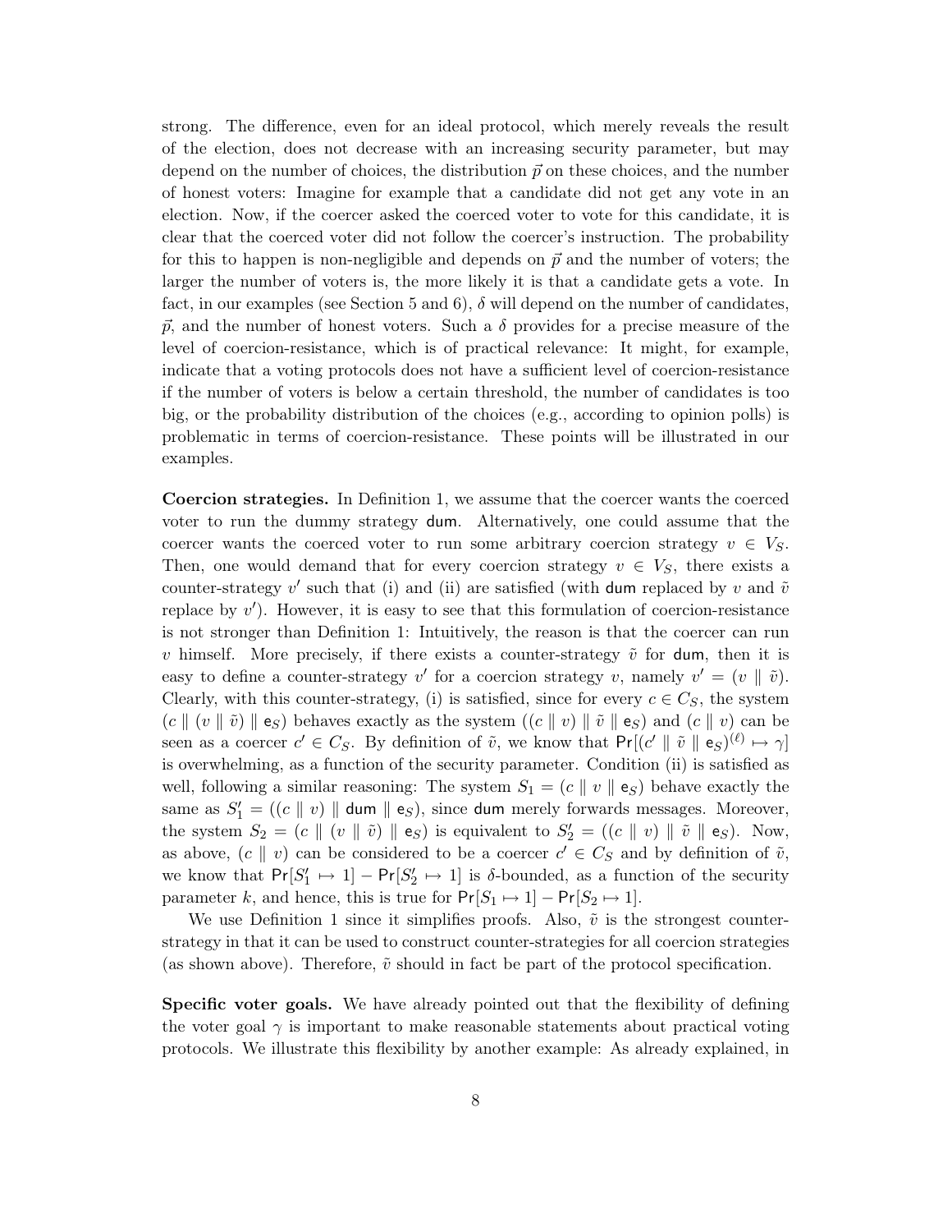strong. The difference, even for an ideal protocol, which merely reveals the result of the election, does not decrease with an increasing security parameter, but may depend on the number of choices, the distribution $\vec{p}$ on these choices, and the number of honest voters: Imagine for example that a candidate did not get any vote in an election. Now, if the coercer asked the coerced voter to vote for this candidate, it is clear that the coerced voter did not follow the coercer's instruction. The probability for this to happen is non-negligible and depends on $\vec{p}$ and the number of voters; the larger the number of voters is, the more likely it is that a candidate gets a vote. In fact, in our examples (see Section 5 and 6), $\delta$ will depend on the number of candidates, $\vec{p}$, and the number of honest voters. Such a $\delta$ provides for a precise measure of the level of coercion-resistance, which is of practical relevance: It might, for example, indicate that a voting protocols does not have a sufficient level of coercion-resistance if the number of voters is below a certain threshold, the number of candidates is too big, or the probability distribution of the choices (e.g., according to opinion polls) is problematic in terms of coercion-resistance. These points will be illustrated in our examples.

**Coercion strategies.** In Definition 1, we assume that the coercer wants the coerced voter to run the dummy strategy $\mathsf{dum}$. Alternatively, one could assume that the coercer wants the coerced voter to run some arbitrary coercion strategy $v \in V_S$. Then, one would demand that for every coercion strategy $v \in V_S$, there exists a counter-strategy $v'$ such that (i) and (ii) are satisfied (with $\mathsf{dum}$ replaced by $v$ and $\tilde{v}$ replace by $v'$). However, it is easy to see that this formulation of coercion-resistance is not stronger than Definition 1: Intuitively, the reason is that the coercer can run $v$ himself. More precisely, if there exists a counter-strategy $\tilde{v}$ for $\mathsf{dum}$, then it is easy to define a counter-strategy $v'$ for a coercion strategy $v$, namely $v' = (v \parallel \tilde{v})$. Clearly, with this counter-strategy, (i) is satisfied, since for every $c \in C_S$, the system $(c \parallel (v \parallel \tilde{v}) \parallel \mathsf{e}_S)$ behaves exactly as the system $((c \parallel v) \parallel \tilde{v} \parallel \mathsf{e}_S)$ and $(c \parallel v)$ can be seen as a coercer $c' \in C_S$. By definition of $\tilde{v}$, we know that $\Pr[(c' \parallel \tilde{v} \parallel \mathsf{e}_S)^{(\ell)} \mapsto \gamma]$ is overwhelming, as a function of the security parameter. Condition (ii) is satisfied as well, following a similar reasoning: The system $S_1 = (c \parallel v \parallel \mathsf{e}_S)$ behave exactly the same as $S_1' = ((c \parallel v) \parallel \mathsf{dum} \parallel \mathsf{e}_S)$, since $\mathsf{dum}$ merely forwards messages. Moreover, the system $S_2 = (c \parallel (v \parallel \tilde{v}) \parallel \mathsf{e}_S)$ is equivalent to $S_2' = ((c \parallel v) \parallel \tilde{v} \parallel \mathsf{e}_S)$. Now, as above, $(c \parallel v)$ can be considered to be a coercer $c' \in C_S$ and by definition of $\tilde{v}$, we know that $\Pr[S_1' \mapsto 1] - \Pr[S_2' \mapsto 1]$ is $\delta$-bounded, as a function of the security parameter $k$, and hence, this is true for $\Pr[S_1 \mapsto 1] - \Pr[S_2 \mapsto 1]$.

We use Definition 1 since it simplifies proofs. Also, $\tilde{v}$ is the strongest counter-strategy in that it can be used to construct counter-strategies for all coercion strategies (as shown above). Therefore, $\tilde{v}$ should in fact be part of the protocol specification.

**Specific voter goals.** We have already pointed out that the flexibility of defining the voter goal $\gamma$ is important to make reasonable statements about practical voting protocols. We illustrate this flexibility by another example: As already explained, in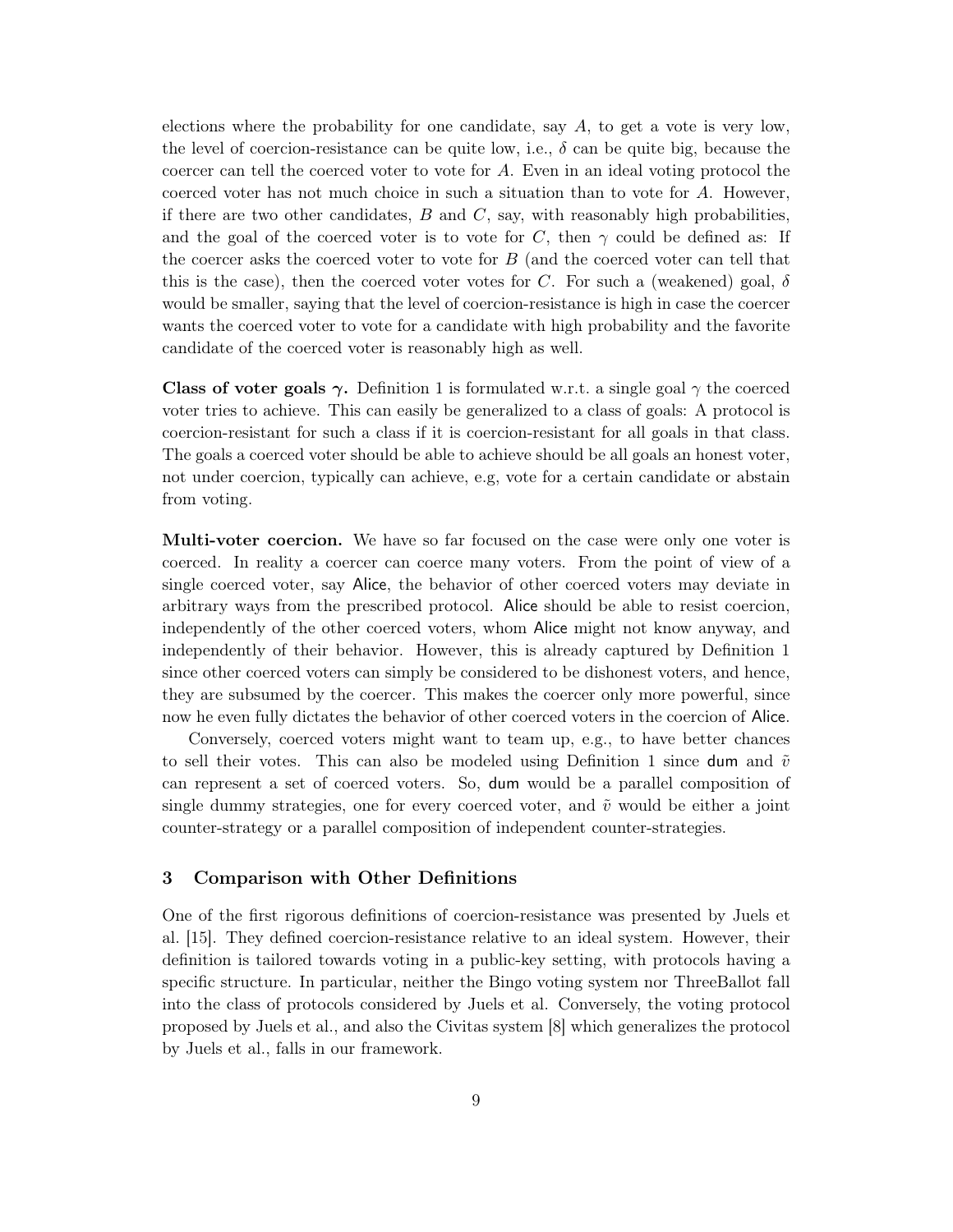elections where the probability for one candidate, say $A$, to get a vote is very low, the level of coercion-resistance can be quite low, i.e., $\delta$ can be quite big, because the coercer can tell the coerced voter to vote for $A$. Even in an ideal voting protocol the coerced voter has not much choice in such a situation than to vote for $A$. However, if there are two other candidates, $B$ and $C$, say, with reasonably high probabilities, and the goal of the coerced voter is to vote for $C$, then $\gamma$ could be defined as: If the coercer asks the coerced voter to vote for $B$ (and the coerced voter can tell that this is the case), then the coerced voter votes for $C$. For such a (weakened) goal, $\delta$ would be smaller, saying that the level of coercion-resistance is high in case the coercer wants the coerced voter to vote for a candidate with high probability and the favorite candidate of the coerced voter is reasonably high as well.

**Class of voter goals $\gamma$.** Definition 1 is formulated w.r.t. a single goal $\gamma$ the coerced voter tries to achieve. This can easily be generalized to a class of goals: A protocol is coercion-resistant for such a class if it is coercion-resistant for all goals in that class. The goals a coerced voter should be able to achieve should be all goals an honest voter, not under coercion, typically can achieve, e.g, vote for a certain candidate or abstain from voting.

**Multi-voter coercion.** We have so far focused on the case were only one voter is coerced. In reality a coercer can coerce many voters. From the point of view of a single coerced voter, say Alice, the behavior of other coerced voters may deviate in arbitrary ways from the prescribed protocol. Alice should be able to resist coercion, independently of the other coerced voters, whom Alice might not know anyway, and independently of their behavior. However, this is already captured by Definition 1 since other coerced voters can simply be considered to be dishonest voters, and hence, they are subsumed by the coercer. This makes the coercer only more powerful, since now he even fully dictates the behavior of other coerced voters in the coercion of Alice.

Conversely, coerced voters might want to team up, e.g., to have better chances to sell their votes. This can also be modeled using Definition 1 since dum and $\tilde{v}$ can represent a set of coerced voters. So, dum would be a parallel composition of single dummy strategies, one for every coerced voter, and $\tilde{v}$ would be either a joint counter-strategy or a parallel composition of independent counter-strategies.

## 3 Comparison with Other Definitions

One of the first rigorous definitions of coercion-resistance was presented by Juels et al. [15]. They defined coercion-resistance relative to an ideal system. However, their definition is tailored towards voting in a public-key setting, with protocols having a specific structure. In particular, neither the Bingo voting system nor ThreeBallot fall into the class of protocols considered by Juels et al. Conversely, the voting protocol proposed by Juels et al., and also the Civitas system [8] which generalizes the protocol by Juels et al., falls in our framework.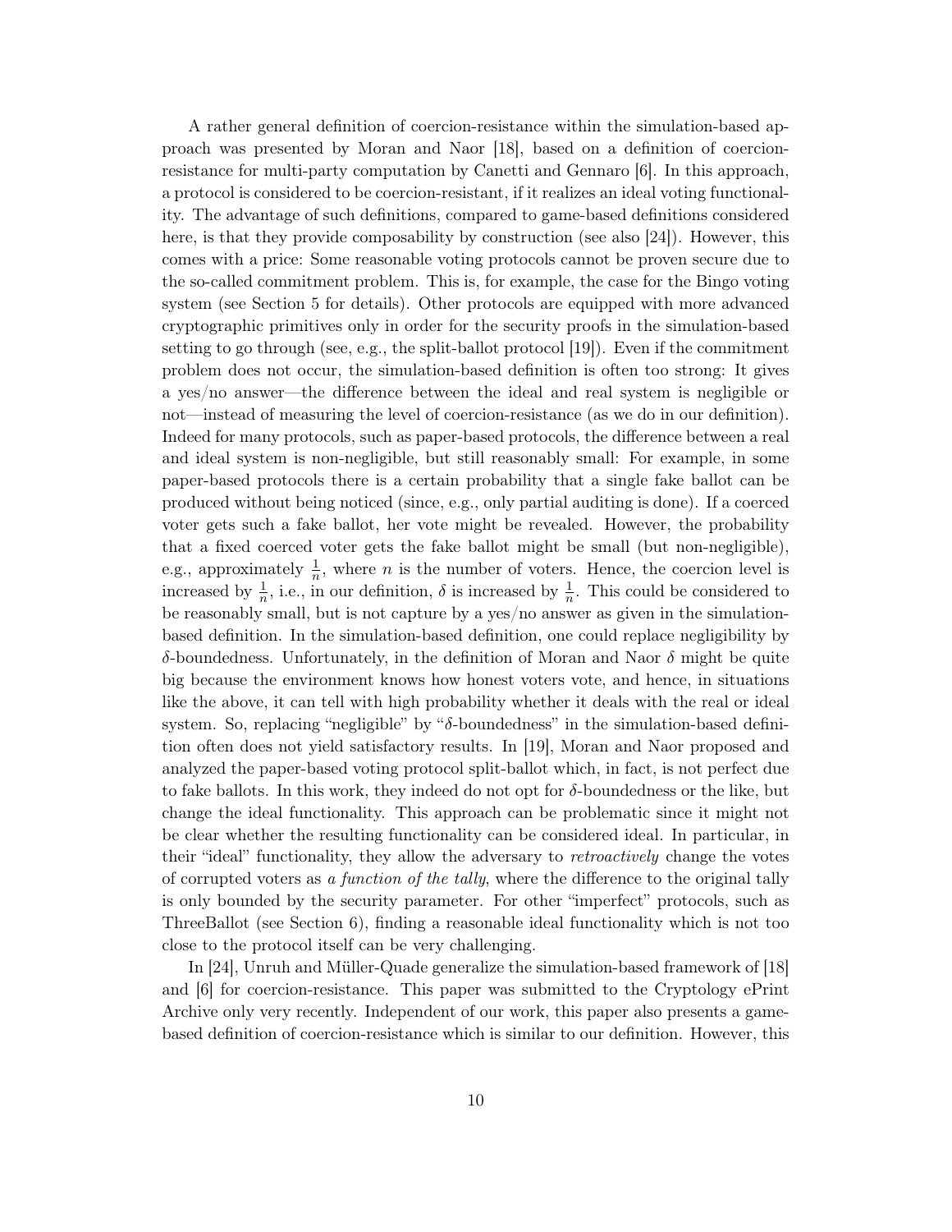A rather general definition of coercion-resistance within the simulation-based approach was presented by Moran and Naor [18], based on a definition of coercion-resistance for multi-party computation by Canetti and Gennaro [6]. In this approach, a protocol is considered to be coercion-resistant, if it realizes an ideal voting functionality. The advantage of such definitions, compared to game-based definitions considered here, is that they provide composability by construction (see also [24]). However, this comes with a price: Some reasonable voting protocols cannot be proven secure due to the so-called commitment problem. This is, for example, the case for the Bingo voting system (see Section 5 for details). Other protocols are equipped with more advanced cryptographic primitives only in order for the security proofs in the simulation-based setting to go through (see, e.g., the split-ballot protocol [19]). Even if the commitment problem does not occur, the simulation-based definition is often too strong: It gives a yes/no answer—the difference between the ideal and real system is negligible or not—instead of measuring the level of coercion-resistance (as we do in our definition). Indeed for many protocols, such as paper-based protocols, the difference between a real and ideal system is non-negligible, but still reasonably small: For example, in some paper-based protocols there is a certain probability that a single fake ballot can be produced without being noticed (since, e.g., only partial auditing is done). If a coerced voter gets such a fake ballot, her vote might be revealed. However, the probability that a fixed coerced voter gets the fake ballot might be small (but non-negligible), e.g., approximately $\frac{1}{n}$, where $n$ is the number of voters. Hence, the coercion level is increased by $\frac{1}{n}$, i.e., in our definition, $\delta$ is increased by $\frac{1}{n}$. This could be considered to be reasonably small, but is not capture by a yes/no answer as given in the simulation-based definition. In the simulation-based definition, one could replace negligibility by $\delta$-boundedness. Unfortunately, in the definition of Moran and Naor $\delta$ might be quite big because the environment knows how honest voters vote, and hence, in situations like the above, it can tell with high probability whether it deals with the real or ideal system. So, replacing "negligible" by "$\delta$-boundedness" in the simulation-based definition often does not yield satisfactory results. In [19], Moran and Naor proposed and analyzed the paper-based voting protocol split-ballot which, in fact, is not perfect due to fake ballots. In this work, they indeed do not opt for $\delta$-boundedness or the like, but change the ideal functionality. This approach can be problematic since it might not be clear whether the resulting functionality can be considered ideal. In particular, in their "ideal" functionality, they allow the adversary to *retroactively* change the votes of corrupted voters as *a function of the tally*, where the difference to the original tally is only bounded by the security parameter. For other "imperfect" protocols, such as ThreeBallot (see Section 6), finding a reasonable ideal functionality which is not too close to the protocol itself can be very challenging.

In [24], Unruh and Müller-Quade generalize the simulation-based framework of [18] and [6] for coercion-resistance. This paper was submitted to the Cryptology ePrint Archive only very recently. Independent of our work, this paper also presents a game-based definition of coercion-resistance which is similar to our definition. However, this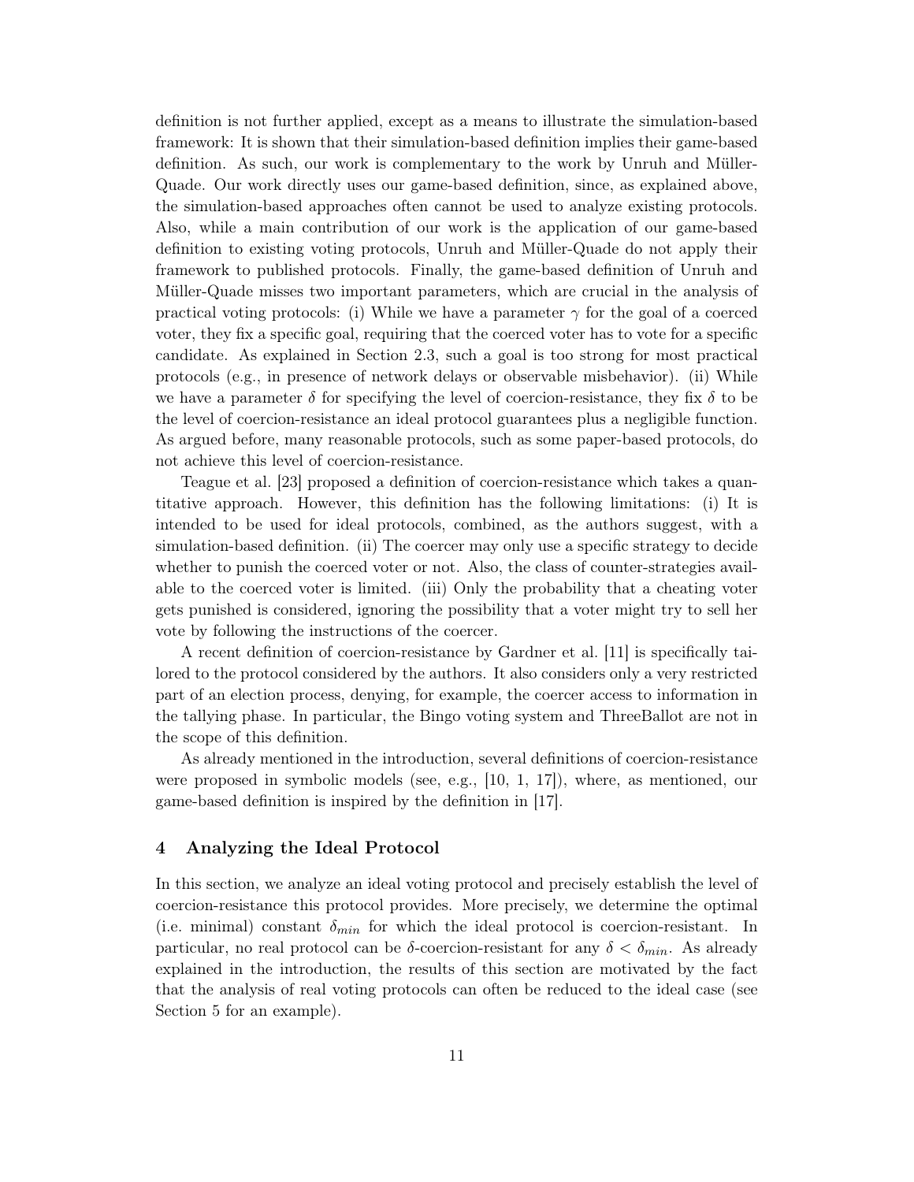definition is not further applied, except as a means to illustrate the simulation-based framework: It is shown that their simulation-based definition implies their game-based definition. As such, our work is complementary to the work by Unruh and Müller-Quade. Our work directly uses our game-based definition, since, as explained above, the simulation-based approaches often cannot be used to analyze existing protocols. Also, while a main contribution of our work is the application of our game-based definition to existing voting protocols, Unruh and Müller-Quade do not apply their framework to published protocols. Finally, the game-based definition of Unruh and Müller-Quade misses two important parameters, which are crucial in the analysis of practical voting protocols: (i) While we have a parameter $\gamma$ for the goal of a coerced voter, they fix a specific goal, requiring that the coerced voter has to vote for a specific candidate. As explained in Section 2.3, such a goal is too strong for most practical protocols (e.g., in presence of network delays or observable misbehavior). (ii) While we have a parameter $\delta$ for specifying the level of coercion-resistance, they fix $\delta$ to be the level of coercion-resistance an ideal protocol guarantees plus a negligible function. As argued before, many reasonable protocols, such as some paper-based protocols, do not achieve this level of coercion-resistance.

Teague et al. [23] proposed a definition of coercion-resistance which takes a quantitative approach. However, this definition has the following limitations: (i) It is intended to be used for ideal protocols, combined, as the authors suggest, with a simulation-based definition. (ii) The coercer may only use a specific strategy to decide whether to punish the coerced voter or not. Also, the class of counter-strategies available to the coerced voter is limited. (iii) Only the probability that a cheating voter gets punished is considered, ignoring the possibility that a voter might try to sell her vote by following the instructions of the coercer.

A recent definition of coercion-resistance by Gardner et al. [11] is specifically tailored to the protocol considered by the authors. It also considers only a very restricted part of an election process, denying, for example, the coercer access to information in the tallying phase. In particular, the Bingo voting system and ThreeBallot are not in the scope of this definition.

As already mentioned in the introduction, several definitions of coercion-resistance were proposed in symbolic models (see, e.g., [10, 1, 17]), where, as mentioned, our game-based definition is inspired by the definition in [17].

## 4 Analyzing the Ideal Protocol

In this section, we analyze an ideal voting protocol and precisely establish the level of coercion-resistance this protocol provides. More precisely, we determine the optimal (i.e. minimal) constant $\delta_{min}$ for which the ideal protocol is coercion-resistant. In particular, no real protocol can be $\delta$-coercion-resistant for any $\delta < \delta_{min}$. As already explained in the introduction, the results of this section are motivated by the fact that the analysis of real voting protocols can often be reduced to the ideal case (see Section 5 for an example).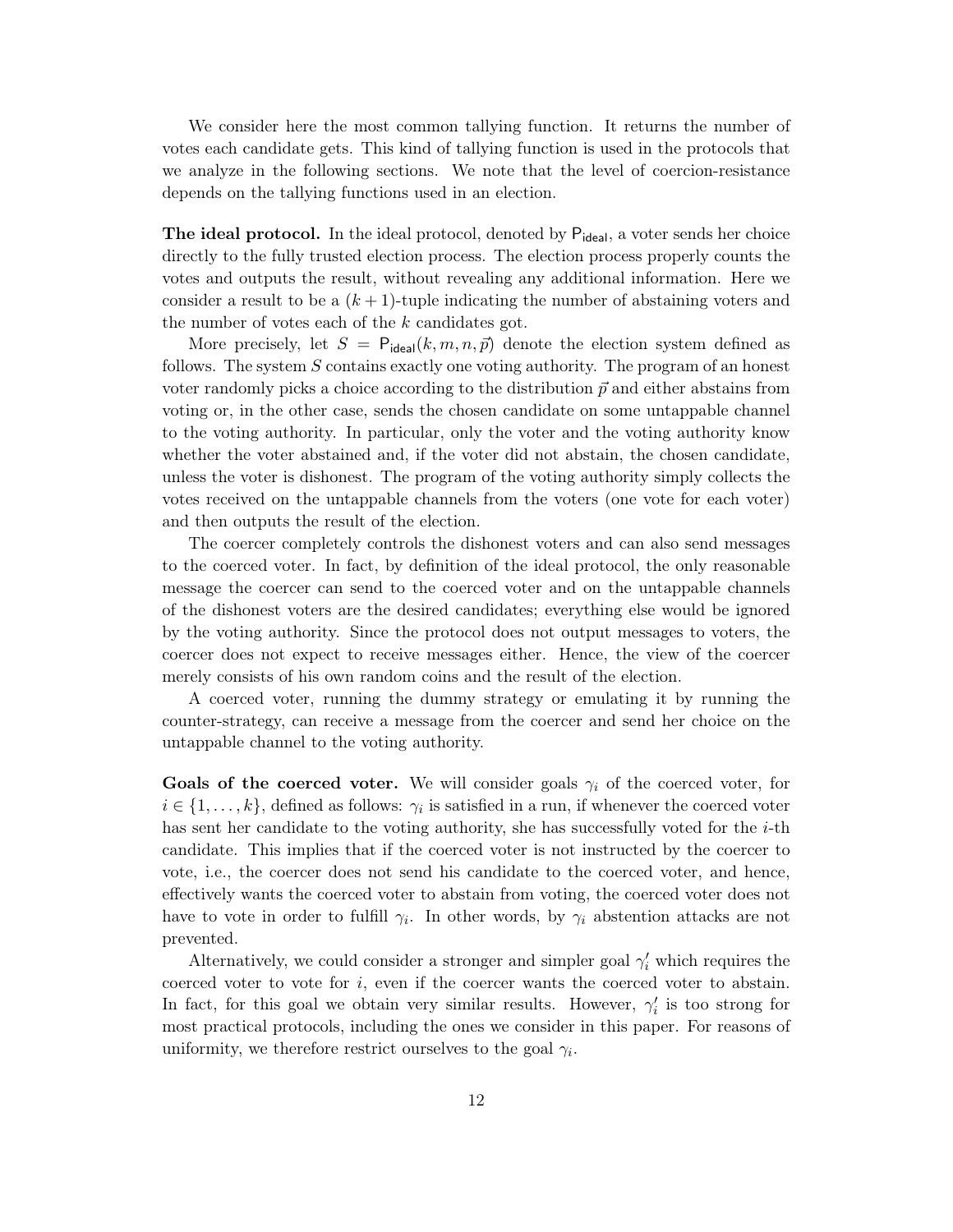We consider here the most common tallying function. It returns the number of votes each candidate gets. This kind of tallying function is used in the protocols that we analyze in the following sections. We note that the level of coercion-resistance depends on the tallying functions used in an election.

**The ideal protocol.** In the ideal protocol, denoted by $\mathsf{P}_{\mathsf{ideal}}$, a voter sends her choice directly to the fully trusted election process. The election process properly counts the votes and outputs the result, without revealing any additional information. Here we consider a result to be a $(k+1)$-tuple indicating the number of abstaining voters and the number of votes each of the $k$ candidates got.

More precisely, let $S = \mathsf{P}_{\mathsf{ideal}}(k, m, n, \vec{p})$ denote the election system defined as follows. The system $S$ contains exactly one voting authority. The program of an honest voter randomly picks a choice according to the distribution $\vec{p}$ and either abstains from voting or, in the other case, sends the chosen candidate on some untappable channel to the voting authority. In particular, only the voter and the voting authority know whether the voter abstained and, if the voter did not abstain, the chosen candidate, unless the voter is dishonest. The program of the voting authority simply collects the votes received on the untappable channels from the voters (one vote for each voter) and then outputs the result of the election.

The coercer completely controls the dishonest voters and can also send messages to the coerced voter. In fact, by definition of the ideal protocol, the only reasonable message the coercer can send to the coerced voter and on the untappable channels of the dishonest voters are the desired candidates; everything else would be ignored by the voting authority. Since the protocol does not output messages to voters, the coercer does not expect to receive messages either. Hence, the view of the coercer merely consists of his own random coins and the result of the election.

A coerced voter, running the dummy strategy or emulating it by running the counter-strategy, can receive a message from the coercer and send her choice on the untappable channel to the voting authority.

**Goals of the coerced voter.** We will consider goals $\gamma_i$ of the coerced voter, for $i \in \{1, \ldots, k\}$, defined as follows: $\gamma_i$ is satisfied in a run, if whenever the coerced voter has sent her candidate to the voting authority, she has successfully voted for the $i$-th candidate. This implies that if the coerced voter is not instructed by the coercer to vote, i.e., the coercer does not send his candidate to the coerced voter, and hence, effectively wants the coerced voter to abstain from voting, the coerced voter does not have to vote in order to fulfill $\gamma_i$. In other words, by $\gamma_i$ abstention attacks are not prevented.

Alternatively, we could consider a stronger and simpler goal $\gamma'_i$ which requires the coerced voter to vote for $i$, even if the coercer wants the coerced voter to abstain. In fact, for this goal we obtain very similar results. However, $\gamma'_i$ is too strong for most practical protocols, including the ones we consider in this paper. For reasons of uniformity, we therefore restrict ourselves to the goal $\gamma_i$.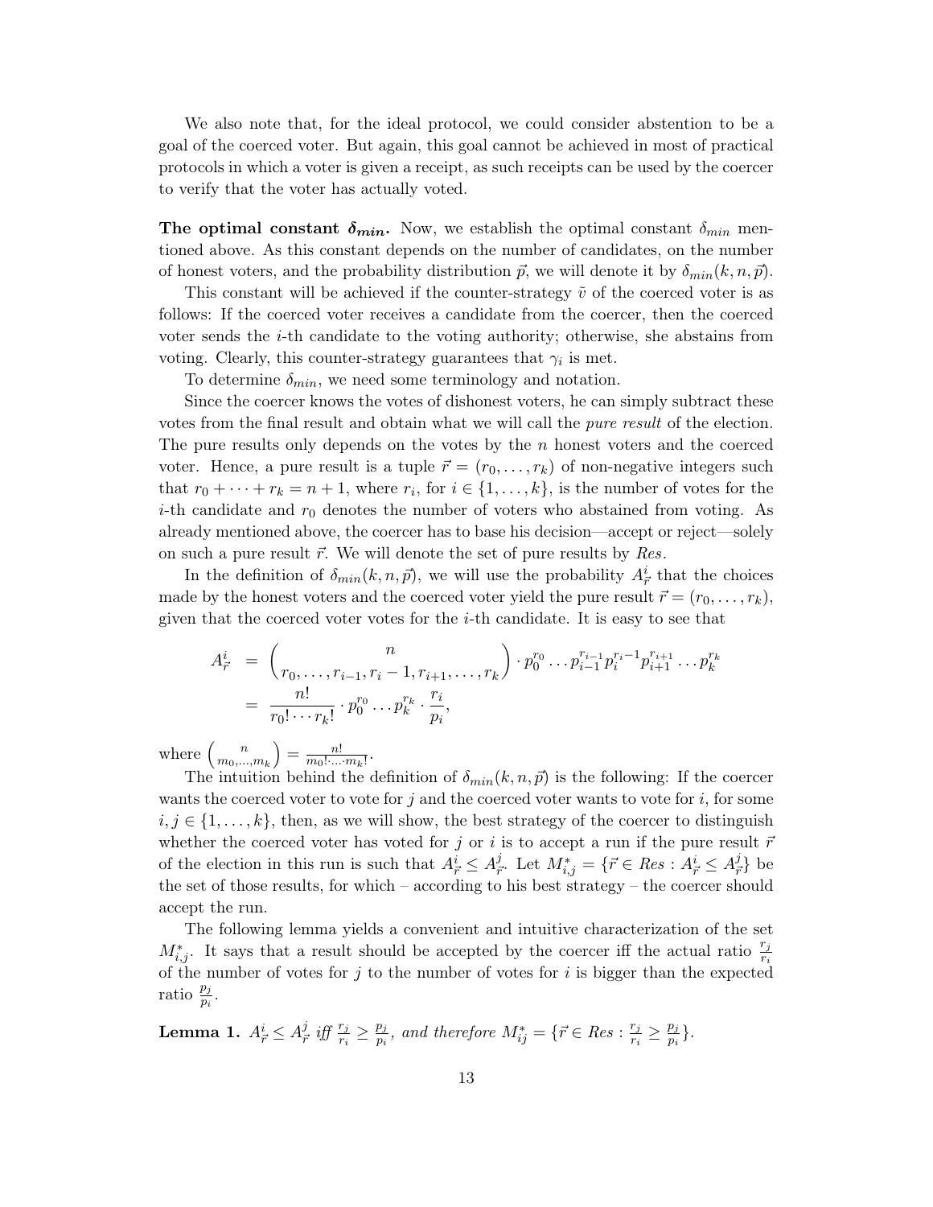We also note that, for the ideal protocol, we could consider abstention to be a goal of the coerced voter. But again, this goal cannot be achieved in most of practical protocols in which a voter is given a receipt, as such receipts can be used by the coercer to verify that the voter has actually voted.

**The optimal constant $\delta_{min}$.** Now, we establish the optimal constant $\delta_{min}$ mentioned above. As this constant depends on the number of candidates, on the number of honest voters, and the probability distribution $\vec{p}$, we will denote it by $\delta_{min}(k, n, \vec{p})$.

This constant will be achieved if the counter-strategy $\tilde{v}$ of the coerced voter is as follows: If the coerced voter receives a candidate from the coercer, then the coerced voter sends the $i$-th candidate to the voting authority; otherwise, she abstains from voting. Clearly, this counter-strategy guarantees that $\gamma_i$ is met.

To determine $\delta_{min}$, we need some terminology and notation.

Since the coercer knows the votes of dishonest voters, he can simply subtract these votes from the final result and obtain what we will call the *pure result* of the election. The pure results only depends on the votes by the $n$ honest voters and the coerced voter. Hence, a pure result is a tuple $\vec{r} = (r_0, \dots, r_k)$ of non-negative integers such that $r_0 + \dots + r_k = n + 1$, where $r_i$, for $i \in \{1, \dots, k\}$, is the number of votes for the $i$-th candidate and $r_0$ denotes the number of voters who abstained from voting. As already mentioned above, the coercer has to base his decision—accept or reject—solely on such a pure result $\vec{r}$. We will denote the set of pure results by *Res*.

In the definition of $\delta_{min}(k, n, \vec{p})$, we will use the probability $A^i_{\vec{r}}$ that the choices made by the honest voters and the coerced voter yield the pure result $\vec{r} = (r_0, \dots, r_k)$, given that the coerced voter votes for the $i$-th candidate. It is easy to see that

$$
\begin{aligned}
A^i_{\vec{r}} &= \binom{n}{r_0, \dots, r_{i-1}, r_i - 1, r_{i+1}, \dots, r_k} \cdot p_0^{r_0} \dots p_{i-1}^{r_{i-1}} p_i^{r_i - 1} p_{i+1}^{r_{i+1}} \dots p_k^{r_k} \\
&= \frac{n!}{r_0! \cdots r_k!} \cdot p_0^{r_0} \dots p_k^{r_k} \cdot \frac{r_i}{p_i},
\end{aligned}
$$

where $\binom{n}{m_0, \dots, m_k} = \frac{n!}{m_0! \cdot \dots \cdot m_k!}$.

The intuition behind the definition of $\delta_{min}(k, n, \vec{p})$ is the following: If the coercer wants the coerced voter to vote for $j$ and the coerced voter wants to vote for $i$, for some $i, j \in \{1, \dots, k\}$, then, as we will show, the best strategy of the coercer to distinguish whether the coerced voter has voted for $j$ or $i$ is to accept a run if the pure result $\vec{r}$ of the election in this run is such that $A^i_{\vec{r}} \le A^j_{\vec{r}}$. Let $M^*_{i,j} = \{\vec{r} \in Res : A^i_{\vec{r}} \le A^j_{\vec{r}}\}$ be the set of those results, for which – according to his best strategy – the coercer should accept the run.

The following lemma yields a convenient and intuitive characterization of the set $M^*_{i,j}$. It says that a result should be accepted by the coercer iff the actual ratio $\frac{r_j}{r_i}$ of the number of votes for $j$ to the number of votes for $i$ is bigger than the expected ratio $\frac{p_j}{p_i}$.

**Lemma 1.** *$A^i_{\vec{r}} \le A^j_{\vec{r}}$ iff $\frac{r_j}{r_i} \ge \frac{p_j}{p_i}$, and therefore $M^*_{ij} = \{\vec{r} \in Res : \frac{r_j}{r_i} \ge \frac{p_j}{p_i}\}$.*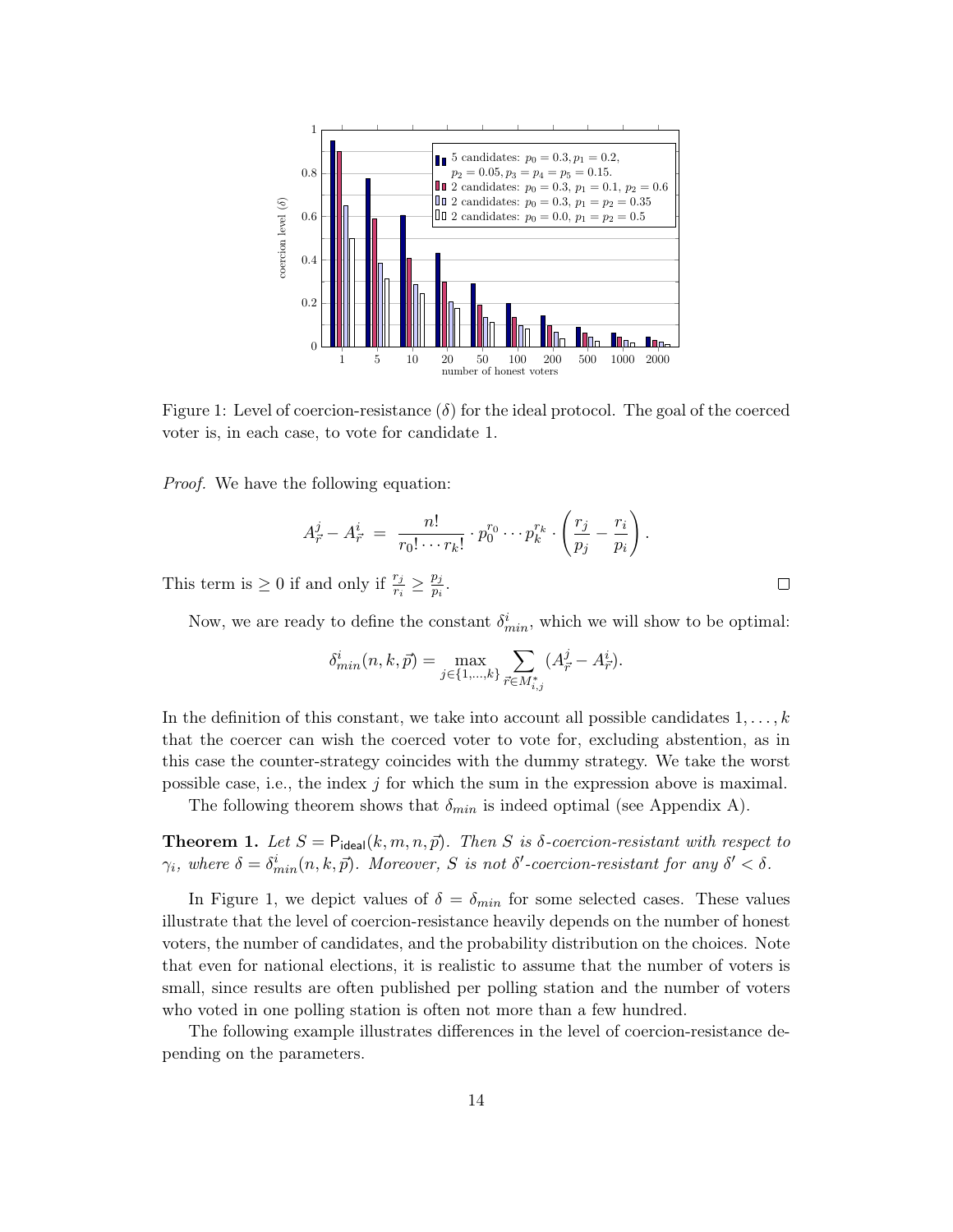Figure 1: Level of coercion-resistance ($\delta$) for the ideal protocol. The goal of the coerced voter is, in each case, to vote for candidate 1.

*Proof.* We have the following equation:

$$A^j_{\vec{r}} - A^i_{\vec{r}} \;=\; \frac{n!}{r_0! \cdots r_k!} \cdot p_0^{r_0} \cdots p_k^{r_k} \cdot \left( \frac{r_j}{p_j} - \frac{r_i}{p_i} \right).$$

This term is $\geq 0$ if and only if $\frac{r_j}{r_i} \geq \frac{p_j}{p_i}$. $\square$

Now, we are ready to define the constant $\delta^i_{min}$, which we will show to be optimal:

$$\delta^i_{min}(n, k, \vec{p}) = \max_{j \in \{1,\dots,k\}} \sum_{\vec{r} \in M^*_{i,j}} (A^j_{\vec{r}} - A^i_{\vec{r}}).$$

In the definition of this constant, we take into account all possible candidates $1, \dots, k$ that the coercer can wish the coerced voter to vote for, excluding abstention, as in this case the counter-strategy coincides with the dummy strategy. We take the worst possible case, i.e., the index $j$ for which the sum in the expression above is maximal.

The following theorem shows that $\delta_{min}$ is indeed optimal (see Appendix A).

**Theorem 1.** *Let $S = \mathsf{P}_{\mathsf{ideal}}(k, m, n, \vec{p})$. Then $S$ is $\delta$-coercion-resistant with respect to $\gamma_i$, where $\delta = \delta^i_{min}(n, k, \vec{p})$. Moreover, $S$ is not $\delta'$-coercion-resistant for any $\delta' < \delta$.*

In Figure 1, we depict values of $\delta = \delta_{min}$ for some selected cases. These values illustrate that the level of coercion-resistance heavily depends on the number of honest voters, the number of candidates, and the probability distribution on the choices. Note that even for national elections, it is realistic to assume that the number of voters is small, since results are often published per polling station and the number of voters who voted in one polling station is often not more than a few hundred.

The following example illustrates differences in the level of coercion-resistance depending on the parameters.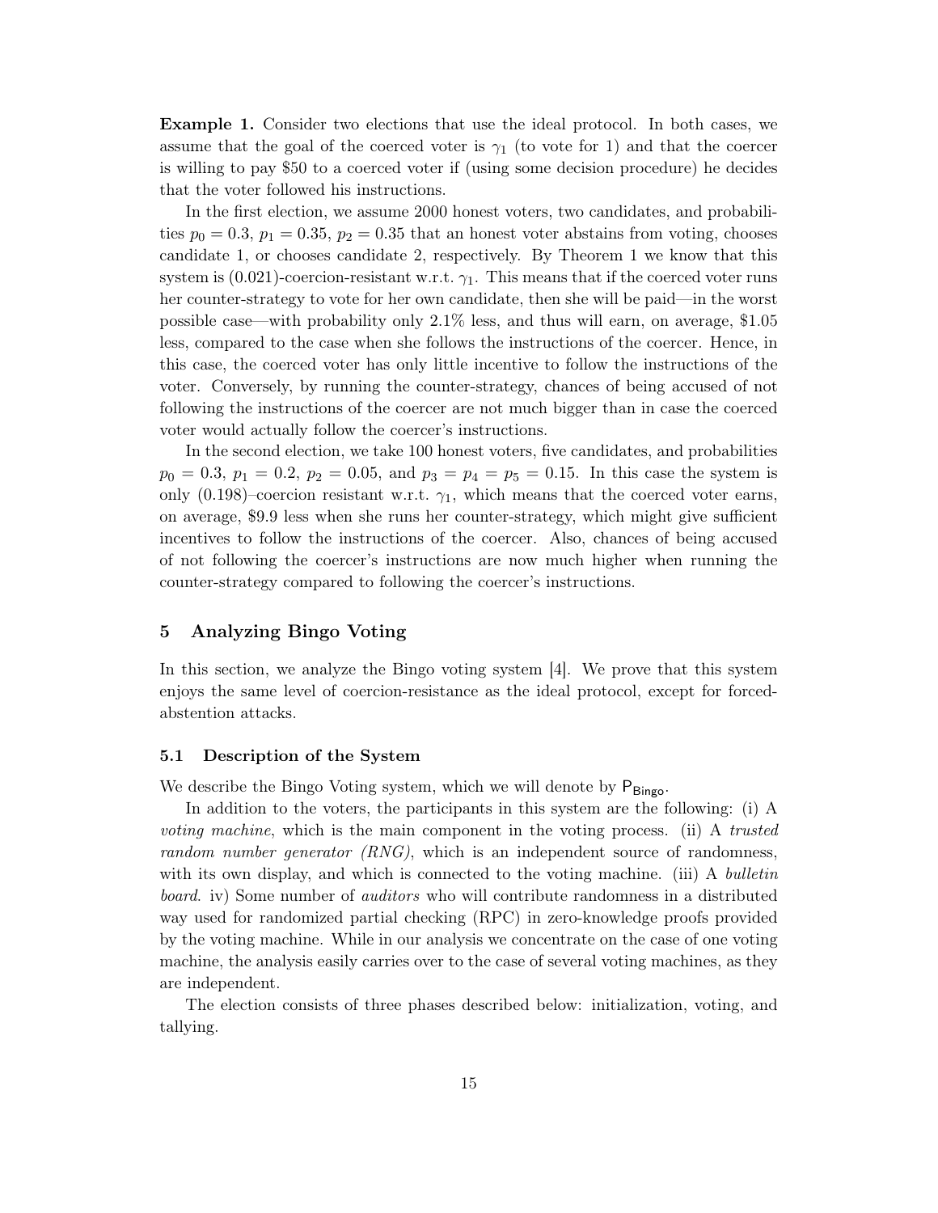**Example 1.** Consider two elections that use the ideal protocol. In both cases, we assume that the goal of the coerced voter is $\gamma_1$ (to vote for 1) and that the coercer is willing to pay \$50 to a coerced voter if (using some decision procedure) he decides that the voter followed his instructions.

In the first election, we assume 2000 honest voters, two candidates, and probabilities $p_0 = 0.3$, $p_1 = 0.35$, $p_2 = 0.35$ that an honest voter abstains from voting, chooses candidate 1, or chooses candidate 2, respectively. By Theorem 1 we know that this system is (0.021)-coercion-resistant w.r.t. $\gamma_1$. This means that if the coerced voter runs her counter-strategy to vote for her own candidate, then she will be paid—in the worst possible case—with probability only 2.1% less, and thus will earn, on average, \$1.05 less, compared to the case when she follows the instructions of the coercer. Hence, in this case, the coerced voter has only little incentive to follow the instructions of the voter. Conversely, by running the counter-strategy, chances of being accused of not following the instructions of the coercer are not much bigger than in case the coerced voter would actually follow the coercer's instructions.

In the second election, we take 100 honest voters, five candidates, and probabilities $p_0 = 0.3$, $p_1 = 0.2$, $p_2 = 0.05$, and $p_3 = p_4 = p_5 = 0.15$. In this case the system is only (0.198)–coercion resistant w.r.t. $\gamma_1$, which means that the coerced voter earns, on average, \$9.9 less when she runs her counter-strategy, which might give sufficient incentives to follow the instructions of the coercer. Also, chances of being accused of not following the coercer's instructions are now much higher when running the counter-strategy compared to following the coercer's instructions.

## 5 Analyzing Bingo Voting

In this section, we analyze the Bingo voting system [4]. We prove that this system enjoys the same level of coercion-resistance as the ideal protocol, except for forced-abstention attacks.

### 5.1 Description of the System

We describe the Bingo Voting system, which we will denote by $\mathsf{P}_{\mathsf{Bingo}}$.

In addition to the voters, the participants in this system are the following: (i) A *voting machine*, which is the main component in the voting process. (ii) A *trusted random number generator (RNG)*, which is an independent source of randomness, with its own display, and which is connected to the voting machine. (iii) A *bulletin board*. iv) Some number of *auditors* who will contribute randomness in a distributed way used for randomized partial checking (RPC) in zero-knowledge proofs provided by the voting machine. While in our analysis we concentrate on the case of one voting machine, the analysis easily carries over to the case of several voting machines, as they are independent.

The election consists of three phases described below: initialization, voting, and tallying.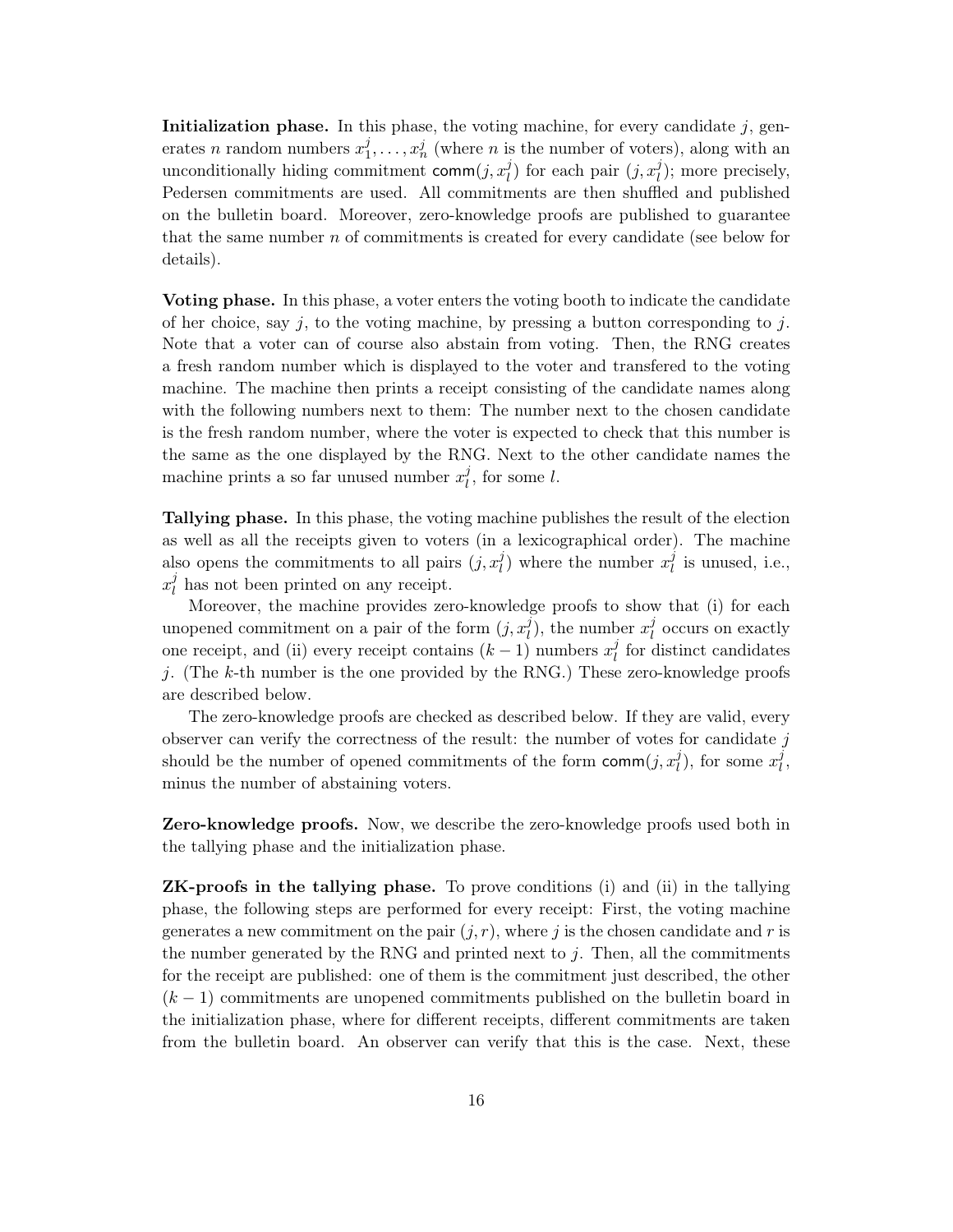**Initialization phase.** In this phase, the voting machine, for every candidate $j$, generates $n$ random numbers $x_1^j, \ldots, x_n^j$ (where $n$ is the number of voters), along with an unconditionally hiding commitment $\mathsf{comm}(j, x_l^j)$ for each pair $(j, x_l^j)$; more precisely, Pedersen commitments are used. All commitments are then shuffled and published on the bulletin board. Moreover, zero-knowledge proofs are published to guarantee that the same number $n$ of commitments is created for every candidate (see below for details).

**Voting phase.** In this phase, a voter enters the voting booth to indicate the candidate of her choice, say $j$, to the voting machine, by pressing a button corresponding to $j$. Note that a voter can of course also abstain from voting. Then, the RNG creates a fresh random number which is displayed to the voter and transfered to the voting machine. The machine then prints a receipt consisting of the candidate names along with the following numbers next to them: The number next to the chosen candidate is the fresh random number, where the voter is expected to check that this number is the same as the one displayed by the RNG. Next to the other candidate names the machine prints a so far unused number $x_l^j$, for some $l$.

**Tallying phase.** In this phase, the voting machine publishes the result of the election as well as all the receipts given to voters (in a lexicographical order). The machine also opens the commitments to all pairs $(j, x_l^j)$ where the number $x_l^j$ is unused, i.e., $x_l^j$ has not been printed on any receipt.

Moreover, the machine provides zero-knowledge proofs to show that (i) for each unopened commitment on a pair of the form $(j, x_l^j)$, the number $x_l^j$ occurs on exactly one receipt, and (ii) every receipt contains $(k-1)$ numbers $x_l^j$ for distinct candidates $j$. (The $k$-th number is the one provided by the RNG.) These zero-knowledge proofs are described below.

The zero-knowledge proofs are checked as described below. If they are valid, every observer can verify the correctness of the result: the number of votes for candidate $j$ should be the number of opened commitments of the form $\mathsf{comm}(j, x_l^j)$, for some $x_l^j$, minus the number of abstaining voters.

**Zero-knowledge proofs.** Now, we describe the zero-knowledge proofs used both in the tallying phase and the initialization phase.

**ZK-proofs in the tallying phase.** To prove conditions (i) and (ii) in the tallying phase, the following steps are performed for every receipt: First, the voting machine generates a new commitment on the pair $(j, r)$, where $j$ is the chosen candidate and $r$ is the number generated by the RNG and printed next to $j$. Then, all the commitments for the receipt are published: one of them is the commitment just described, the other $(k-1)$ commitments are unopened commitments published on the bulletin board in the initialization phase, where for different receipts, different commitments are taken from the bulletin board. An observer can verify that this is the case. Next, these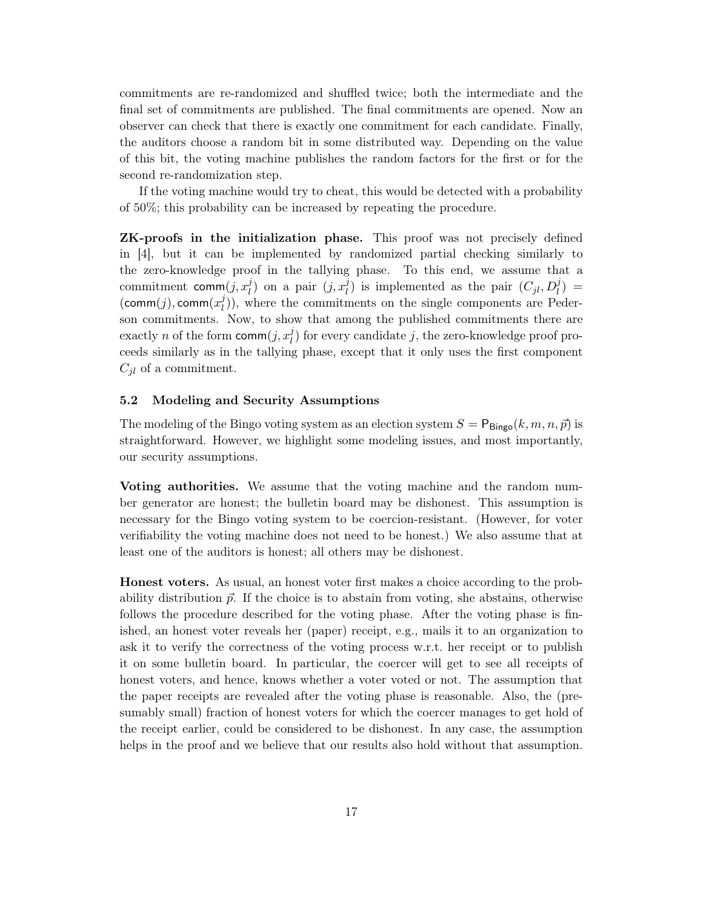commitments are re-randomized and shuffled twice; both the intermediate and the final set of commitments are published. The final commitments are opened. Now an observer can check that there is exactly one commitment for each candidate. Finally, the auditors choose a random bit in some distributed way. Depending on the value of this bit, the voting machine publishes the random factors for the first or for the second re-randomization step.

If the voting machine would try to cheat, this would be detected with a probability of 50%; this probability can be increased by repeating the procedure.

**ZK-proofs in the initialization phase.** This proof was not precisely defined in [4], but it can be implemented by randomized partial checking similarly to the zero-knowledge proof in the tallying phase. To this end, we assume that a commitment $\mathsf{comm}(j, x_l^j)$ on a pair $(j, x_l^j)$ is implemented as the pair $(C_{jl}, D_l^j) = (\mathsf{comm}(j), \mathsf{comm}(x_l^j))$, where the commitments on the single components are Pederson commitments. Now, to show that among the published commitments there are exactly $n$ of the form $\mathsf{comm}(j, x_l^j)$ for every candidate $j$, the zero-knowledge proof proceeds similarly as in the tallying phase, except that it only uses the first component $C_{jl}$ of a commitment.

### 5.2 Modeling and Security Assumptions

The modeling of the Bingo voting system as an election system $S = \mathsf{P}_{\mathsf{Bingo}}(k, m, n, \vec{p})$ is straightforward. However, we highlight some modeling issues, and most importantly, our security assumptions.

**Voting authorities.** We assume that the voting machine and the random number generator are honest; the bulletin board may be dishonest. This assumption is necessary for the Bingo voting system to be coercion-resistant. (However, for voter verifiability the voting machine does not need to be honest.) We also assume that at least one of the auditors is honest; all others may be dishonest.

**Honest voters.** As usual, an honest voter first makes a choice according to the probability distribution $\vec{p}$. If the choice is to abstain from voting, she abstains, otherwise follows the procedure described for the voting phase. After the voting phase is finished, an honest voter reveals her (paper) receipt, e.g., mails it to an organization to ask it to verify the correctness of the voting process w.r.t. her receipt or to publish it on some bulletin board. In particular, the coercer will get to see all receipts of honest voters, and hence, knows whether a voter voted or not. The assumption that the paper receipts are revealed after the voting phase is reasonable. Also, the (presumably small) fraction of honest voters for which the coercer manages to get hold of the receipt earlier, could be considered to be dishonest. In any case, the assumption helps in the proof and we believe that our results also hold without that assumption.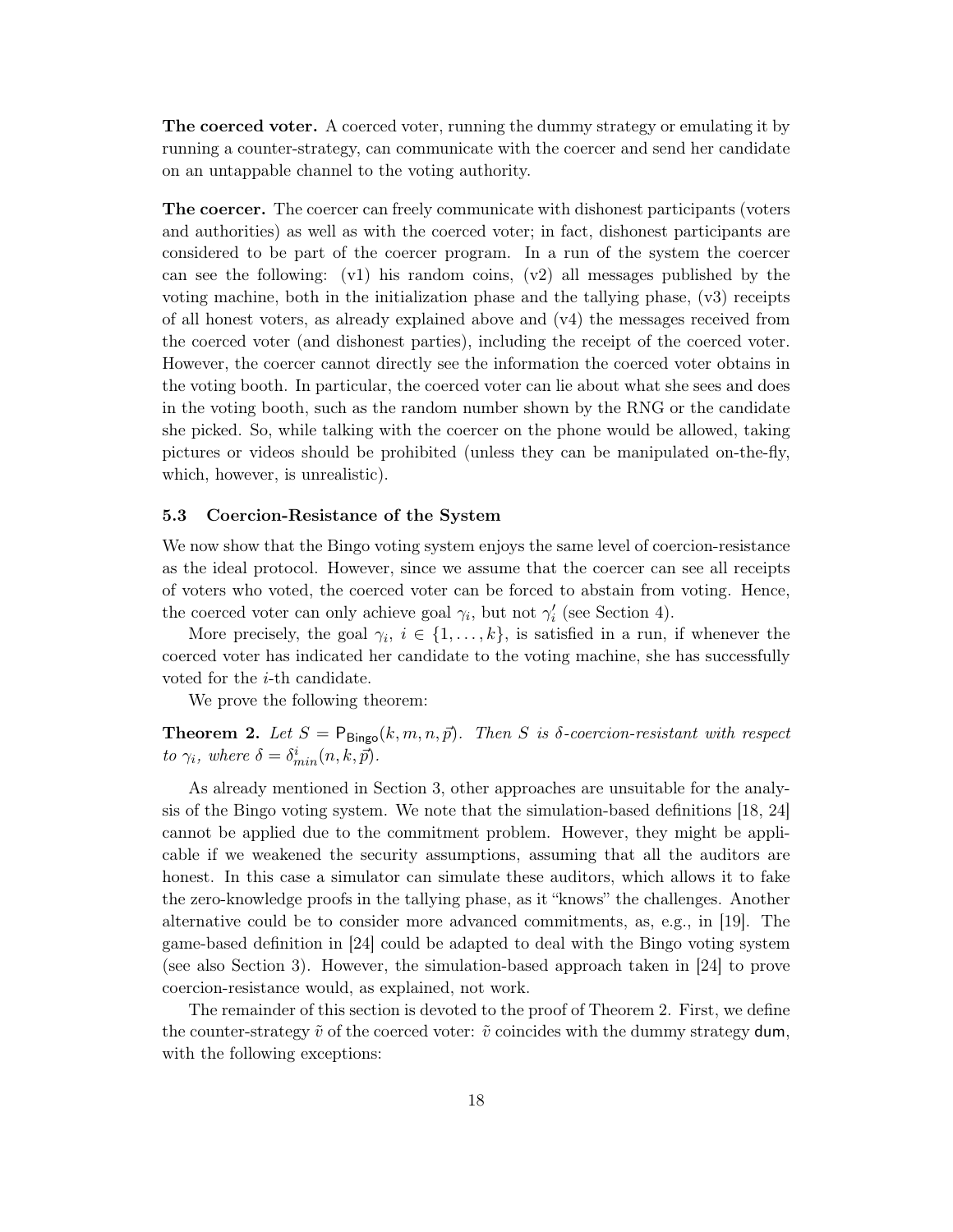**The coerced voter.** A coerced voter, running the dummy strategy or emulating it by running a counter-strategy, can communicate with the coercer and send her candidate on an untappable channel to the voting authority.

**The coercer.** The coercer can freely communicate with dishonest participants (voters and authorities) as well as with the coerced voter; in fact, dishonest participants are considered to be part of the coercer program. In a run of the system the coercer can see the following: (v1) his random coins, (v2) all messages published by the voting machine, both in the initialization phase and the tallying phase, (v3) receipts of all honest voters, as already explained above and (v4) the messages received from the coerced voter (and dishonest parties), including the receipt of the coerced voter. However, the coercer cannot directly see the information the coerced voter obtains in the voting booth. In particular, the coerced voter can lie about what she sees and does in the voting booth, such as the random number shown by the RNG or the candidate she picked. So, while talking with the coercer on the phone would be allowed, taking pictures or videos should be prohibited (unless they can be manipulated on-the-fly, which, however, is unrealistic).

### 5.3 Coercion-Resistance of the System

We now show that the Bingo voting system enjoys the same level of coercion-resistance as the ideal protocol. However, since we assume that the coercer can see all receipts of voters who voted, the coerced voter can be forced to abstain from voting. Hence, the coerced voter can only achieve goal $\gamma_i$, but not $\gamma'_i$ (see Section 4).

More precisely, the goal $\gamma_i$, $i \in \{1, \ldots, k\}$, is satisfied in a run, if whenever the coerced voter has indicated her candidate to the voting machine, she has successfully voted for the $i$-th candidate.

We prove the following theorem:

**Theorem 2.** *Let $S = \mathsf{P}_{\mathsf{Bingo}}(k, m, n, \vec{p})$. Then $S$ is $\delta$-coercion-resistant with respect to $\gamma_i$, where $\delta = \delta^i_{min}(n, k, \vec{p})$.*

As already mentioned in Section 3, other approaches are unsuitable for the analysis of the Bingo voting system. We note that the simulation-based definitions [18, 24] cannot be applied due to the commitment problem. However, they might be applicable if we weakened the security assumptions, assuming that all the auditors are honest. In this case a simulator can simulate these auditors, which allows it to fake the zero-knowledge proofs in the tallying phase, as it "knows" the challenges. Another alternative could be to consider more advanced commitments, as, e.g., in [19]. The game-based definition in [24] could be adapted to deal with the Bingo voting system (see also Section 3). However, the simulation-based approach taken in [24] to prove coercion-resistance would, as explained, not work.

The remainder of this section is devoted to the proof of Theorem 2. First, we define the counter-strategy $\tilde{v}$ of the coerced voter: $\tilde{v}$ coincides with the dummy strategy $\mathsf{dum}$, with the following exceptions: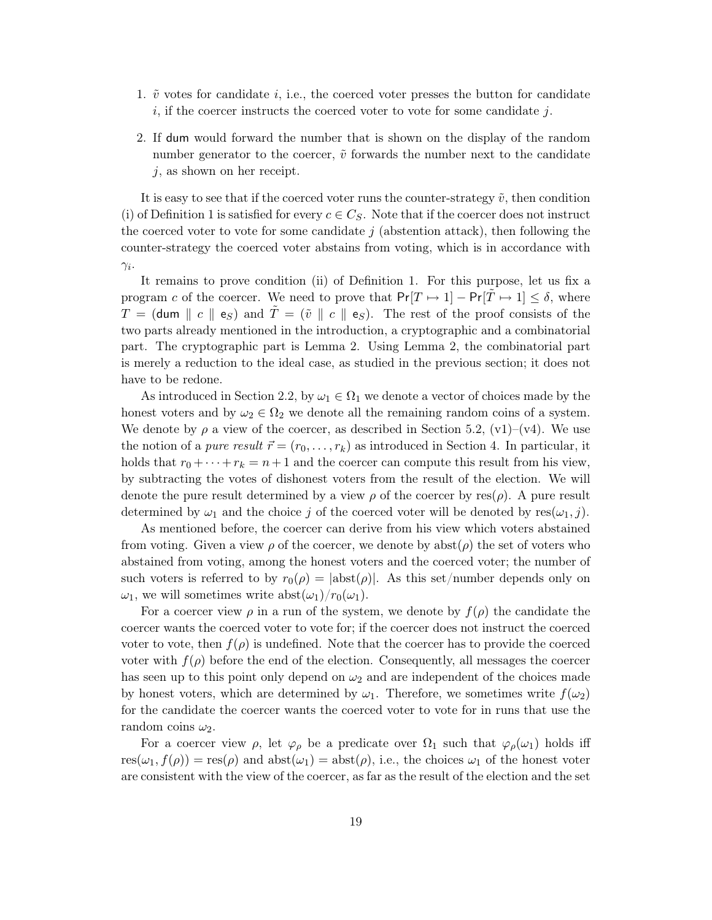1. $\tilde{v}$ votes for candidate $i$, i.e., the coerced voter presses the button for candidate $i$, if the coercer instructs the coerced voter to vote for some candidate $j$.
2. If $\mathsf{dum}$ would forward the number that is shown on the display of the random number generator to the coercer, $\tilde{v}$ forwards the number next to the candidate $j$, as shown on her receipt.

It is easy to see that if the coerced voter runs the counter-strategy $\tilde{v}$, then condition (i) of Definition 1 is satisfied for every $c \in C_S$. Note that if the coercer does not instruct the coerced voter to vote for some candidate $j$ (abstention attack), then following the counter-strategy the coerced voter abstains from voting, which is in accordance with $\gamma_i$.

It remains to prove condition (ii) of Definition 1. For this purpose, let us fix a program $c$ of the coercer. We need to prove that $\Pr[T \mapsto 1] - \Pr[\tilde{T} \mapsto 1] \leq \delta$, where $T = (\mathsf{dum} \parallel c \parallel \mathsf{e}_S)$ and $\tilde{T} = (\tilde{v} \parallel c \parallel \mathsf{e}_S)$. The rest of the proof consists of the two parts already mentioned in the introduction, a cryptographic and a combinatorial part. The cryptographic part is Lemma 2. Using Lemma 2, the combinatorial part is merely a reduction to the ideal case, as studied in the previous section; it does not have to be redone.

As introduced in Section 2.2, by $\omega_1 \in \Omega_1$ we denote a vector of choices made by the honest voters and by $\omega_2 \in \Omega_2$ we denote all the remaining random coins of a system. We denote by $\rho$ a view of the coercer, as described in Section 5.2, (v1)–(v4). We use the notion of a *pure result* $\vec{r} = (r_0, \ldots, r_k)$ as introduced in Section 4. In particular, it holds that $r_0 + \cdots + r_k = n+1$ and the coercer can compute this result from his view, by subtracting the votes of dishonest voters from the result of the election. We will denote the pure result determined by a view $\rho$ of the coercer by $\mathrm{res}(\rho)$. A pure result determined by $\omega_1$ and the choice $j$ of the coerced voter will be denoted by $\mathrm{res}(\omega_1, j)$.

As mentioned before, the coercer can derive from his view which voters abstained from voting. Given a view $\rho$ of the coercer, we denote by $\mathrm{abst}(\rho)$ the set of voters who abstained from voting, among the honest voters and the coerced voter; the number of such voters is referred to by $r_0(\rho) = |\mathrm{abst}(\rho)|$. As this set/number depends only on $\omega_1$, we will sometimes write $\mathrm{abst}(\omega_1)/r_0(\omega_1)$.

For a coercer view $\rho$ in a run of the system, we denote by $f(\rho)$ the candidate the coercer wants the coerced voter to vote for; if the coercer does not instruct the coerced voter to vote, then $f(\rho)$ is undefined. Note that the coercer has to provide the coerced voter with $f(\rho)$ before the end of the election. Consequently, all messages the coercer has seen up to this point only depend on $\omega_2$ and are independent of the choices made by honest voters, which are determined by $\omega_1$. Therefore, we sometimes write $f(\omega_2)$ for the candidate the coercer wants the coerced voter to vote for in runs that use the random coins $\omega_2$.

For a coercer view $\rho$, let $\varphi_\rho$ be a predicate over $\Omega_1$ such that $\varphi_\rho(\omega_1)$ holds iff $\mathrm{res}(\omega_1, f(\rho)) = \mathrm{res}(\rho)$ and $\mathrm{abst}(\omega_1) = \mathrm{abst}(\rho)$, i.e., the choices $\omega_1$ of the honest voter are consistent with the view of the coercer, as far as the result of the election and the set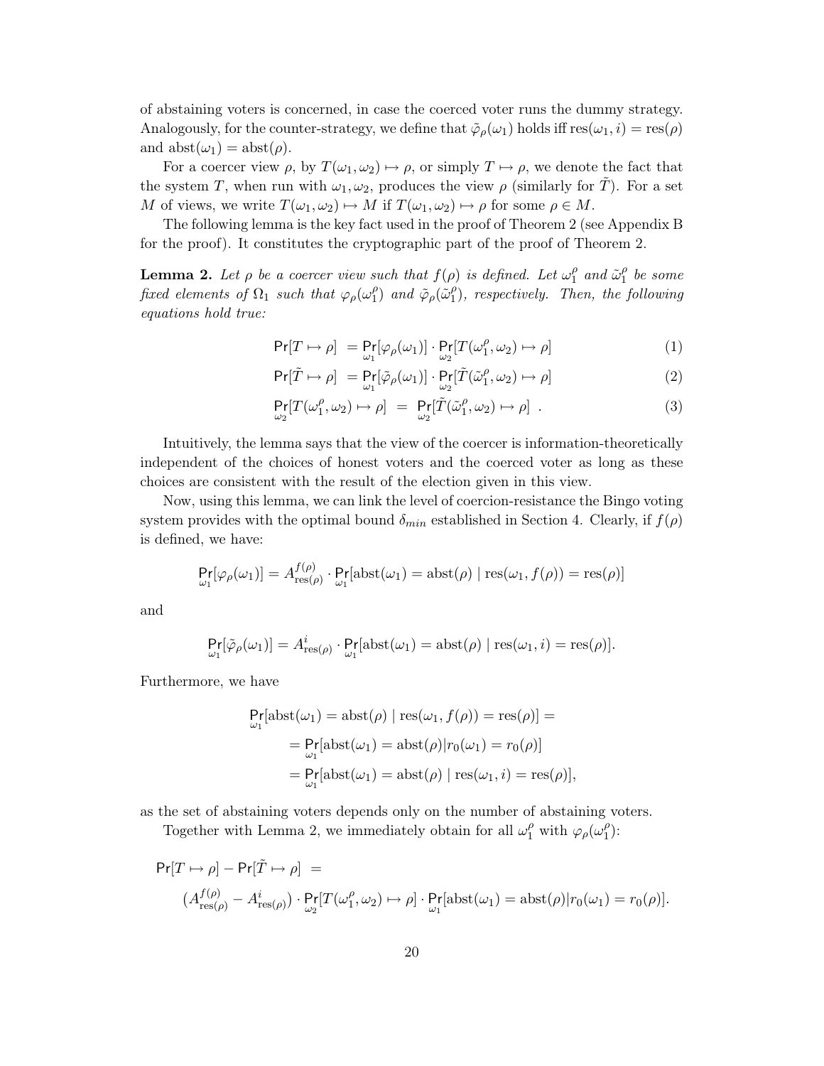of abstaining voters is concerned, in case the coerced voter runs the dummy strategy. Analogously, for the counter-strategy, we define that $\tilde{\varphi}_\rho(\omega_1)$ holds iff $\mathrm{res}(\omega_1, i) = \mathrm{res}(\rho)$ and $\mathrm{abst}(\omega_1) = \mathrm{abst}(\rho)$.

For a coercer view $\rho$, by $T(\omega_1, \omega_2) \mapsto \rho$, or simply $T \mapsto \rho$, we denote the fact that the system $T$, when run with $\omega_1, \omega_2$, produces the view $\rho$ (similarly for $\tilde{T}$). For a set $M$ of views, we write $T(\omega_1, \omega_2) \mapsto M$ if $T(\omega_1, \omega_2) \mapsto \rho$ for some $\rho \in M$.

The following lemma is the key fact used in the proof of Theorem 2 (see Appendix B for the proof). It constitutes the cryptographic part of the proof of Theorem 2.

**Lemma 2.** *Let $\rho$ be a coercer view such that $f(\rho)$ is defined. Let $\omega_1^\rho$ and $\tilde{\omega}_1^\rho$ be some fixed elements of $\Omega_1$ such that $\varphi_\rho(\omega_1^\rho)$ and $\tilde{\varphi}_\rho(\tilde{\omega}_1^\rho)$, respectively. Then, the following equations hold true:*

$$\mathsf{Pr}[T \mapsto \rho] \;= \mathsf{Pr}_{\omega_1}[\varphi_\rho(\omega_1)] \cdot \mathsf{Pr}_{\omega_2}[T(\omega_1^\rho, \omega_2) \mapsto \rho] \tag{1}$$

$$\mathsf{Pr}[\tilde{T} \mapsto \rho] \;= \mathsf{Pr}_{\omega_1}[\tilde{\varphi}_\rho(\omega_1)] \cdot \mathsf{Pr}_{\omega_2}[\tilde{T}(\tilde{\omega}_1^\rho, \omega_2) \mapsto \rho] \tag{2}$$

$$\mathsf{Pr}_{\omega_2}[T(\omega_1^\rho, \omega_2) \mapsto \rho] \;=\; \mathsf{Pr}_{\omega_2}[\tilde{T}(\tilde{\omega}_1^\rho, \omega_2) \mapsto \rho] \;. \tag{3}$$

Intuitively, the lemma says that the view of the coercer is information-theoretically independent of the choices of honest voters and the coerced voter as long as these choices are consistent with the result of the election given in this view.

Now, using this lemma, we can link the level of coercion-resistance the Bingo voting system provides with the optimal bound $\delta_{min}$ established in Section 4. Clearly, if $f(\rho)$ is defined, we have:

$$\mathsf{Pr}_{\omega_1}[\varphi_\rho(\omega_1)] = A^{f(\rho)}_{\mathrm{res}(\rho)} \cdot \mathsf{Pr}_{\omega_1}[\mathrm{abst}(\omega_1) = \mathrm{abst}(\rho) \mid \mathrm{res}(\omega_1, f(\rho)) = \mathrm{res}(\rho)]$$

and

$$\mathsf{Pr}_{\omega_1}[\tilde{\varphi}_\rho(\omega_1)] = A^{i}_{\mathrm{res}(\rho)} \cdot \mathsf{Pr}_{\omega_1}[\mathrm{abst}(\omega_1) = \mathrm{abst}(\rho) \mid \mathrm{res}(\omega_1, i) = \mathrm{res}(\rho)].$$

Furthermore, we have

$$\begin{aligned}
&\mathsf{Pr}_{\omega_1}[\mathrm{abst}(\omega_1) = \mathrm{abst}(\rho) \mid \mathrm{res}(\omega_1, f(\rho)) = \mathrm{res}(\rho)] = \\
&\qquad = \mathsf{Pr}_{\omega_1}[\mathrm{abst}(\omega_1) = \mathrm{abst}(\rho) | r_0(\omega_1) = r_0(\rho)] \\
&\qquad = \mathsf{Pr}_{\omega_1}[\mathrm{abst}(\omega_1) = \mathrm{abst}(\rho) \mid \mathrm{res}(\omega_1, i) = \mathrm{res}(\rho)],
\end{aligned}$$

as the set of abstaining voters depends only on the number of abstaining voters.

Together with Lemma 2, we immediately obtain for all $\omega_1^\rho$ with $\varphi_\rho(\omega_1^\rho)$:

$$\begin{aligned}
&\mathsf{Pr}[T \mapsto \rho] - \mathsf{Pr}[\tilde{T} \mapsto \rho] \;= \\
&\quad (A^{f(\rho)}_{\mathrm{res}(\rho)} - A^{i}_{\mathrm{res}(\rho)}) \cdot \mathsf{Pr}_{\omega_2}[T(\omega_1^\rho, \omega_2) \mapsto \rho] \cdot \mathsf{Pr}_{\omega_1}[\mathrm{abst}(\omega_1) = \mathrm{abst}(\rho) | r_0(\omega_1) = r_0(\rho)].
\end{aligned}$$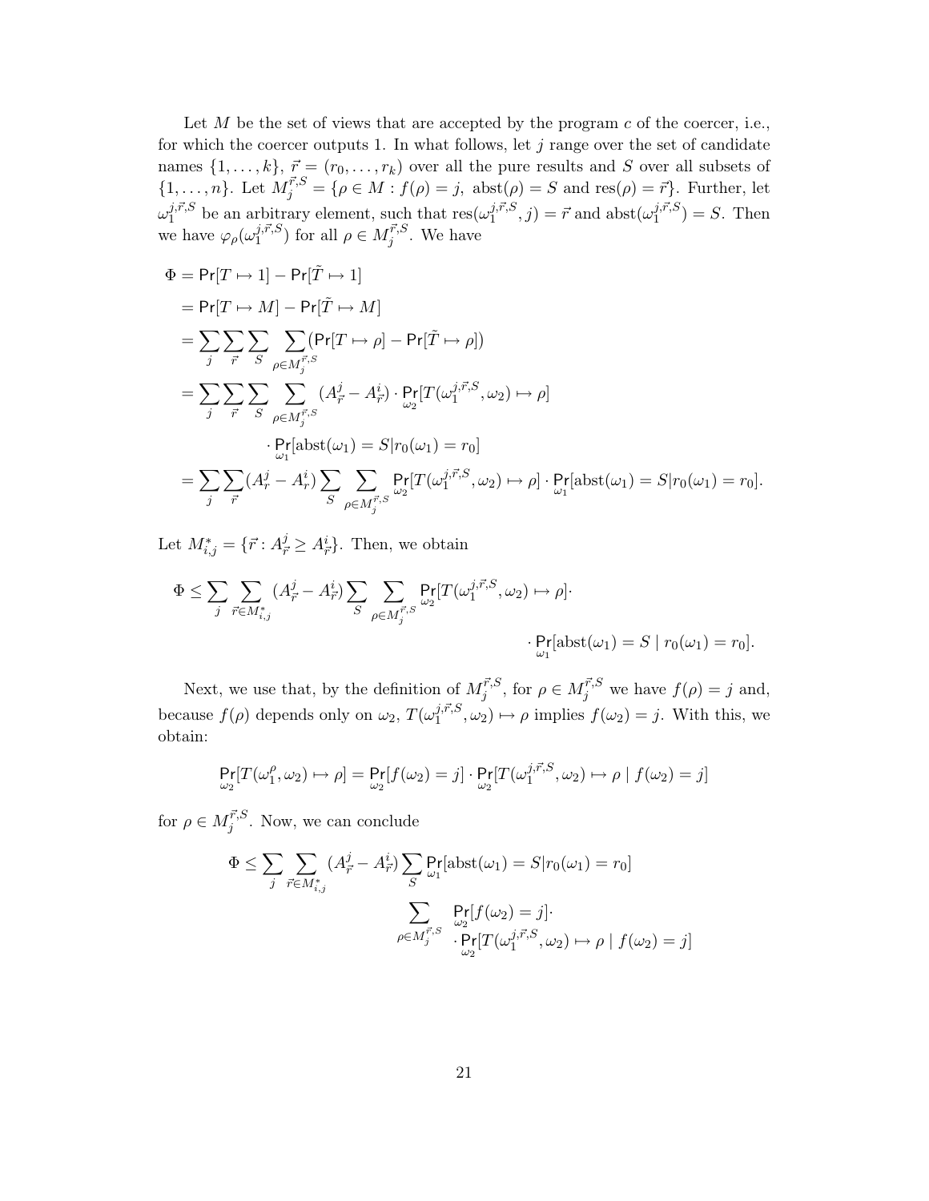Let $M$ be the set of views that are accepted by the program $c$ of the coercer, i.e., for which the coercer outputs 1. In what follows, let $j$ range over the set of candidate names $\{1, \dots, k\}$, $\vec{r} = (r_0, \dots, r_k)$ over all the pure results and $S$ over all subsets of $\{1, \dots, n\}$. Let $M_j^{\vec{r},S} = \{\rho \in M : f(\rho) = j,\ \mathrm{abst}(\rho) = S \text{ and } \mathrm{res}(\rho) = \vec{r}\}$. Further, let $\omega_1^{j,\vec{r},S}$ be an arbitrary element, such that $\mathrm{res}(\omega_1^{j,\vec{r},S}, j) = \vec{r}$ and $\mathrm{abst}(\omega_1^{j,\vec{r},S}) = S$. Then we have $\varphi_\rho(\omega_1^{j,\vec{r},S})$ for all $\rho \in M_j^{\vec{r},S}$. We have

$$
\begin{aligned}
\Phi &= \mathsf{Pr}[T \mapsto 1] - \mathsf{Pr}[\tilde{T} \mapsto 1] \\
&= \mathsf{Pr}[T \mapsto M] - \mathsf{Pr}[\tilde{T} \mapsto M] \\
&= \sum_j \sum_{\vec{r}} \sum_S \sum_{\rho \in M_j^{\vec{r},S}} (\mathsf{Pr}[T \mapsto \rho] - \mathsf{Pr}[\tilde{T} \mapsto \rho]) \\
&= \sum_j \sum_{\vec{r}} \sum_S \sum_{\rho \in M_j^{\vec{r},S}} (A_{\vec{r}}^j - A_{\vec{r}}^i) \cdot \mathsf{Pr}_{\omega_2}[T(\omega_1^{j,\vec{r},S}, \omega_2) \mapsto \rho] \\
&\qquad\qquad \cdot \mathsf{Pr}_{\omega_1}[\mathrm{abst}(\omega_1) = S | r_0(\omega_1) = r_0] \\
&= \sum_j \sum_{\vec{r}} (A_r^j - A_r^i) \sum_S \sum_{\rho \in M_j^{\vec{r},S}} \mathsf{Pr}_{\omega_2}[T(\omega_1^{j,\vec{r},S}, \omega_2) \mapsto \rho] \cdot \mathsf{Pr}_{\omega_1}[\mathrm{abst}(\omega_1) = S | r_0(\omega_1) = r_0].
\end{aligned}
$$

Let $M_{i,j}^* = \{\vec{r} : A_{\vec{r}}^j \geq A_{\vec{r}}^i\}$. Then, we obtain

$$
\begin{aligned}
\Phi \leq \sum_j \sum_{\vec{r} \in M_{i,j}^*} (A_{\vec{r}}^j - A_{\vec{r}}^i) \sum_S \sum_{\rho \in M_j^{\vec{r},S}} & \mathsf{Pr}_{\omega_2}[T(\omega_1^{j,\vec{r},S}, \omega_2) \mapsto \rho] \cdot \\
& \cdot \mathsf{Pr}_{\omega_1}[\mathrm{abst}(\omega_1) = S \mid r_0(\omega_1) = r_0].
\end{aligned}
$$

Next, we use that, by the definition of $M_j^{\vec{r},S}$, for $\rho \in M_j^{\vec{r},S}$ we have $f(\rho) = j$ and, because $f(\rho)$ depends only on $\omega_2$, $T(\omega_1^{j,\vec{r},S}, \omega_2) \mapsto \rho$ implies $f(\omega_2) = j$. With this, we obtain:

$$
\mathsf{Pr}_{\omega_2}[T(\omega_1^\rho, \omega_2) \mapsto \rho] = \mathsf{Pr}_{\omega_2}[f(\omega_2) = j] \cdot \mathsf{Pr}_{\omega_2}[T(\omega_1^{j,\vec{r},S}, \omega_2) \mapsto \rho \mid f(\omega_2) = j]
$$

for $\rho \in M_j^{\vec{r},S}$. Now, we can conclude

$$
\begin{aligned}
\Phi \leq \sum_j \sum_{\vec{r} \in M_{i,j}^*} (A_{\vec{r}}^j - A_{\vec{r}}^i) \sum_S & \mathsf{Pr}_{\omega_1}[\mathrm{abst}(\omega_1) = S | r_0(\omega_1) = r_0] \\
& \sum_{\rho \in M_j^{\vec{r},S}} \mathsf{Pr}_{\omega_2}[f(\omega_2) = j] \cdot \\
& \qquad \cdot \mathsf{Pr}_{\omega_2}[T(\omega_1^{j,\vec{r},S}, \omega_2) \mapsto \rho \mid f(\omega_2) = j]
\end{aligned}
$$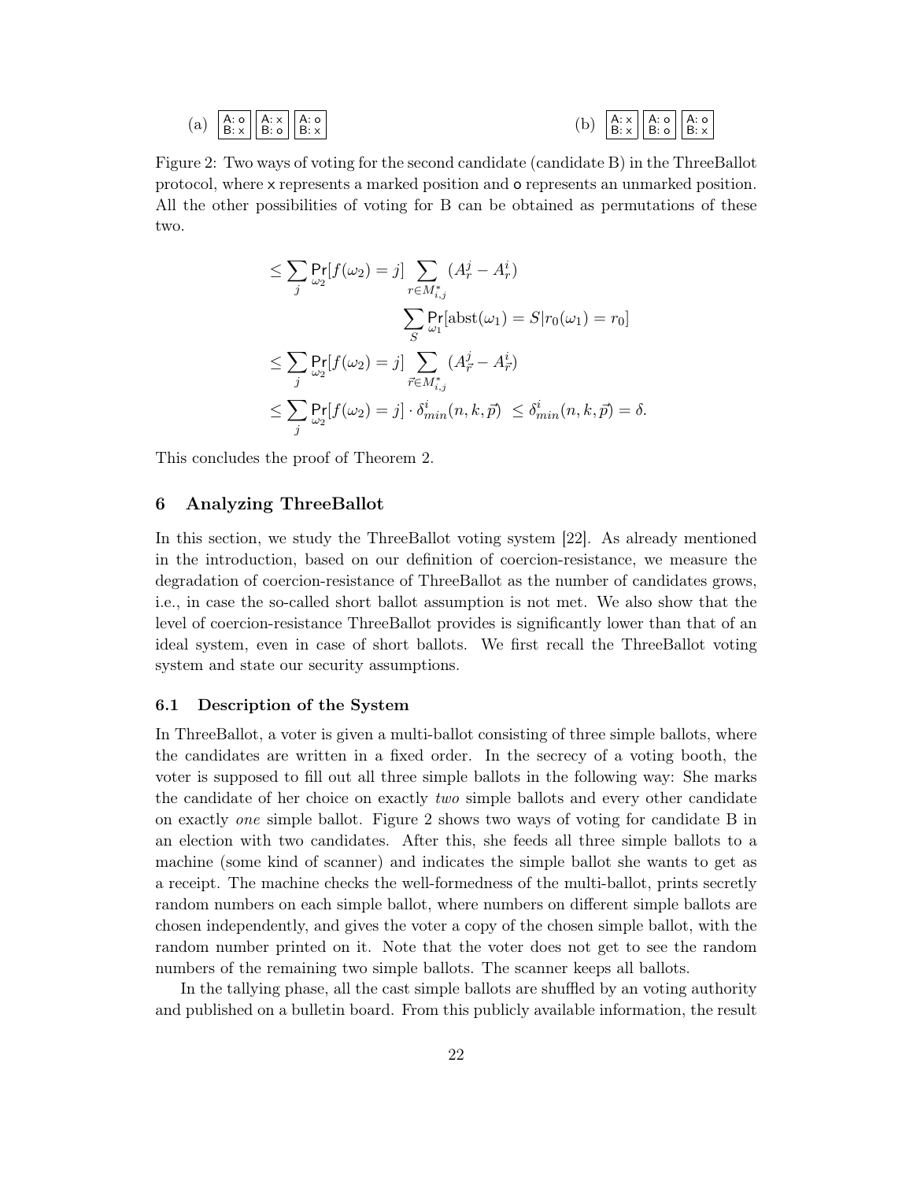(a) | A: o | A: x | A: o |
|---|---|---|
| B: x | B: o | B: x |

(b) | A: x | A: o | A: o |
|---|---|---|
| B: x | B: o | B: x |

Figure 2: Two ways of voting for the second candidate (candidate B) in the ThreeBallot protocol, where x represents a marked position and o represents an unmarked position. All the other possibilities of voting for B can be obtained as permutations of these two.

$$
\begin{aligned}
&\leq \sum_j \Pr_{\omega_2}[f(\omega_2) = j] \sum_{r \in M^*_{i,j}} (A^j_r - A^i_r) \\
&\qquad\qquad\qquad \sum_S \Pr_{\omega_1}[\text{abst}(\omega_1) = S | r_0(\omega_1) = r_0] \\
&\leq \sum_j \Pr_{\omega_2}[f(\omega_2) = j] \sum_{\vec{r} \in M^*_{i,j}} (A^j_{\vec{r}} - A^i_{\vec{r}}) \\
&\leq \sum_j \Pr_{\omega_2}[f(\omega_2) = j] \cdot \delta^i_{min}(n, k, \vec{p}) \ \leq \delta^i_{min}(n, k, \vec{p}) = \delta.
\end{aligned}
$$

This concludes the proof of Theorem 2.

## 6 Analyzing ThreeBallot

In this section, we study the ThreeBallot voting system [22]. As already mentioned in the introduction, based on our definition of coercion-resistance, we measure the degradation of coercion-resistance of ThreeBallot as the number of candidates grows, i.e., in case the so-called short ballot assumption is not met. We also show that the level of coercion-resistance ThreeBallot provides is significantly lower than that of an ideal system, even in case of short ballots. We first recall the ThreeBallot voting system and state our security assumptions.

### 6.1 Description of the System

In ThreeBallot, a voter is given a multi-ballot consisting of three simple ballots, where the candidates are written in a fixed order. In the secrecy of a voting booth, the voter is supposed to fill out all three simple ballots in the following way: She marks the candidate of her choice on exactly *two* simple ballots and every other candidate on exactly *one* simple ballot. Figure 2 shows two ways of voting for candidate B in an election with two candidates. After this, she feeds all three simple ballots to a machine (some kind of scanner) and indicates the simple ballot she wants to get as a receipt. The machine checks the well-formedness of the multi-ballot, prints secretly random numbers on each simple ballot, where numbers on different simple ballots are chosen independently, and gives the voter a copy of the chosen simple ballot, with the random number printed on it. Note that the voter does not get to see the random numbers of the remaining two simple ballots. The scanner keeps all ballots.

In the tallying phase, all the cast simple ballots are shuffled by an voting authority and published on a bulletin board. From this publicly available information, the result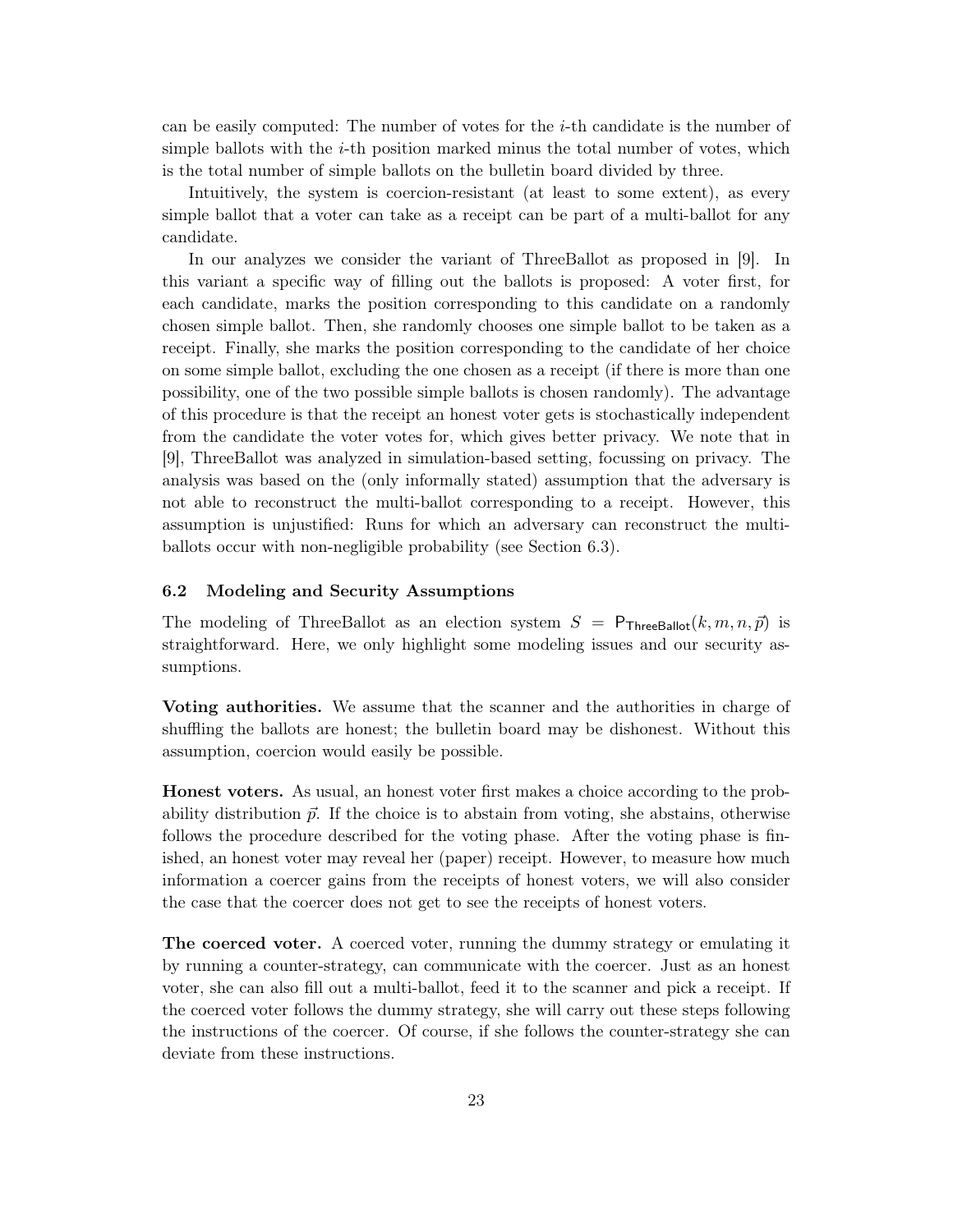can be easily computed: The number of votes for the $i$-th candidate is the number of simple ballots with the $i$-th position marked minus the total number of votes, which is the total number of simple ballots on the bulletin board divided by three.

Intuitively, the system is coercion-resistant (at least to some extent), as every simple ballot that a voter can take as a receipt can be part of a multi-ballot for any candidate.

In our analyzes we consider the variant of ThreeBallot as proposed in [9]. In this variant a specific way of filling out the ballots is proposed: A voter first, for each candidate, marks the position corresponding to this candidate on a randomly chosen simple ballot. Then, she randomly chooses one simple ballot to be taken as a receipt. Finally, she marks the position corresponding to the candidate of her choice on some simple ballot, excluding the one chosen as a receipt (if there is more than one possibility, one of the two possible simple ballots is chosen randomly). The advantage of this procedure is that the receipt an honest voter gets is stochastically independent from the candidate the voter votes for, which gives better privacy. We note that in [9], ThreeBallot was analyzed in simulation-based setting, focussing on privacy. The analysis was based on the (only informally stated) assumption that the adversary is not able to reconstruct the multi-ballot corresponding to a receipt. However, this assumption is unjustified: Runs for which an adversary can reconstruct the multi-ballots occur with non-negligible probability (see Section 6.3).

### 6.2 Modeling and Security Assumptions

The modeling of ThreeBallot as an election system $S = \mathsf{P}_{\mathsf{ThreeBallot}}(k, m, n, \vec{p})$ is straightforward. Here, we only highlight some modeling issues and our security assumptions.

**Voting authorities.** We assume that the scanner and the authorities in charge of shuffling the ballots are honest; the bulletin board may be dishonest. Without this assumption, coercion would easily be possible.

**Honest voters.** As usual, an honest voter first makes a choice according to the probability distribution $\vec{p}$. If the choice is to abstain from voting, she abstains, otherwise follows the procedure described for the voting phase. After the voting phase is finished, an honest voter may reveal her (paper) receipt. However, to measure how much information a coercer gains from the receipts of honest voters, we will also consider the case that the coercer does not get to see the receipts of honest voters.

**The coerced voter.** A coerced voter, running the dummy strategy or emulating it by running a counter-strategy, can communicate with the coercer. Just as an honest voter, she can also fill out a multi-ballot, feed it to the scanner and pick a receipt. If the coerced voter follows the dummy strategy, she will carry out these steps following the instructions of the coercer. Of course, if she follows the counter-strategy she can deviate from these instructions.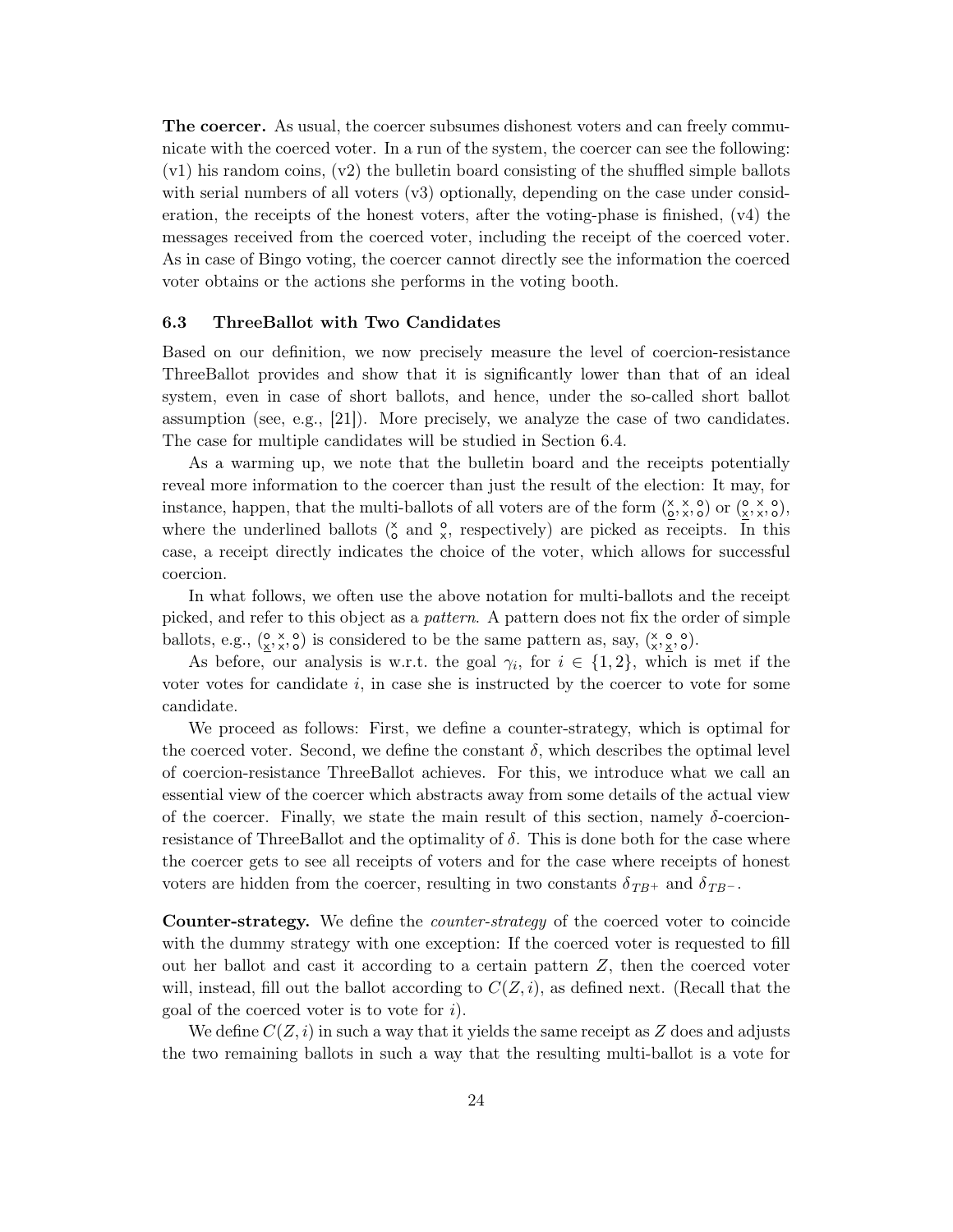**The coercer.** As usual, the coercer subsumes dishonest voters and can freely communicate with the coerced voter. In a run of the system, the coercer can see the following: (v1) his random coins, (v2) the bulletin board consisting of the shuffled simple ballots with serial numbers of all voters (v3) optionally, depending on the case under consideration, the receipts of the honest voters, after the voting-phase is finished, (v4) the messages received from the coerced voter, including the receipt of the coerced voter. As in case of Bingo voting, the coercer cannot directly see the information the coerced voter obtains or the actions she performs in the voting booth.

### 6.3 ThreeBallot with Two Candidates

Based on our definition, we now precisely measure the level of coercion-resistance ThreeBallot provides and show that it is significantly lower than that of an ideal system, even in case of short ballots, and hence, under the so-called short ballot assumption (see, e.g., [21]). More precisely, we analyze the case of two candidates. The case for multiple candidates will be studied in Section 6.4.

As a warming up, we note that the bulletin board and the receipts potentially reveal more information to the coercer than just the result of the election: It may, for instance, happen, that the multi-ballots of all voters are of the form $(\underline{\substack{\mathsf{x}\\ \mathsf{o}}}, \substack{\mathsf{x}\\ \mathsf{x}}, \substack{\mathsf{o}\\ \mathsf{o}})$ or $(\underline{\substack{\mathsf{o}\\ \mathsf{x}}}, \substack{\mathsf{x}\\ \mathsf{x}}, \substack{\mathsf{o}\\ \mathsf{o}})$, where the underlined ballots ($\substack{\mathsf{x}\\ \mathsf{o}}$ and $\substack{\mathsf{o}\\ \mathsf{x}}$, respectively) are picked as receipts. In this case, a receipt directly indicates the choice of the voter, which allows for successful coercion.

In what follows, we often use the above notation for multi-ballots and the receipt picked, and refer to this object as a *pattern*. A pattern does not fix the order of simple ballots, e.g., $(\underline{\substack{\mathsf{o}\\ \mathsf{x}}}, \substack{\mathsf{x}\\ \mathsf{x}}, \substack{\mathsf{o}\\ \mathsf{o}})$ is considered to be the same pattern as, say, $(\substack{\mathsf{x}\\ \mathsf{x}}, \underline{\substack{\mathsf{o}\\ \mathsf{x}}}, \substack{\mathsf{o}\\ \mathsf{o}})$.

As before, our analysis is w.r.t. the goal $\gamma_i$, for $i \in \{1, 2\}$, which is met if the voter votes for candidate $i$, in case she is instructed by the coercer to vote for some candidate.

We proceed as follows: First, we define a counter-strategy, which is optimal for the coerced voter. Second, we define the constant $\delta$, which describes the optimal level of coercion-resistance ThreeBallot achieves. For this, we introduce what we call an essential view of the coercer which abstracts away from some details of the actual view of the coercer. Finally, we state the main result of this section, namely $\delta$-coercion-resistance of ThreeBallot and the optimality of $\delta$. This is done both for the case where the coercer gets to see all receipts of voters and for the case where receipts of honest voters are hidden from the coercer, resulting in two constants $\delta_{TB^+}$ and $\delta_{TB^-}$.

**Counter-strategy.** We define the *counter-strategy* of the coerced voter to coincide with the dummy strategy with one exception: If the coerced voter is requested to fill out her ballot and cast it according to a certain pattern $Z$, then the coerced voter will, instead, fill out the ballot according to $C(Z, i)$, as defined next. (Recall that the goal of the coerced voter is to vote for $i$).

We define $C(Z, i)$ in such a way that it yields the same receipt as $Z$ does and adjusts the two remaining ballots in such a way that the resulting multi-ballot is a vote for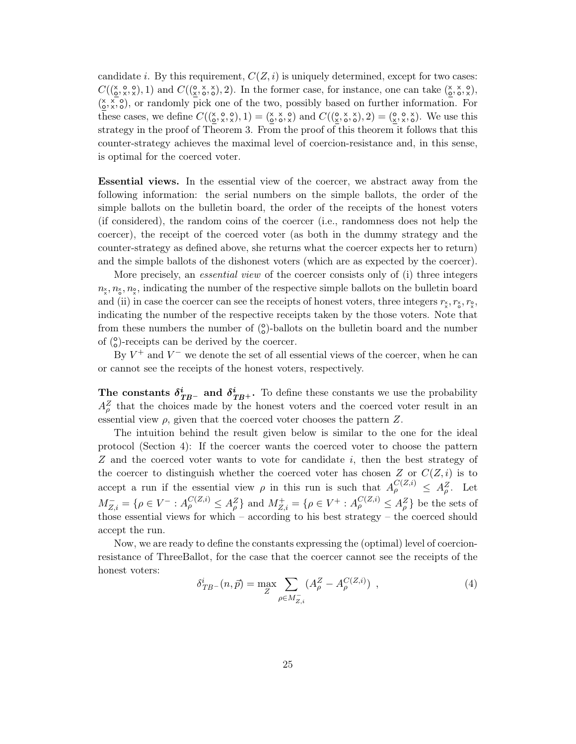candidate $i$. By this requirement, $C(Z,i)$ is uniquely determined, except for two cases: $C((\underline{\tbinom{\times}{\circ}},\tbinom{\circ}{\times},\tbinom{\circ}{\times}),1)$ and $C((\underline{\tbinom{\circ}{\times}},\tbinom{\times}{\circ},\tbinom{\times}{\circ}),2)$. In the former case, for instance, one can take $(\underline{\tbinom{\times}{\circ}},\tbinom{\times}{\circ},\tbinom{\circ}{\times})$, $(\underline{\tbinom{\times}{\circ}},\tbinom{\times}{\times},\tbinom{\circ}{\circ})$, or randomly pick one of the two, possibly based on further information. For these cases, we define $C((\underline{\tbinom{\times}{\circ}},\tbinom{\circ}{\times},\tbinom{\circ}{\times}),1) = (\underline{\tbinom{\times}{\circ}},\tbinom{\times}{\circ},\tbinom{\circ}{\times})$ and $C((\underline{\tbinom{\circ}{\times}},\tbinom{\times}{\circ},\tbinom{\times}{\circ}),2) = (\underline{\tbinom{\circ}{\times}},\tbinom{\circ}{\times},\tbinom{\times}{\circ})$. We use this strategy in the proof of Theorem 3. From the proof of this theorem it follows that this counter-strategy achieves the maximal level of coercion-resistance and, in this sense, is optimal for the coerced voter.

**Essential views.** In the essential view of the coercer, we abstract away from the following information: the serial numbers on the simple ballots, the order of the simple ballots on the bulletin board, the order of the receipts of the honest voters (if considered), the random coins of the coercer (i.e., randomness does not help the coercer), the receipt of the coerced voter (as both in the dummy strategy and the counter-strategy as defined above, she returns what the coercer expects her to return) and the simple ballots of the dishonest voters (which are as expected by the coercer).

More precisely, an *essential view* of the coercer consists only of (i) three integers $n_{\tbinom{\times}{\times}}, n_{\tbinom{\times}{\circ}}, n_{\tbinom{\circ}{\times}}$, indicating the number of the respective simple ballots on the bulletin board and (ii) in case the coercer can see the receipts of honest voters, three integers $r_{\tbinom{\times}{\times}}, r_{\tbinom{\times}{\circ}}, r_{\tbinom{\circ}{\times}}$, indicating the number of the respective receipts taken by the those voters. Note that from these numbers the number of $\tbinom{\circ}{\circ}$-ballots on the bulletin board and the number of $\tbinom{\circ}{\circ}$-receipts can be derived by the coercer.

By $V^+$ and $V^-$ we denote the set of all essential views of the coercer, when he can or cannot see the receipts of the honest voters, respectively.

**The constants $\delta^i_{TB^-}$ and $\delta^i_{TB^+}$.** To define these constants we use the probability $A^Z_\rho$ that the choices made by the honest voters and the coerced voter result in an essential view $\rho$, given that the coerced voter chooses the pattern $Z$.

The intuition behind the result given below is similar to the one for the ideal protocol (Section 4): If the coercer wants the coerced voter to choose the pattern $Z$ and the coerced voter wants to vote for candidate $i$, then the best strategy of the coercer to distinguish whether the coerced voter has chosen $Z$ or $C(Z,i)$ is to accept a run if the essential view $\rho$ in this run is such that $A^{C(Z,i)}_\rho \leq A^Z_\rho$. Let $M^-_{Z,i} = \{\rho \in V^- : A^{C(Z,i)}_\rho \leq A^Z_\rho\}$ and $M^+_{Z,i} = \{\rho \in V^+ : A^{C(Z,i)}_\rho \leq A^Z_\rho\}$ be the sets of those essential views for which – according to his best strategy – the coerced should accept the run.

Now, we are ready to define the constants expressing the (optimal) level of coercion-resistance of ThreeBallot, for the case that the coercer cannot see the receipts of the honest voters:

$$\delta^i_{TB^-}(n,\vec{p}) = \max_Z \sum_{\rho \in M^-_{Z,i}} \left(A^Z_\rho - A^{C(Z,i)}_\rho\right) \ , \tag{4}$$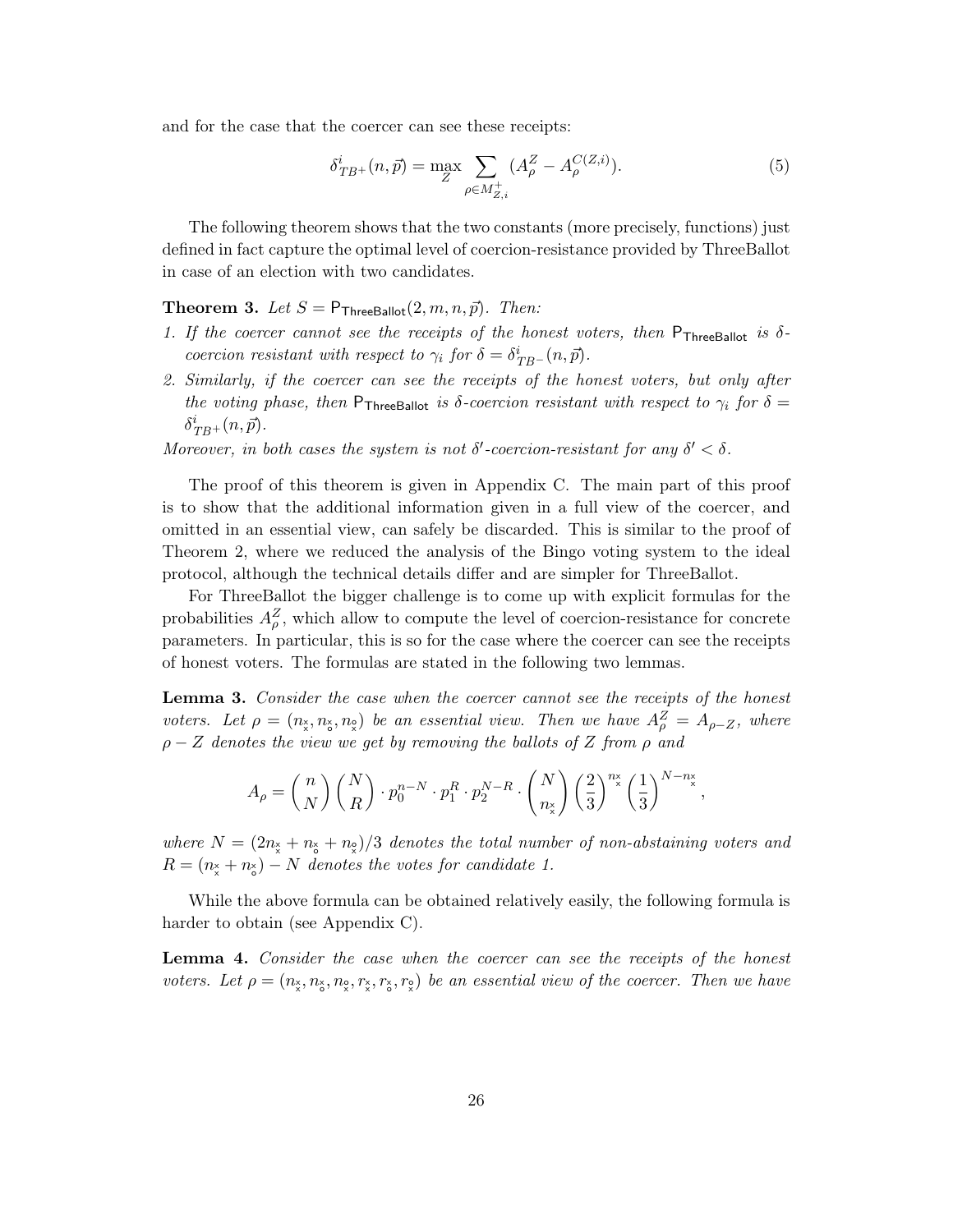and for the case that the coercer can see these receipts:

$$\delta^i_{TB^+}(n, \vec{p}) = \max_Z \sum_{\rho \in M^+_{Z,i}} (A^Z_\rho - A^{C(Z,i)}_\rho). \tag{5}$$

The following theorem shows that the two constants (more precisely, functions) just defined in fact capture the optimal level of coercion-resistance provided by ThreeBallot in case of an election with two candidates.

**Theorem 3.** *Let $S = \mathsf{P}_{\mathsf{ThreeBallot}}(2, m, n, \vec{p})$. Then:*

1. *If the coercer cannot see the receipts of the honest voters, then $\mathsf{P}_{\mathsf{ThreeBallot}}$ is $\delta$-coercion resistant with respect to $\gamma_i$ for $\delta = \delta^i_{TB^-}(n, \vec{p})$.*
2. *Similarly, if the coercer can see the receipts of the honest voters, but only after the voting phase, then $\mathsf{P}_{\mathsf{ThreeBallot}}$ is $\delta$-coercion resistant with respect to $\gamma_i$ for $\delta = \delta^i_{TB^+}(n, \vec{p})$.*

*Moreover, in both cases the system is not $\delta'$-coercion-resistant for any $\delta' < \delta$.*

The proof of this theorem is given in Appendix C. The main part of this proof is to show that the additional information given in a full view of the coercer, and omitted in an essential view, can safely be discarded. This is similar to the proof of Theorem 2, where we reduced the analysis of the Bingo voting system to the ideal protocol, although the technical details differ and are simpler for ThreeBallot.

For ThreeBallot the bigger challenge is to come up with explicit formulas for the probabilities $A^Z_\rho$, which allow to compute the level of coercion-resistance for concrete parameters. In particular, this is so for the case where the coercer can see the receipts of honest voters. The formulas are stated in the following two lemmas.

**Lemma 3.** *Consider the case when the coercer cannot see the receipts of the honest voters. Let $\rho = (n_{\substack{\times\\\times}}, n_{\substack{\times\\\circ}}, n_{\substack{\circ\\\times}})$ be an essential view. Then we have $A^Z_\rho = A_{\rho - Z}$, where $\rho - Z$ denotes the view we get by removing the ballots of $Z$ from $\rho$ and*

$$A_\rho = \binom{n}{N}\binom{N}{R} \cdot p_0^{n-N} \cdot p_1^R \cdot p_2^{N-R} \cdot \binom{N}{n_{\substack{\times\\\times}}} \left(\frac{2}{3}\right)^{n_{\substack{\times\\\times}}} \left(\frac{1}{3}\right)^{N - n_{\substack{\times\\\times}}},$$

*where $N = (2n_{\substack{\times\\\times}} + n_{\substack{\times\\\circ}} + n_{\substack{\circ\\\times}})/3$ denotes the total number of non-abstaining voters and $R = (n_{\substack{\times\\\times}} + n_{\substack{\times\\\circ}}) - N$ denotes the votes for candidate 1.*

While the above formula can be obtained relatively easily, the following formula is harder to obtain (see Appendix C).

**Lemma 4.** *Consider the case when the coercer can see the receipts of the honest voters. Let $\rho = (n_{\substack{\times\\\times}}, n_{\substack{\times\\\circ}}, n_{\substack{\circ\\\times}}, r_{\substack{\times\\\times}}, r_{\substack{\times\\\circ}}, r_{\substack{\circ\\\times}})$ be an essential view of the coercer. Then we have*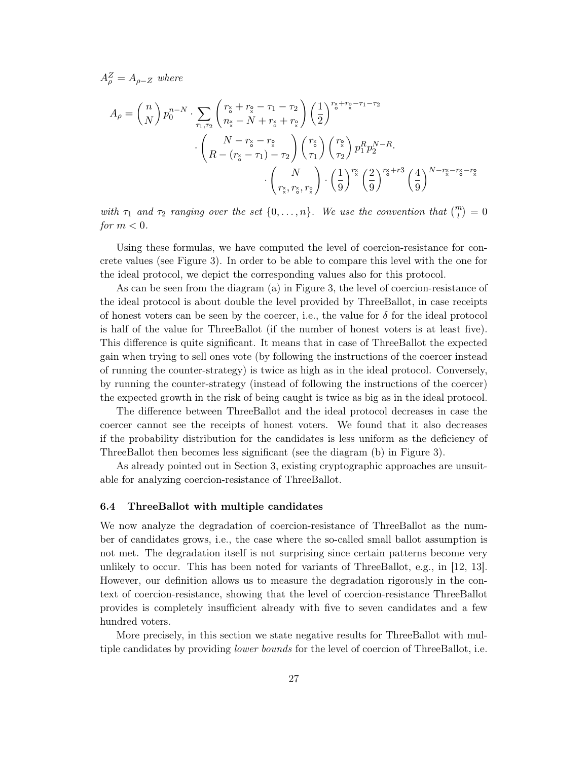$A_\rho^Z = A_{\rho - Z}$ *where*

$$
\begin{aligned}
A_\rho = \binom{n}{N} p_0^{n-N} \cdot \sum_{\tau_1,\tau_2} & \binom{r_{\substack{x\\o}} + r_{\substack{o\\x}} - \tau_1 - \tau_2}{n_{\mathsf{x}} - N + r_{\substack{x\\o}} + r_{\substack{o\\x}}} \left(\frac{1}{2}\right)^{r_{\substack{x\\o}} + r_{\substack{o\\x}} - \tau_1 - \tau_2} \\
& \cdot \binom{N - r_{\substack{x\\o}} - r_{\substack{o\\x}}}{R - (r_{\substack{x\\o}} - \tau_1) - \tau_2} \binom{r_{\substack{x\\o}}}{\tau_1} \binom{r_{\substack{o\\x}}}{\tau_2} p_1^R p_2^{N-R} \cdot \\
& \qquad \cdot \binom{N}{r_{\mathsf{x}}, r_{\substack{x\\o}}, r_{\substack{o\\x}}} \cdot \left(\frac{1}{9}\right)^{r_{\mathsf{x}}} \left(\frac{2}{9}\right)^{r_{\substack{x\\o}} + r3} \left(\frac{4}{9}\right)^{N - r_{\mathsf{x}} - r_{\substack{x\\o}} - r_{\substack{o\\x}}}
\end{aligned}
$$

*with* $\tau_1$ *and* $\tau_2$ *ranging over the set* $\{0, \ldots, n\}$*. We use the convention that* $\binom{m}{l} = 0$ *for* $m < 0$*.*

Using these formulas, we have computed the level of coercion-resistance for concrete values (see Figure 3). In order to be able to compare this level with the one for the ideal protocol, we depict the corresponding values also for this protocol.

As can be seen from the diagram (a) in Figure 3, the level of coercion-resistance of the ideal protocol is about double the level provided by ThreeBallot, in case receipts of honest voters can be seen by the coercer, i.e., the value for $\delta$ for the ideal protocol is half of the value for ThreeBallot (if the number of honest voters is at least five). This difference is quite significant. It means that in case of ThreeBallot the expected gain when trying to sell ones vote (by following the instructions of the coercer instead of running the counter-strategy) is twice as high as in the ideal protocol. Conversely, by running the counter-strategy (instead of following the instructions of the coercer) the expected growth in the risk of being caught is twice as big as in the ideal protocol.

The difference between ThreeBallot and the ideal protocol decreases in case the coercer cannot see the receipts of honest voters. We found that it also decreases if the probability distribution for the candidates is less uniform as the deficiency of ThreeBallot then becomes less significant (see the diagram (b) in Figure 3).

As already pointed out in Section 3, existing cryptographic approaches are unsuitable for analyzing coercion-resistance of ThreeBallot.

### 6.4 ThreeBallot with multiple candidates

We now analyze the degradation of coercion-resistance of ThreeBallot as the number of candidates grows, i.e., the case where the so-called small ballot assumption is not met. The degradation itself is not surprising since certain patterns become very unlikely to occur. This has been noted for variants of ThreeBallot, e.g., in [12, 13]. However, our definition allows us to measure the degradation rigorously in the context of coercion-resistance, showing that the level of coercion-resistance ThreeBallot provides is completely insufficient already with five to seven candidates and a few hundred voters.

More precisely, in this section we state negative results for ThreeBallot with multiple candidates by providing *lower bounds* for the level of coercion of ThreeBallot, i.e.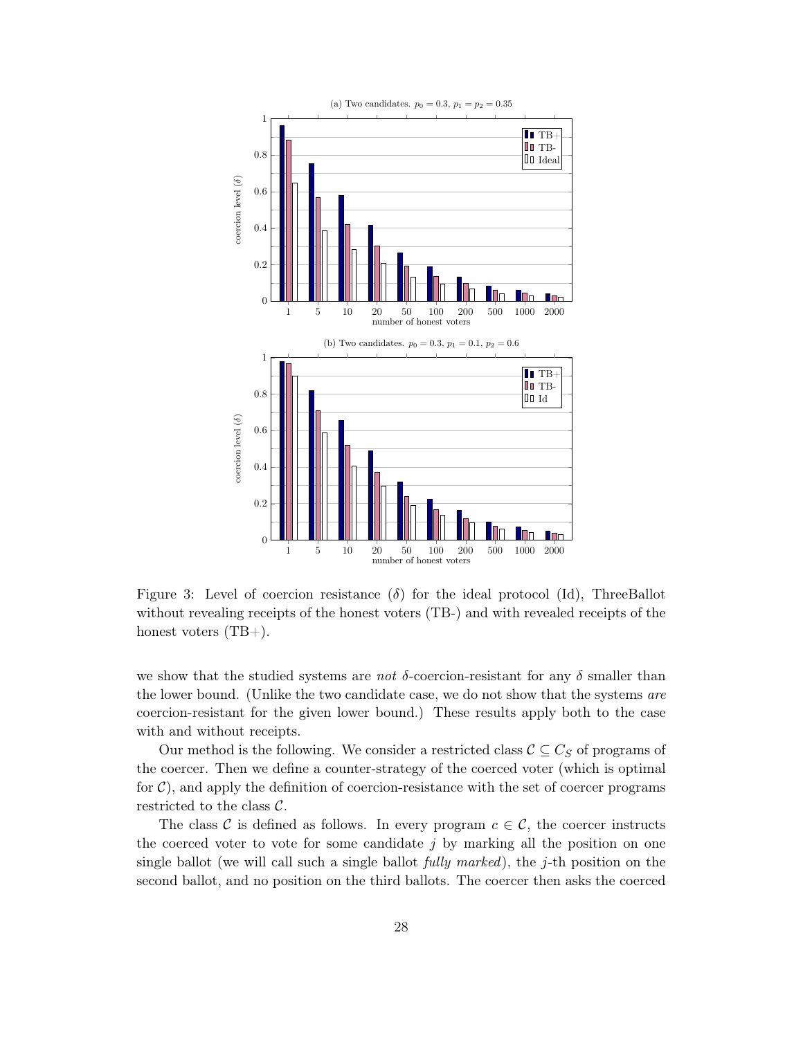Figure 3: Level of coercion resistance ($\delta$) for the ideal protocol (Id), ThreeBallot without revealing receipts of the honest voters (TB-) and with revealed receipts of the honest voters (TB+).

we show that the studied systems are *not* $\delta$-coercion-resistant for any $\delta$ smaller than the lower bound. (Unlike the two candidate case, we do not show that the systems *are* coercion-resistant for the given lower bound.) These results apply both to the case with and without receipts.

Our method is the following. We consider a restricted class $\mathcal{C} \subseteq C_S$ of programs of the coercer. Then we define a counter-strategy of the coerced voter (which is optimal for $\mathcal{C}$), and apply the definition of coercion-resistance with the set of coercer programs restricted to the class $\mathcal{C}$.

The class $\mathcal{C}$ is defined as follows. In every program $c \in \mathcal{C}$, the coercer instructs the coerced voter to vote for some candidate $j$ by marking all the position on one single ballot (we will call such a single ballot *fully marked*), the $j$-th position on the second ballot, and no position on the third ballots. The coercer then asks the coerced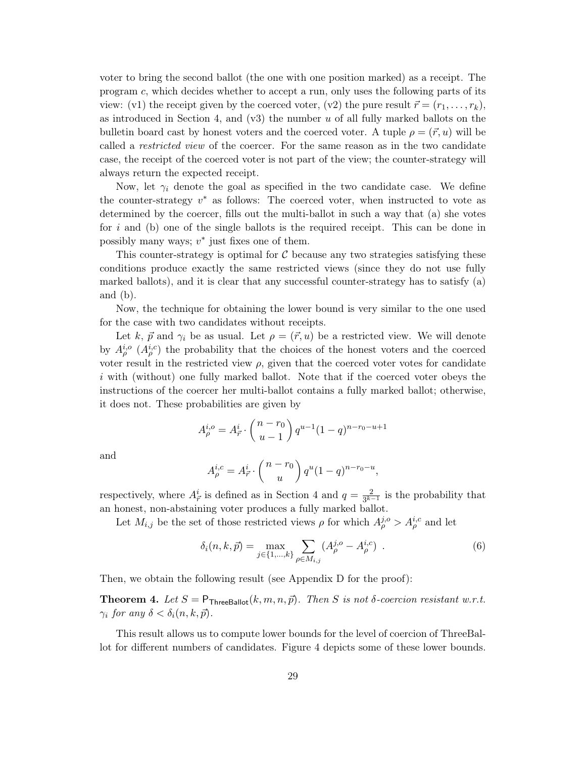voter to bring the second ballot (the one with one position marked) as a receipt. The program $c$, which decides whether to accept a run, only uses the following parts of its view: (v1) the receipt given by the coerced voter, (v2) the pure result $\vec{r} = (r_1, \ldots, r_k)$, as introduced in Section 4, and (v3) the number $u$ of all fully marked ballots on the bulletin board cast by honest voters and the coerced voter. A tuple $\rho = (\vec{r}, u)$ will be called a *restricted view* of the coercer. For the same reason as in the two candidate case, the receipt of the coerced voter is not part of the view; the counter-strategy will always return the expected receipt.

Now, let $\gamma_i$ denote the goal as specified in the two candidate case. We define the counter-strategy $v^*$ as follows: The coerced voter, when instructed to vote as determined by the coercer, fills out the multi-ballot in such a way that (a) she votes for $i$ and (b) one of the single ballots is the required receipt. This can be done in possibly many ways; $v^*$ just fixes one of them.

This counter-strategy is optimal for $\mathcal{C}$ because any two strategies satisfying these conditions produce exactly the same restricted views (since they do not use fully marked ballots), and it is clear that any successful counter-strategy has to satisfy (a) and (b).

Now, the technique for obtaining the lower bound is very similar to the one used for the case with two candidates without receipts.

Let $k$, $\vec{p}$ and $\gamma_i$ be as usual. Let $\rho = (\vec{r}, u)$ be a restricted view. We will denote by $A^{i,o}_\rho$ ($A^{i,c}_\rho$) the probability that the choices of the honest voters and the coerced voter result in the restricted view $\rho$, given that the coerced voter votes for candidate $i$ with (without) one fully marked ballot. Note that if the coerced voter obeys the instructions of the coercer her multi-ballot contains a fully marked ballot; otherwise, it does not. These probabilities are given by

$$A^{i,o}_\rho = A^i_{\vec{r}} \cdot \binom{n - r_0}{u - 1} q^{u-1} (1-q)^{n-r_0-u+1}$$

and

$$A^{i,c}_\rho = A^i_{\vec{r}} \cdot \binom{n - r_0}{u} q^{u} (1-q)^{n-r_0-u},$$

respectively, where $A^i_{\vec{r}}$ is defined as in Section 4 and $q = \frac{2}{3^{k-1}}$ is the probability that an honest, non-abstaining voter produces a fully marked ballot.

Let $M_{i,j}$ be the set of those restricted views $\rho$ for which $A^{j,o}_\rho > A^{i,c}_\rho$ and let

$$\delta_i(n, k, \vec{p}) = \max_{j \in \{1, \ldots, k\}} \sum_{\rho \in M_{i,j}} (A^{j,o}_\rho - A^{i,c}_\rho) \ . \tag{6}$$

Then, we obtain the following result (see Appendix D for the proof):

**Theorem 4.** *Let $S = \mathsf{P}_{\mathsf{ThreeBallot}}(k, m, n, \vec{p})$. Then $S$ is not $\delta$-coercion resistant w.r.t. $\gamma_i$ for any $\delta < \delta_i(n, k, \vec{p})$.*

This result allows us to compute lower bounds for the level of coercion of ThreeBallot for different numbers of candidates. Figure 4 depicts some of these lower bounds.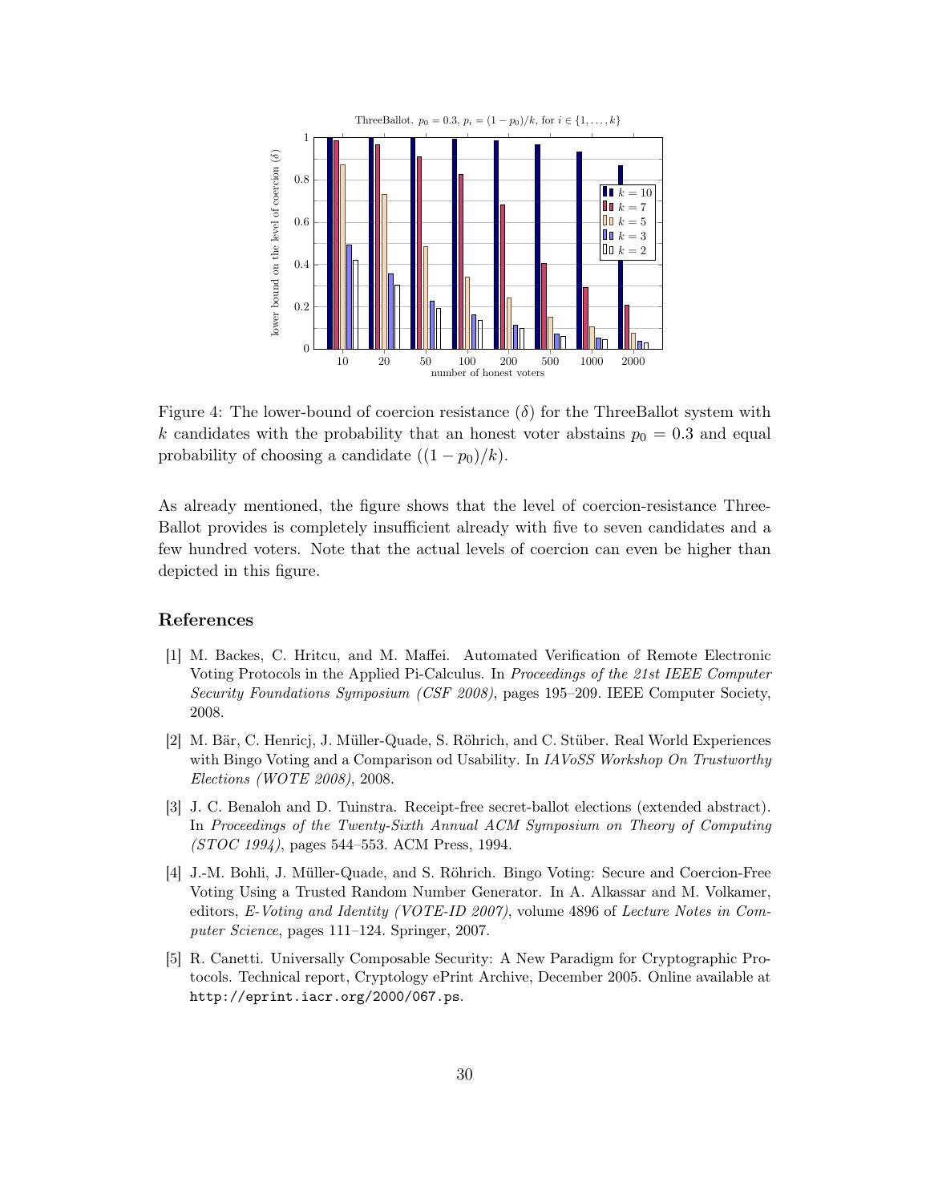Figure 4: The lower-bound of coercion resistance ($\delta$) for the ThreeBallot system with $k$ candidates with the probability that an honest voter abstains $p_0 = 0.3$ and equal probability of choosing a candidate ($(1 - p_0)/k$).

As already mentioned, the figure shows that the level of coercion-resistance ThreeBallot provides is completely insufficient already with five to seven candidates and a few hundred voters. Note that the actual levels of coercion can even be higher than depicted in this figure.

## References

[1] M. Backes, C. Hritcu, and M. Maffei. Automated Verification of Remote Electronic Voting Protocols in the Applied Pi-Calculus. In *Proceedings of the 21st IEEE Computer Security Foundations Symposium (CSF 2008)*, pages 195–209. IEEE Computer Society, 2008.

[2] M. Bär, C. Henricj, J. Müller-Quade, S. Röhrich, and C. Stüber. Real World Experiences with Bingo Voting and a Comparison od Usability. In *IAVoSS Workshop On Trustworthy Elections (WOTE 2008)*, 2008.

[3] J. C. Benaloh and D. Tuinstra. Receipt-free secret-ballot elections (extended abstract). In *Proceedings of the Twenty-Sixth Annual ACM Symposium on Theory of Computing (STOC 1994)*, pages 544–553. ACM Press, 1994.

[4] J.-M. Bohli, J. Müller-Quade, and S. Röhrich. Bingo Voting: Secure and Coercion-Free Voting Using a Trusted Random Number Generator. In A. Alkassar and M. Volkamer, editors, *E-Voting and Identity (VOTE-ID 2007)*, volume 4896 of *Lecture Notes in Computer Science*, pages 111–124. Springer, 2007.

[5] R. Canetti. Universally Composable Security: A New Paradigm for Cryptographic Protocols. Technical report, Cryptology ePrint Archive, December 2005. Online available at `http://eprint.iacr.org/2000/067.ps`.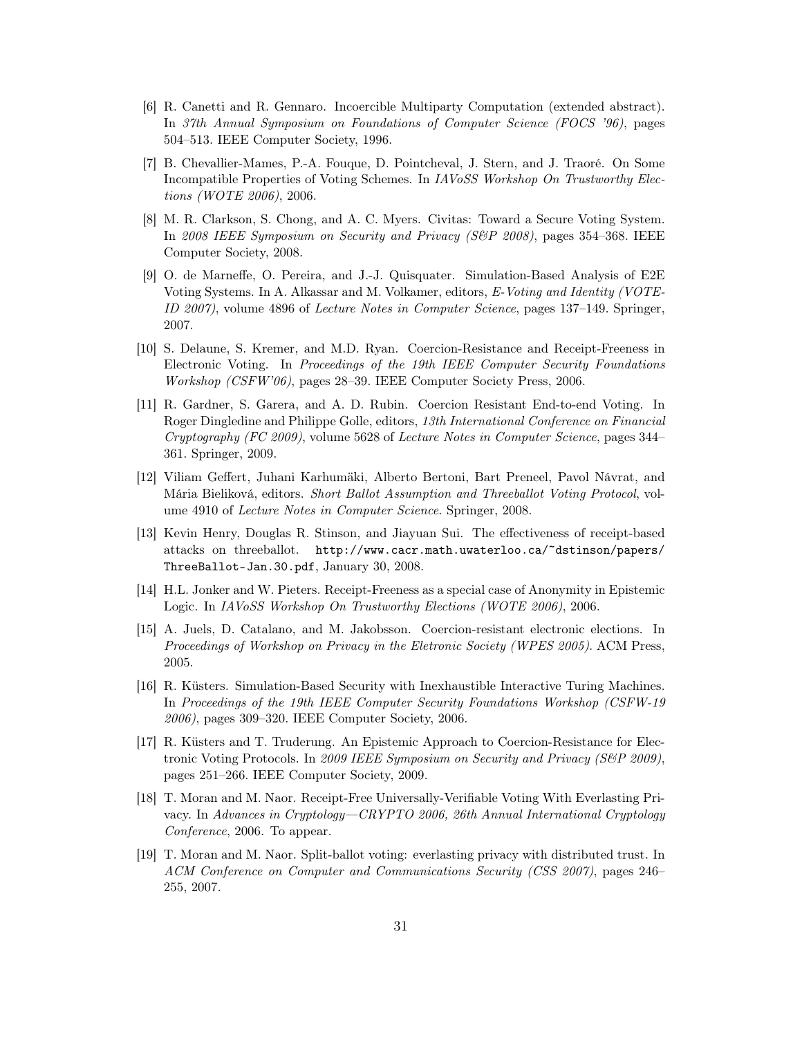[6] R. Canetti and R. Gennaro. Incoercible Multiparty Computation (extended abstract). In *37th Annual Symposium on Foundations of Computer Science (FOCS '96)*, pages 504–513. IEEE Computer Society, 1996.

[7] B. Chevallier-Mames, P.-A. Fouque, D. Pointcheval, J. Stern, and J. Traoré. On Some Incompatible Properties of Voting Schemes. In *IAVoSS Workshop On Trustworthy Elections (WOTE 2006)*, 2006.

[8] M. R. Clarkson, S. Chong, and A. C. Myers. Civitas: Toward a Secure Voting System. In *2008 IEEE Symposium on Security and Privacy (S&P 2008)*, pages 354–368. IEEE Computer Society, 2008.

[9] O. de Marneffe, O. Pereira, and J.-J. Quisquater. Simulation-Based Analysis of E2E Voting Systems. In A. Alkassar and M. Volkamer, editors, *E-Voting and Identity (VOTE-ID 2007)*, volume 4896 of *Lecture Notes in Computer Science*, pages 137–149. Springer, 2007.

[10] S. Delaune, S. Kremer, and M.D. Ryan. Coercion-Resistance and Receipt-Freeness in Electronic Voting. In *Proceedings of the 19th IEEE Computer Security Foundations Workshop (CSFW'06)*, pages 28–39. IEEE Computer Society Press, 2006.

[11] R. Gardner, S. Garera, and A. D. Rubin. Coercion Resistant End-to-end Voting. In Roger Dingledine and Philippe Golle, editors, *13th International Conference on Financial Cryptography (FC 2009)*, volume 5628 of *Lecture Notes in Computer Science*, pages 344–361. Springer, 2009.

[12] Viliam Geffert, Juhani Karhumäki, Alberto Bertoni, Bart Preneel, Pavol Návrat, and Mária Bieliková, editors. *Short Ballot Assumption and Threeballot Voting Protocol*, volume 4910 of *Lecture Notes in Computer Science*. Springer, 2008.

[13] Kevin Henry, Douglas R. Stinson, and Jiayuan Sui. The effectiveness of receipt-based attacks on threeballot. `http://www.cacr.math.uwaterloo.ca/~dstinson/papers/ThreeBallot-Jan.30.pdf`, January 30, 2008.

[14] H.L. Jonker and W. Pieters. Receipt-Freeness as a special case of Anonymity in Epistemic Logic. In *IAVoSS Workshop On Trustworthy Elections (WOTE 2006)*, 2006.

[15] A. Juels, D. Catalano, and M. Jakobsson. Coercion-resistant electronic elections. In *Proceedings of Workshop on Privacy in the Eletronic Society (WPES 2005)*. ACM Press, 2005.

[16] R. Küsters. Simulation-Based Security with Inexhaustible Interactive Turing Machines. In *Proceedings of the 19th IEEE Computer Security Foundations Workshop (CSFW-19 2006)*, pages 309–320. IEEE Computer Society, 2006.

[17] R. Küsters and T. Truderung. An Epistemic Approach to Coercion-Resistance for Electronic Voting Protocols. In *2009 IEEE Symposium on Security and Privacy (S&P 2009)*, pages 251–266. IEEE Computer Society, 2009.

[18] T. Moran and M. Naor. Receipt-Free Universally-Verifiable Voting With Everlasting Privacy. In *Advances in Cryptology—CRYPTO 2006, 26th Annual International Cryptology Conference*, 2006. To appear.

[19] T. Moran and M. Naor. Split-ballot voting: everlasting privacy with distributed trust. In *ACM Conference on Computer and Communications Security (CSS 2007)*, pages 246–255, 2007.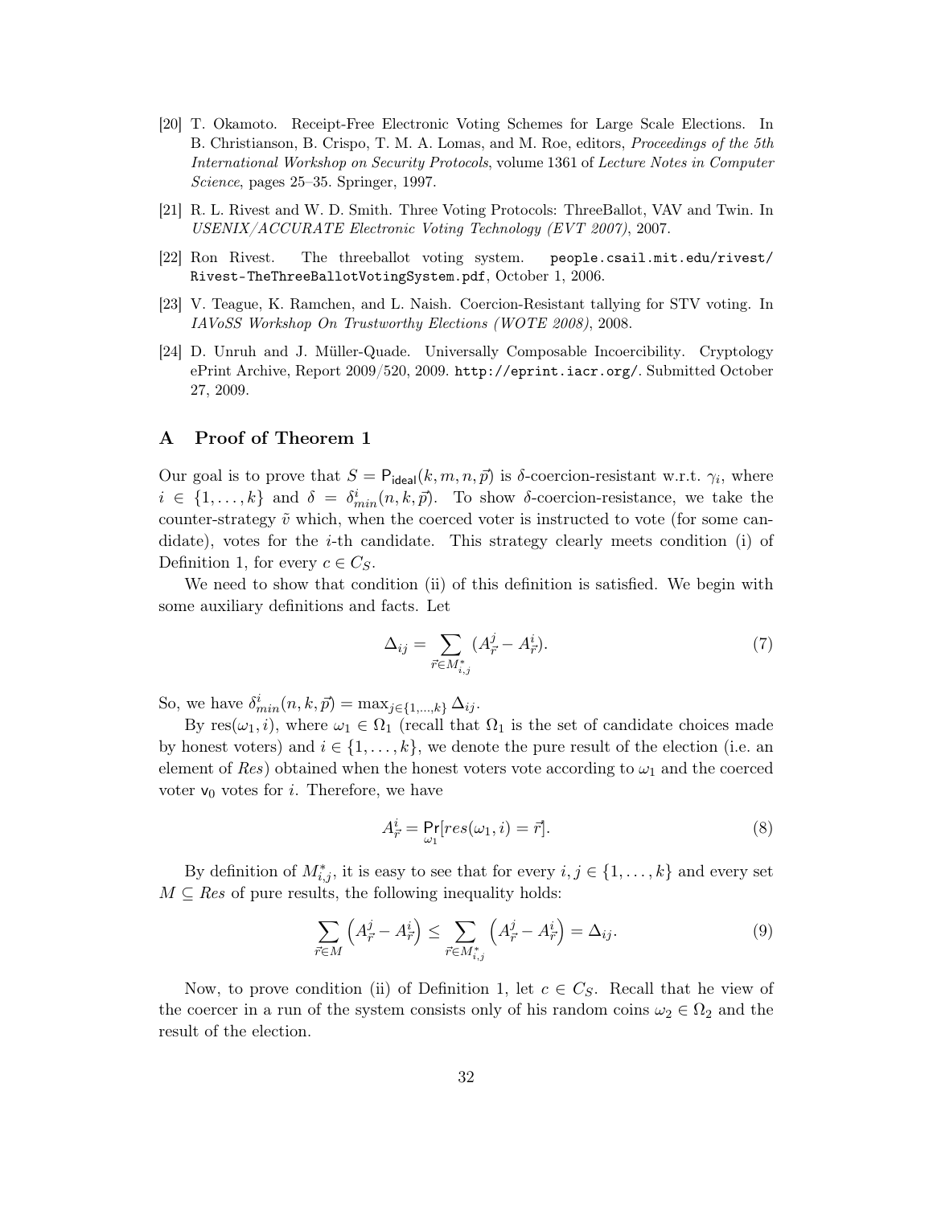[20] T. Okamoto. Receipt-Free Electronic Voting Schemes for Large Scale Elections. In B. Christianson, B. Crispo, T. M. A. Lomas, and M. Roe, editors, *Proceedings of the 5th International Workshop on Security Protocols*, volume 1361 of *Lecture Notes in Computer Science*, pages 25–35. Springer, 1997.

[21] R. L. Rivest and W. D. Smith. Three Voting Protocols: ThreeBallot, VAV and Twin. In *USENIX/ACCURATE Electronic Voting Technology (EVT 2007)*, 2007.

[22] Ron Rivest. The threeballot voting system. `people.csail.mit.edu/rivest/Rivest-TheThreeBallotVotingSystem.pdf`, October 1, 2006.

[23] V. Teague, K. Ramchen, and L. Naish. Coercion-Resistant tallying for STV voting. In *IAVoSS Workshop On Trustworthy Elections (WOTE 2008)*, 2008.

[24] D. Unruh and J. Müller-Quade. Universally Composable Incoercibility. Cryptology ePrint Archive, Report 2009/520, 2009. `http://eprint.iacr.org/`. Submitted October 27, 2009.

## A Proof of Theorem 1

Our goal is to prove that $S = \mathsf{P}_{\mathsf{ideal}}(k, m, n, \vec{p})$ is $\delta$-coercion-resistant w.r.t. $\gamma_i$, where $i \in \{1, \dots, k\}$ and $\delta = \delta^i_{min}(n, k, \vec{p})$. To show $\delta$-coercion-resistance, we take the counter-strategy $\tilde{v}$ which, when the coerced voter is instructed to vote (for some candidate), votes for the $i$-th candidate. This strategy clearly meets condition (i) of Definition 1, for every $c \in C_S$.

We need to show that condition (ii) of this definition is satisfied. We begin with some auxiliary definitions and facts. Let

$$\Delta_{ij} = \sum_{\vec{r} \in M^*_{i,j}} (A^j_{\vec{r}} - A^i_{\vec{r}}). \tag{7}$$

So, we have $\delta^i_{min}(n, k, \vec{p}) = \max_{j \in \{1,\dots,k\}} \Delta_{ij}$.

By $\text{res}(\omega_1, i)$, where $\omega_1 \in \Omega_1$ (recall that $\Omega_1$ is the set of candidate choices made by honest voters) and $i \in \{1, \dots, k\}$, we denote the pure result of the election (i.e. an element of *Res*) obtained when the honest voters vote according to $\omega_1$ and the coerced voter $\mathsf{v}_0$ votes for $i$. Therefore, we have

$$A^i_{\vec{r}} = \Pr_{\omega_1}[res(\omega_1, i) = \vec{r}]. \tag{8}$$

By definition of $M^*_{i,j}$, it is easy to see that for every $i, j \in \{1, \dots, k\}$ and every set $M \subseteq Res$ of pure results, the following inequality holds:

$$\sum_{\vec{r} \in M} \left(A^j_{\vec{r}} - A^i_{\vec{r}}\right) \leq \sum_{\vec{r} \in M^*_{i,j}} \left(A^j_{\vec{r}} - A^i_{\vec{r}}\right) = \Delta_{ij}. \tag{9}$$

Now, to prove condition (ii) of Definition 1, let $c \in C_S$. Recall that he view of the coercer in a run of the system consists only of his random coins $\omega_2 \in \Omega_2$ and the result of the election.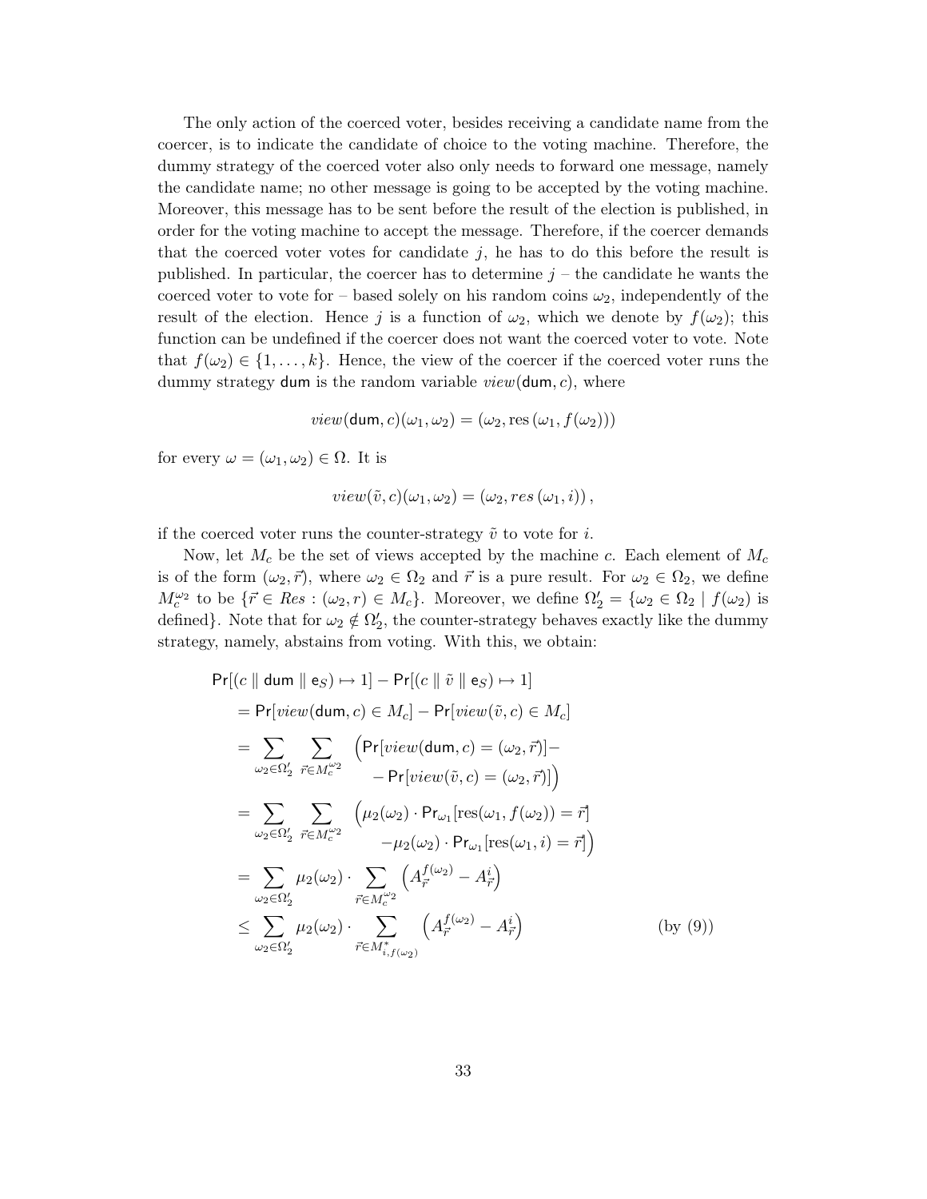The only action of the coerced voter, besides receiving a candidate name from the coercer, is to indicate the candidate of choice to the voting machine. Therefore, the dummy strategy of the coerced voter also only needs to forward one message, namely the candidate name; no other message is going to be accepted by the voting machine. Moreover, this message has to be sent before the result of the election is published, in order for the voting machine to accept the message. Therefore, if the coercer demands that the coerced voter votes for candidate $j$, he has to do this before the result is published. In particular, the coercer has to determine $j$ – the candidate he wants the coerced voter to vote for – based solely on his random coins $\omega_2$, independently of the result of the election. Hence $j$ is a function of $\omega_2$, which we denote by $f(\omega_2)$; this function can be undefined if the coercer does not want the coerced voter to vote. Note that $f(\omega_2) \in \{1, \ldots, k\}$. Hence, the view of the coercer if the coerced voter runs the dummy strategy $\mathsf{dum}$ is the random variable $view(\mathsf{dum}, c)$, where

$$view(\mathsf{dum}, c)(\omega_1, \omega_2) = (\omega_2, \mathrm{res}\,(\omega_1, f(\omega_2)))$$

for every $\omega = (\omega_1, \omega_2) \in \Omega$. It is

$$view(\tilde{v}, c)(\omega_1, \omega_2) = (\omega_2, res\,(\omega_1, i))\,,$$

if the coerced voter runs the counter-strategy $\tilde{v}$ to vote for $i$.

Now, let $M_c$ be the set of views accepted by the machine $c$. Each element of $M_c$ is of the form $(\omega_2, \vec{r})$, where $\omega_2 \in \Omega_2$ and $\vec{r}$ is a pure result. For $\omega_2 \in \Omega_2$, we define $M_c^{\omega_2}$ to be $\{\vec{r} \in \mathit{Res} : (\omega_2, r) \in M_c\}$. Moreover, we define $\Omega_2' = \{\omega_2 \in \Omega_2 \mid f(\omega_2)$ is defined$\}$. Note that for $\omega_2 \notin \Omega_2'$, the counter-strategy behaves exactly like the dummy strategy, namely, abstains from voting. With this, we obtain:

$$
\begin{aligned}
&\Pr[(c \parallel \mathsf{dum} \parallel \mathsf{e}_S) \mapsto 1] - \Pr[(c \parallel \tilde{v} \parallel \mathsf{e}_S) \mapsto 1] \\
&\quad = \Pr[view(\mathsf{dum}, c) \in M_c] - \Pr[view(\tilde{v}, c) \in M_c] \\
&\quad = \sum_{\omega_2 \in \Omega_2'} \sum_{\vec{r} \in M_c^{\omega_2}} \Big( \Pr[view(\mathsf{dum}, c) = (\omega_2, \vec{r})] - \\
&\qquad\qquad - \Pr[view(\tilde{v}, c) = (\omega_2, \vec{r})] \Big) \\
&\quad = \sum_{\omega_2 \in \Omega_2'} \sum_{\vec{r} \in M_c^{\omega_2}} \Big( \mu_2(\omega_2) \cdot \Pr_{\omega_1}[\mathrm{res}(\omega_1, f(\omega_2)) = \vec{r}] \\
&\qquad\qquad - \mu_2(\omega_2) \cdot \Pr_{\omega_1}[\mathrm{res}(\omega_1, i) = \vec{r}] \Big) \\
&\quad = \sum_{\omega_2 \in \Omega_2'} \mu_2(\omega_2) \cdot \sum_{\vec{r} \in M_c^{\omega_2}} \left( A_{\vec{r}}^{f(\omega_2)} - A_{\vec{r}}^{i} \right) \\
&\quad \leq \sum_{\omega_2 \in \Omega_2'} \mu_2(\omega_2) \cdot \sum_{\vec{r} \in M^*_{i, f(\omega_2)}} \left( A_{\vec{r}}^{f(\omega_2)} - A_{\vec{r}}^{i} \right) \qquad\qquad \text{(by (9))}
\end{aligned}
$$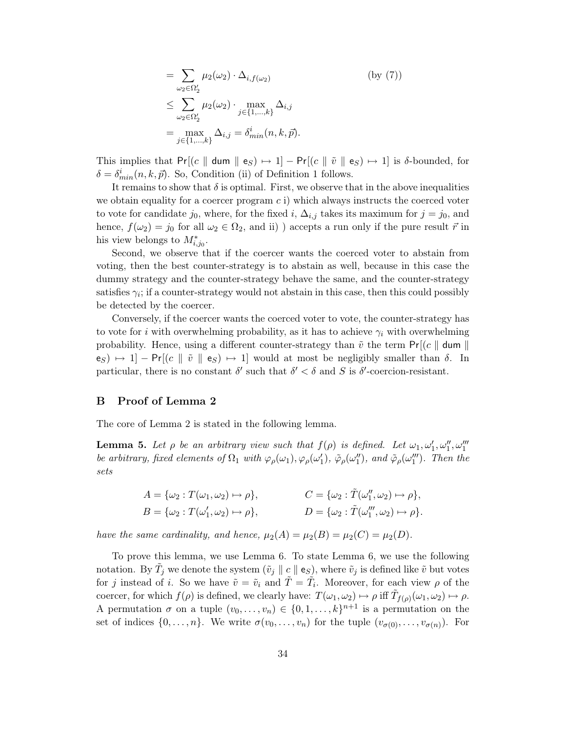$$
\begin{aligned}
&= \sum_{\omega_2 \in \Omega_2'} \mu_2(\omega_2) \cdot \Delta_{i,f(\omega_2)} && \text{(by (7))} \\
&\leq \sum_{\omega_2 \in \Omega_2'} \mu_2(\omega_2) \cdot \max_{j \in \{1,\ldots,k\}} \Delta_{i,j} \\
&= \max_{j \in \{1,\ldots,k\}} \Delta_{i,j} = \delta^i_{min}(n,k,\vec{p}).
\end{aligned}
$$

This implies that $\Pr[(c \parallel \mathsf{dum} \parallel \mathsf{e}_S) \mapsto 1] - \Pr[(c \parallel \tilde{v} \parallel \mathsf{e}_S) \mapsto 1]$ is $\delta$-bounded, for $\delta = \delta^i_{min}(n,k,\vec{p})$. So, Condition (ii) of Definition 1 follows.

It remains to show that $\delta$ is optimal. First, we observe that in the above inequalities we obtain equality for a coercer program $c$ i) which always instructs the coerced voter to vote for candidate $j_0$, where, for the fixed $i$, $\Delta_{i,j}$ takes its maximum for $j = j_0$, and hence, $f(\omega_2) = j_0$ for all $\omega_2 \in \Omega_2$, and ii) ) accepts a run only if the pure result $\vec{r}$ in his view belongs to $M^*_{i,j_0}$.

Second, we observe that if the coercer wants the coerced voter to abstain from voting, then the best counter-strategy is to abstain as well, because in this case the dummy strategy and the counter-strategy behave the same, and the counter-strategy satisfies $\gamma_i$; if a counter-strategy would not abstain in this case, then this could possibly be detected by the coercer.

Conversely, if the coercer wants the coerced voter to vote, the counter-strategy has to vote for $i$ with overwhelming probability, as it has to achieve $\gamma_i$ with overwhelming probability. Hence, using a different counter-strategy than $\tilde{v}$ the term $\Pr[(c \parallel \mathsf{dum} \parallel \mathsf{e}_S) \mapsto 1] - \Pr[(c \parallel \tilde{v} \parallel \mathsf{e}_S) \mapsto 1]$ would at most be negligibly smaller than $\delta$. In particular, there is no constant $\delta'$ such that $\delta' < \delta$ and $S$ is $\delta'$-coercion-resistant.

## B Proof of Lemma 2

The core of Lemma 2 is stated in the following lemma.

**Lemma 5.** *Let $\rho$ be an arbitrary view such that $f(\rho)$ is defined. Let $\omega_1, \omega_1', \omega_1'', \omega_1'''$ be arbitrary, fixed elements of $\Omega_1$ with $\varphi_\rho(\omega_1), \varphi_\rho(\omega_1')$, $\tilde{\varphi}_\rho(\omega_1'')$, and $\tilde{\varphi}_\rho(\omega_1''')$. Then the sets*

$$
\begin{aligned}
A &= \{\omega_2 : T(\omega_1, \omega_2) \mapsto \rho\}, & C &= \{\omega_2 : \tilde{T}(\omega_1'', \omega_2) \mapsto \rho\}, \\
B &= \{\omega_2 : T(\omega_1', \omega_2) \mapsto \rho\}, & D &= \{\omega_2 : \tilde{T}(\omega_1''', \omega_2) \mapsto \rho\}.
\end{aligned}
$$

*have the same cardinality, and hence, $\mu_2(A) = \mu_2(B) = \mu_2(C) = \mu_2(D)$.*

To prove this lemma, we use Lemma 6. To state Lemma 6, we use the following notation. By $\tilde{T}_j$ we denote the system $(\tilde{v}_j \parallel c \parallel \mathsf{e}_S)$, where $\tilde{v}_j$ is defined like $\tilde{v}$ but votes for $j$ instead of $i$. So we have $\tilde{v} = \tilde{v}_i$ and $\tilde{T} = \tilde{T}_i$. Moreover, for each view $\rho$ of the coercer, for which $f(\rho)$ is defined, we clearly have: $T(\omega_1, \omega_2) \mapsto \rho$ iff $\tilde{T}_{f(\rho)}(\omega_1, \omega_2) \mapsto \rho$. A permutation $\sigma$ on a tuple $(v_0, \ldots, v_n) \in \{0, 1, \ldots, k\}^{n+1}$ is a permutation on the set of indices $\{0, \ldots, n\}$. We write $\sigma(v_0, \ldots, v_n)$ for the tuple $(v_{\sigma(0)}, \ldots, v_{\sigma(n)})$. For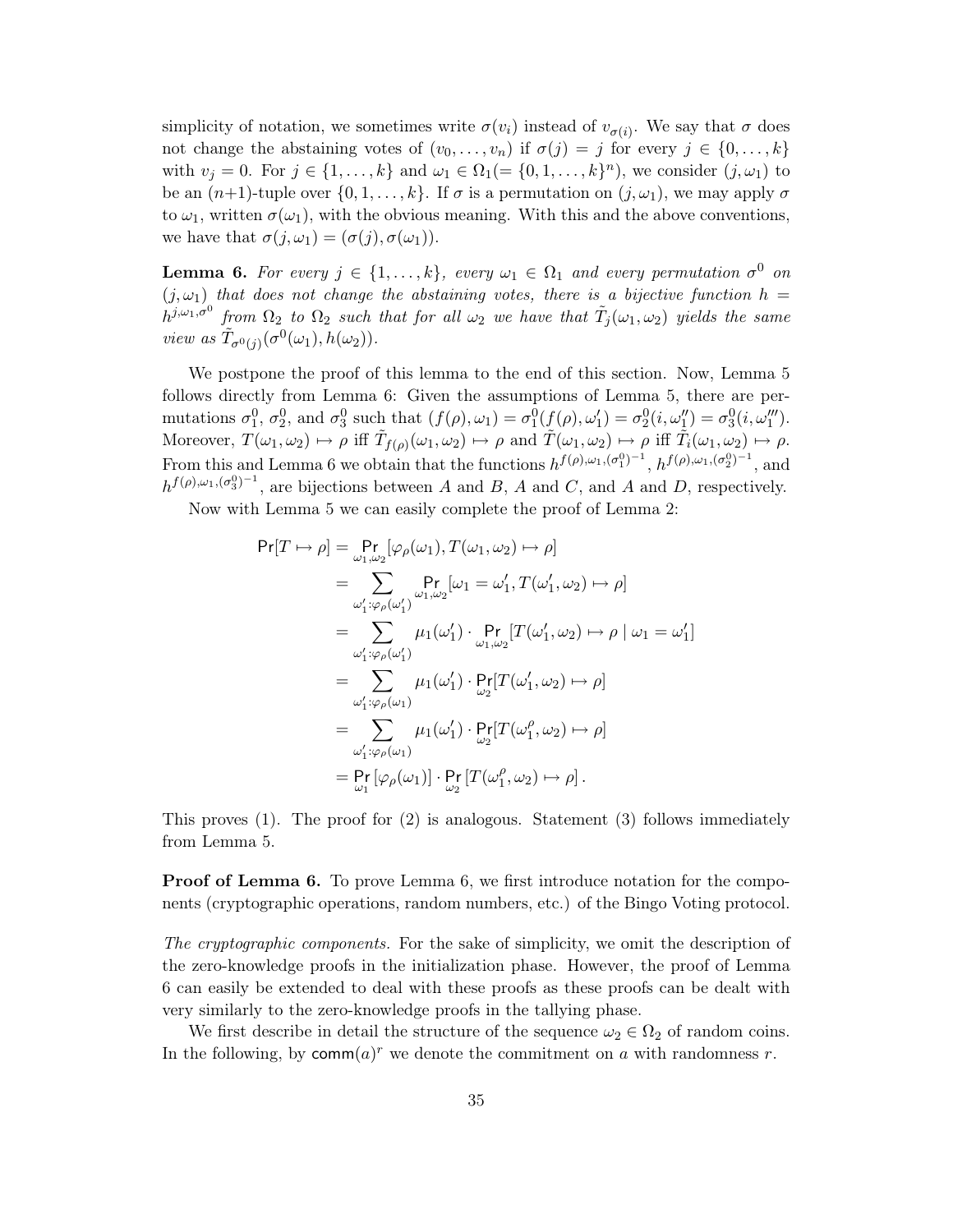simplicity of notation, we sometimes write $\sigma(v_i)$ instead of $v_{\sigma(i)}$. We say that $\sigma$ does not change the abstaining votes of $(v_0,\dots,v_n)$ if $\sigma(j)=j$ for every $j\in\{0,\dots,k\}$ with $v_j=0$. For $j\in\{1,\dots,k\}$ and $\omega_1\in\Omega_1(=\{0,1,\dots,k\}^n)$, we consider $(j,\omega_1)$ to be an $(n{+}1)$-tuple over $\{0,1,\dots,k\}$. If $\sigma$ is a permutation on $(j,\omega_1)$, we may apply $\sigma$ to $\omega_1$, written $\sigma(\omega_1)$, with the obvious meaning. With this and the above conventions, we have that $\sigma(j,\omega_1)=(\sigma(j),\sigma(\omega_1))$.

**Lemma 6.** *For every $j\in\{1,\dots,k\}$, every $\omega_1\in\Omega_1$ and every permutation $\sigma^0$ on $(j,\omega_1)$ that does not change the abstaining votes, there is a bijective function $h=h^{j,\omega_1,\sigma^0}$ from $\Omega_2$ to $\Omega_2$ such that for all $\omega_2$ we have that $\tilde{T}_j(\omega_1,\omega_2)$ yields the same view as $\tilde{T}_{\sigma^0(j)}(\sigma^0(\omega_1),h(\omega_2))$.*

We postpone the proof of this lemma to the end of this section. Now, Lemma 5 follows directly from Lemma 6: Given the assumptions of Lemma 5, there are permutations $\sigma_1^0$, $\sigma_2^0$, and $\sigma_3^0$ such that $(f(\rho),\omega_1)=\sigma_1^0(f(\rho),\omega_1')=\sigma_2^0(i,\omega_1'')=\sigma_3^0(i,\omega_1''')$. Moreover, $T(\omega_1,\omega_2)\mapsto\rho$ iff $\tilde{T}_{f(\rho)}(\omega_1,\omega_2)\mapsto\rho$ and $\tilde{T}(\omega_1,\omega_2)\mapsto\rho$ iff $\tilde{T}_i(\omega_1,\omega_2)\mapsto\rho$. From this and Lemma 6 we obtain that the functions $h^{f(\rho),\omega_1,(\sigma_1^0)^{-1}}$, $h^{f(\rho),\omega_1,(\sigma_2^0)^{-1}}$, and $h^{f(\rho),\omega_1,(\sigma_3^0)^{-1}}$, are bijections between $A$ and $B$, $A$ and $C$, and $A$ and $D$, respectively.

Now with Lemma 5 we can easily complete the proof of Lemma 2:

$$
\begin{aligned}
\Pr[T\mapsto\rho] &= \Pr_{\omega_1,\omega_2}[\varphi_\rho(\omega_1),T(\omega_1,\omega_2)\mapsto\rho]\\
&= \sum_{\omega_1':\varphi_\rho(\omega_1')}\Pr_{\omega_1,\omega_2}[\omega_1=\omega_1',T(\omega_1',\omega_2)\mapsto\rho]\\
&= \sum_{\omega_1':\varphi_\rho(\omega_1')}\mu_1(\omega_1')\cdot\Pr_{\omega_1,\omega_2}[T(\omega_1',\omega_2)\mapsto\rho\mid\omega_1=\omega_1']\\
&= \sum_{\omega_1':\varphi_\rho(\omega_1)}\mu_1(\omega_1')\cdot\Pr_{\omega_2}[T(\omega_1',\omega_2)\mapsto\rho]\\
&= \sum_{\omega_1':\varphi_\rho(\omega_1)}\mu_1(\omega_1')\cdot\Pr_{\omega_2}[T(\omega_1^\rho,\omega_2)\mapsto\rho]\\
&= \Pr_{\omega_1}\left[\varphi_\rho(\omega_1)\right]\cdot\Pr_{\omega_2}\left[T(\omega_1^\rho,\omega_2)\mapsto\rho\right].
\end{aligned}
$$

This proves (1). The proof for (2) is analogous. Statement (3) follows immediately from Lemma 5.

**Proof of Lemma 6.** To prove Lemma 6, we first introduce notation for the components (cryptographic operations, random numbers, etc.) of the Bingo Voting protocol.

*The cryptographic components.* For the sake of simplicity, we omit the description of the zero-knowledge proofs in the initialization phase. However, the proof of Lemma 6 can easily be extended to deal with these proofs as these proofs can be dealt with very similarly to the zero-knowledge proofs in the tallying phase.

We first describe in detail the structure of the sequence $\omega_2\in\Omega_2$ of random coins. In the following, by $\mathsf{comm}(a)^r$ we denote the commitment on $a$ with randomness $r$.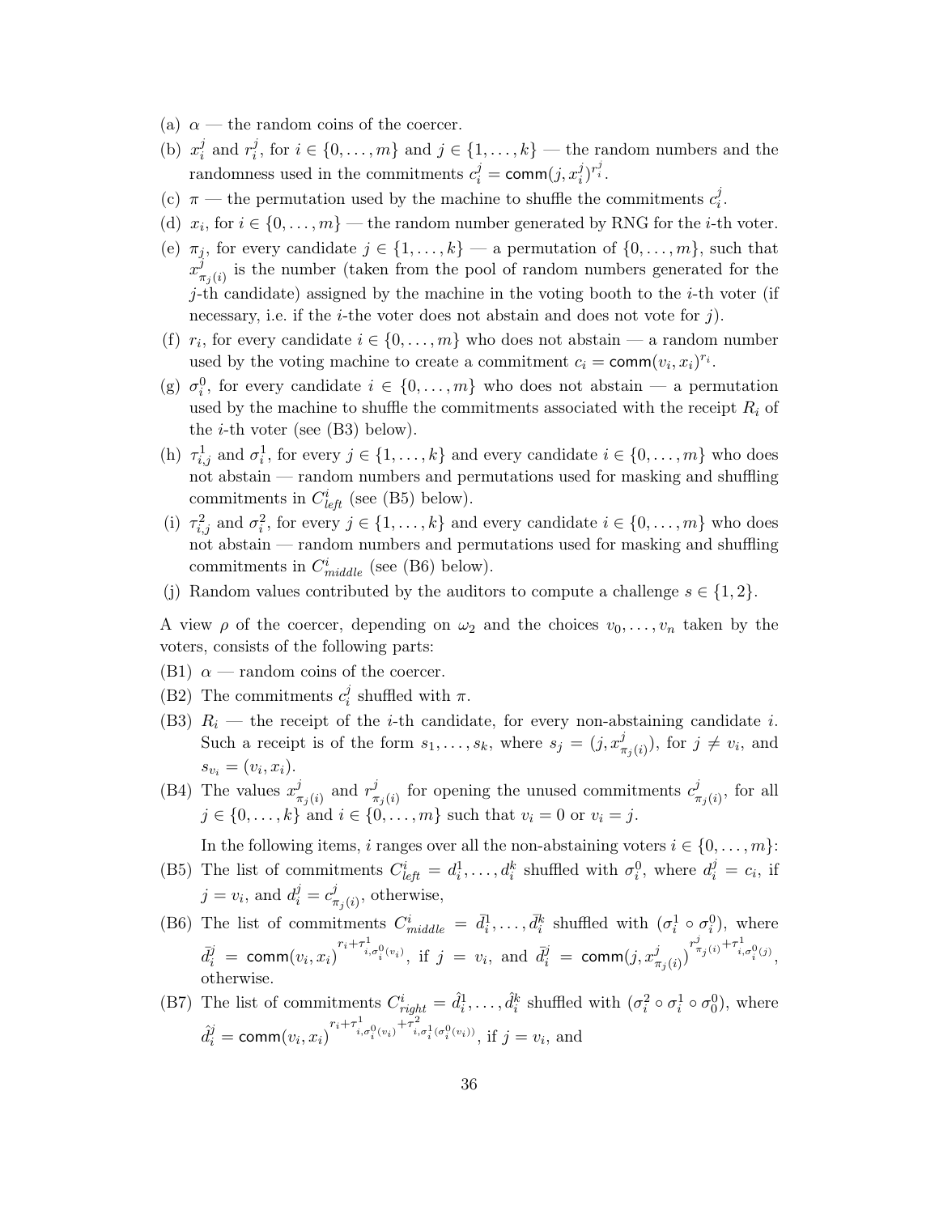(a) $\alpha$ — the random coins of the coercer.

(b) $x_i^j$ and $r_i^j$, for $i \in \{0, \ldots, m\}$ and $j \in \{1, \ldots, k\}$ — the random numbers and the randomness used in the commitments $c_i^j = \mathsf{comm}(j, x_i^j)^{r_i^j}$.

(c) $\pi$ — the permutation used by the machine to shuffle the commitments $c_i^j$.

(d) $x_i$, for $i \in \{0, \ldots, m\}$ — the random number generated by RNG for the $i$-th voter.

(e) $\pi_j$, for every candidate $j \in \{1, \ldots, k\}$ — a permutation of $\{0, \ldots, m\}$, such that $x^j_{\pi_j(i)}$ is the number (taken from the pool of random numbers generated for the $j$-th candidate) assigned by the machine in the voting booth to the $i$-th voter (if necessary, i.e. if the $i$-the voter does not abstain and does not vote for $j$).

(f) $r_i$, for every candidate $i \in \{0, \ldots, m\}$ who does not abstain — a random number used by the voting machine to create a commitment $c_i = \mathsf{comm}(v_i, x_i)^{r_i}$.

(g) $\sigma_i^0$, for every candidate $i \in \{0, \ldots, m\}$ who does not abstain — a permutation used by the machine to shuffle the commitments associated with the receipt $R_i$ of the $i$-th voter (see (B3) below).

(h) $\tau^1_{i,j}$ and $\sigma^1_i$, for every $j \in \{1, \ldots, k\}$ and every candidate $i \in \{0, \ldots, m\}$ who does not abstain — random numbers and permutations used for masking and shuffling commitments in $C^i_{\mathit{left}}$ (see (B5) below).

(i) $\tau^2_{i,j}$ and $\sigma^2_i$, for every $j \in \{1, \ldots, k\}$ and every candidate $i \in \{0, \ldots, m\}$ who does not abstain — random numbers and permutations used for masking and shuffling commitments in $C^i_{\mathit{middle}}$ (see (B6) below).

(j) Random values contributed by the auditors to compute a challenge $s \in \{1, 2\}$.

A view $\rho$ of the coercer, depending on $\omega_2$ and the choices $v_0, \ldots, v_n$ taken by the voters, consists of the following parts:

(B1) $\alpha$ — random coins of the coercer.

(B2) The commitments $c_i^j$ shuffled with $\pi$.

(B3) $R_i$ — the receipt of the $i$-th candidate, for every non-abstaining candidate $i$. Such a receipt is of the form $s_1, \ldots, s_k$, where $s_j = (j, x^j_{\pi_j(i)})$, for $j \neq v_i$, and $s_{v_i} = (v_i, x_i)$.

(B4) The values $x^j_{\pi_j(i)}$ and $r^j_{\pi_j(i)}$ for opening the unused commitments $c^j_{\pi_j(i)}$, for all $j \in \{0, \ldots, k\}$ and $i \in \{0, \ldots, m\}$ such that $v_i = 0$ or $v_i = j$.

In the following items, $i$ ranges over all the non-abstaining voters $i \in \{0, \ldots, m\}$:

(B5) The list of commitments $C^i_{\mathit{left}} = d^1_i, \ldots, d^k_i$ shuffled with $\sigma^0_i$, where $d^j_i = c_i$, if $j = v_i$, and $d^j_i = c^j_{\pi_j(i)}$, otherwise,

(B6) The list of commitments $C^i_{\mathit{middle}} = \bar{d}^1_i, \ldots, \bar{d}^k_i$ shuffled with $(\sigma^1_i \circ \sigma^0_i)$, where $\bar{d}^j_i = \mathsf{comm}(v_i, x_i)^{r_i + \tau^1_{i,\sigma^0_i(v_i)}}$, if $j = v_i$, and $\bar{d}^j_i = \mathsf{comm}(j, x^j_{\pi_j(i)})^{r^j_{\pi_j(i)} + \tau^1_{i,\sigma^0_i(j)}}$, otherwise.

(B7) The list of commitments $C^i_{\mathit{right}} = \hat{d}^1_i, \ldots, \hat{d}^k_i$ shuffled with $(\sigma^2_i \circ \sigma^1_i \circ \sigma^0_0)$, where $\hat{d}^j_i = \mathsf{comm}(v_i, x_i)^{r_i + \tau^1_{i,\sigma^0_i(v_i)} + \tau^2_{i,\sigma^1_i(\sigma^0_i(v_i))}}$, if $j = v_i$, and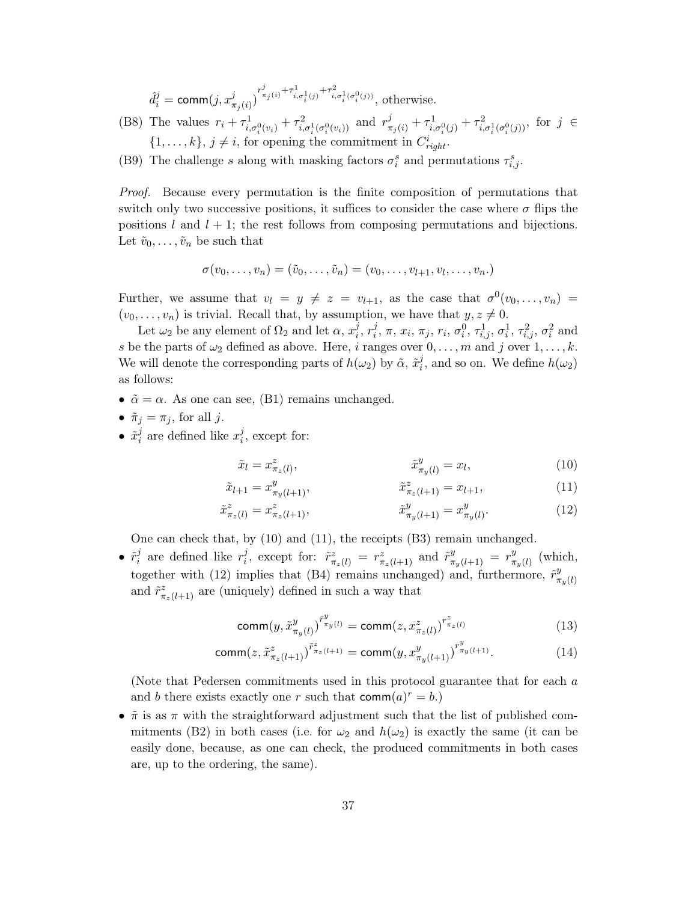$$\hat{d}_i^j = \mathsf{comm}(j, x^j_{\pi_j(i)})^{r^j_{\pi_j(i)} + \tau^1_{i,\sigma^1_i(j)} + \tau^2_{i,\sigma^1_i(\sigma^0_i(j))}}, \text{ otherwise.}$$

(B8) The values $r_i + \tau^1_{i,\sigma^0_i(v_i)} + \tau^2_{i,\sigma^1_i(\sigma^0_i(v_i))}$ and $r^j_{\pi_j(i)} + \tau^1_{i,\sigma^0_i(j)} + \tau^2_{i,\sigma^1_i(\sigma^0_i(j))}$, for $j \in \{1,\ldots,k\}$, $j \neq i$, for opening the commitment in $C^i_{right}$.

(B9) The challenge $s$ along with masking factors $\sigma^s_i$ and permutations $\tau^s_{i,j}$.

*Proof.* Because every permutation is the finite composition of permutations that switch only two successive positions, it suffices to consider the case where $\sigma$ flips the positions $l$ and $l+1$; the rest follows from composing permutations and bijections. Let $\tilde{v}_0, \ldots, \tilde{v}_n$ be such that

$$\sigma(v_0, \ldots, v_n) = (\tilde{v}_0, \ldots, \tilde{v}_n) = (v_0, \ldots, v_{l+1}, v_l, \ldots, v_n.)$$

Further, we assume that $v_l = y \neq z = v_{l+1}$, as the case that $\sigma^0(v_0, \ldots, v_n) = (v_0, \ldots, v_n)$ is trivial. Recall that, by assumption, we have that $y, z \neq 0$.

Let $\omega_2$ be any element of $\Omega_2$ and let $\alpha$, $x^j_i$, $r^j_i$, $\pi$, $x_i$, $\pi_j$, $r_i$, $\sigma^0_i$, $\tau^1_{i,j}$, $\sigma^1_i$, $\tau^2_{i,j}$, $\sigma^2_i$ and $s$ be the parts of $\omega_2$ defined as above. Here, $i$ ranges over $0, \ldots, m$ and $j$ over $1, \ldots, k$. We will denote the corresponding parts of $h(\omega_2)$ by $\tilde{\alpha}$, $\tilde{x}^j_i$, and so on. We define $h(\omega_2)$ as follows:

- $\tilde{\alpha} = \alpha$. As one can see, (B1) remains unchanged.
- $\tilde{\pi}_j = \pi_j$, for all $j$.
- $\tilde{x}^j_i$ are defined like $x^j_i$, except for:

$$\tilde{x}_l = x^z_{\pi_z(l)}, \qquad \tilde{x}^y_{\pi_y(l)} = x_l, \tag{10}$$

$$\tilde{x}_{l+1} = x^y_{\pi_y(l+1)}, \qquad \tilde{x}^z_{\pi_z(l+1)} = x_{l+1}, \tag{11}$$

$$\tilde{x}^z_{\pi_z(l)} = x^z_{\pi_z(l+1)}, \qquad \tilde{x}^y_{\pi_y(l+1)} = x^y_{\pi_y(l)}. \tag{12}$$

  One can check that, by (10) and (11), the receipts (B3) remain unchanged.

- $\tilde{r}^j_i$ are defined like $r^j_i$, except for: $\tilde{r}^z_{\pi_z(l)} = r^z_{\pi_z(l+1)}$ and $\tilde{r}^y_{\pi_y(l+1)} = r^y_{\pi_y(l)}$ (which, together with (12) implies that (B4) remains unchanged) and, furthermore, $\tilde{r}^y_{\pi_y(l)}$ and $\tilde{r}^z_{\pi_z(l+1)}$ are (uniquely) defined in such a way that

$$\mathsf{comm}(y, \tilde{x}^y_{\pi_y(l)})^{\tilde{r}^y_{\pi_y(l)}} = \mathsf{comm}(z, x^z_{\pi_z(l)})^{r^z_{\pi_z(l)}} \tag{13}$$

$$\mathsf{comm}(z, \tilde{x}^z_{\pi_z(l+1)})^{\tilde{r}^z_{\pi_z(l+1)}} = \mathsf{comm}(y, x^y_{\pi_y(l+1)})^{r^y_{\pi_y(l+1)}}. \tag{14}$$

  (Note that Pedersen commitments used in this protocol guarantee that for each $a$ and $b$ there exists exactly one $r$ such that $\mathsf{comm}(a)^r = b$.)

- $\tilde{\pi}$ is as $\pi$ with the straightforward adjustment such that the list of published commitments (B2) in both cases (i.e. for $\omega_2$ and $h(\omega_2)$ is exactly the same (it can be easily done, because, as one can check, the produced commitments in both cases are, up to the ordering, the same).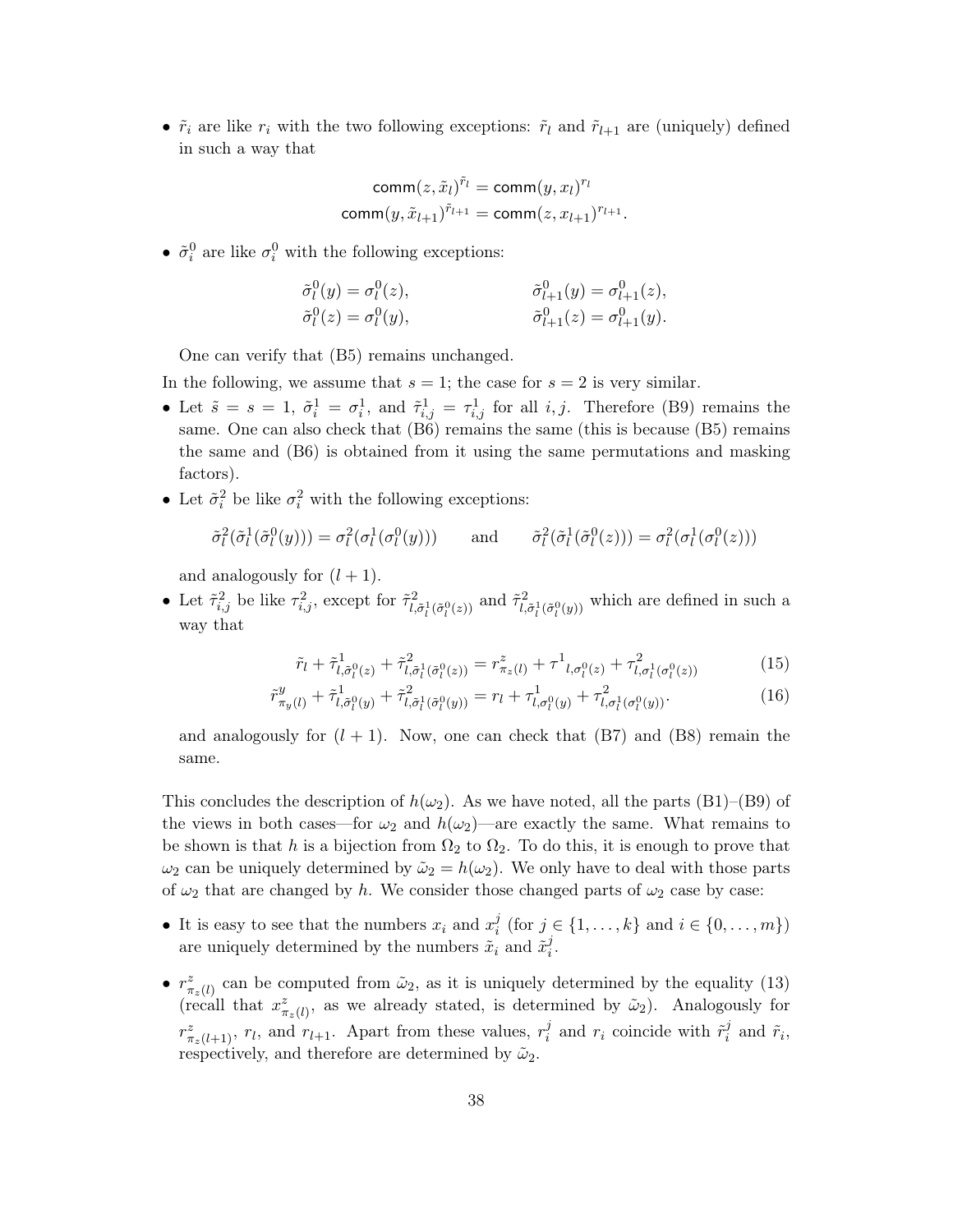- $\tilde{r}_i$ are like $r_i$ with the two following exceptions: $\tilde{r}_l$ and $\tilde{r}_{l+1}$ are (uniquely) defined in such a way that

$$\mathsf{comm}(z, \tilde{x}_l)^{\tilde{r}_l} = \mathsf{comm}(y, x_l)^{r_l}$$
$$\mathsf{comm}(y, \tilde{x}_{l+1})^{\tilde{r}_{l+1}} = \mathsf{comm}(z, x_{l+1})^{r_{l+1}}.$$

- $\tilde{\sigma}_i^0$ are like $\sigma_i^0$ with the following exceptions:

$$\tilde{\sigma}_l^0(y) = \sigma_l^0(z), \qquad \tilde{\sigma}_{l+1}^0(y) = \sigma_{l+1}^0(z),$$
$$\tilde{\sigma}_l^0(z) = \sigma_l^0(y), \qquad \tilde{\sigma}_{l+1}^0(z) = \sigma_{l+1}^0(y).$$

  One can verify that (B5) remains unchanged.

In the following, we assume that $s = 1$; the case for $s = 2$ is very similar.

- Let $\tilde{s} = s = 1$, $\tilde{\sigma}_i^1 = \sigma_i^1$, and $\tilde{\tau}_{i,j}^1 = \tau_{i,j}^1$ for all $i, j$. Therefore (B9) remains the same. One can also check that (B6) remains the same (this is because (B5) remains the same and (B6) is obtained from it using the same permutations and masking factors).
- Let $\tilde{\sigma}_i^2$ be like $\sigma_i^2$ with the following exceptions:

$$\tilde{\sigma}_l^2(\tilde{\sigma}_l^1(\tilde{\sigma}_l^0(y))) = \sigma_l^2(\sigma_l^1(\sigma_l^0(y))) \qquad \text{and} \qquad \tilde{\sigma}_l^2(\tilde{\sigma}_l^1(\tilde{\sigma}_l^0(z))) = \sigma_l^2(\sigma_l^1(\sigma_l^0(z)))$$

  and analogously for $(l + 1)$.
- Let $\tilde{\tau}_{i,j}^2$ be like $\tau_{i,j}^2$, except for $\tilde{\tau}^2_{l,\tilde{\sigma}_l^1(\tilde{\sigma}_l^0(z))}$ and $\tilde{\tau}^2_{l,\tilde{\sigma}_l^1(\tilde{\sigma}_l^0(y))}$ which are defined in such a way that

$$\tilde{r}_l + \tilde{\tau}^1_{l,\tilde{\sigma}_l^0(z)} + \tilde{\tau}^2_{l,\tilde{\sigma}_l^1(\tilde{\sigma}_l^0(z))} = r^z_{\pi_z(l)} + \tau^1{}_{l,\sigma_l^0(z)} + \tau^2_{l,\sigma_l^1(\sigma_l^0(z))} \tag{15}$$
$$\tilde{r}^y_{\pi_y(l)} + \tilde{\tau}^1_{l,\tilde{\sigma}_l^0(y)} + \tilde{\tau}^2_{l,\tilde{\sigma}_l^1(\tilde{\sigma}_l^0(y))} = r_l + \tau^1_{l,\sigma_l^0(y)} + \tau^2_{l,\sigma_l^1(\sigma_l^0(y))}. \tag{16}$$

  and analogously for $(l + 1)$. Now, one can check that (B7) and (B8) remain the same.

This concludes the description of $h(\omega_2)$. As we have noted, all the parts (B1)–(B9) of the views in both cases—for $\omega_2$ and $h(\omega_2)$—are exactly the same. What remains to be shown is that $h$ is a bijection from $\Omega_2$ to $\Omega_2$. To do this, it is enough to prove that $\omega_2$ can be uniquely determined by $\tilde{\omega}_2 = h(\omega_2)$. We only have to deal with those parts of $\omega_2$ that are changed by $h$. We consider those changed parts of $\omega_2$ case by case:

- It is easy to see that the numbers $x_i$ and $x_i^j$ (for $j \in \{1, \dots, k\}$ and $i \in \{0, \dots, m\}$) are uniquely determined by the numbers $\tilde{x}_i$ and $\tilde{x}_i^j$.
- $r^z_{\pi_z(l)}$ can be computed from $\tilde{\omega}_2$, as it is uniquely determined by the equality (13) (recall that $x^z_{\pi_z(l)}$, as we already stated, is determined by $\tilde{\omega}_2$). Analogously for $r^z_{\pi_z(l+1)}$, $r_l$, and $r_{l+1}$. Apart from these values, $r_i^j$ and $r_i$ coincide with $\tilde{r}_i^j$ and $\tilde{r}_i$, respectively, and therefore are determined by $\tilde{\omega}_2$.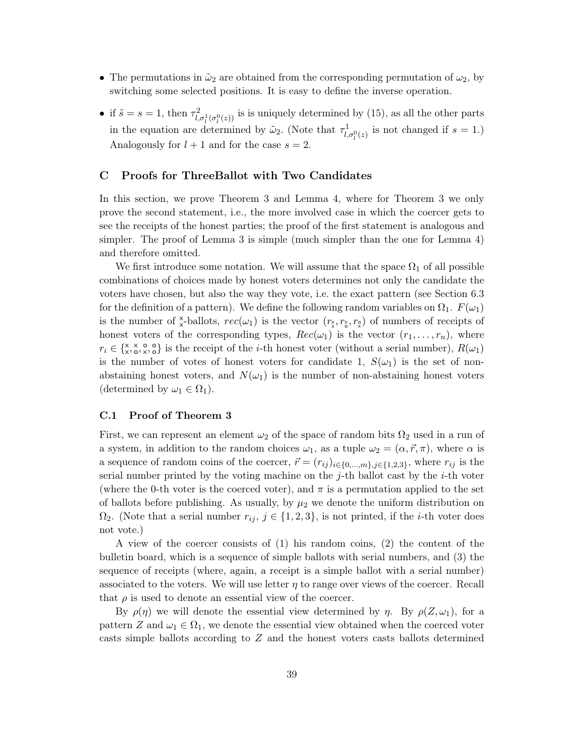- The permutations in $\tilde{\omega}_2$ are obtained from the corresponding permutation of $\omega_2$, by switching some selected positions. It is easy to define the inverse operation.
- if $\tilde{s} = s = 1$, then $\tau^2_{l,\sigma^1_l(\sigma^0_l(z))}$ is is uniquely determined by (15), as all the other parts in the equation are determined by $\tilde{\omega}_2$. (Note that $\tau^1_{l,\sigma^0_l(z)}$ is not changed if $s = 1$.) Analogously for $l + 1$ and for the case $s = 2$.

## C Proofs for ThreeBallot with Two Candidates

In this section, we prove Theorem 3 and Lemma 4, where for Theorem 3 we only prove the second statement, i.e., the more involved case in which the coercer gets to see the receipts of the honest parties; the proof of the first statement is analogous and simpler. The proof of Lemma 3 is simple (much simpler than the one for Lemma 4) and therefore omitted.

We first introduce some notation. We will assume that the space $\Omega_1$ of all possible combinations of choices made by honest voters determines not only the candidate the voters have chosen, but also the way they vote, i.e. the exact pattern (see Section 6.3 for the definition of a pattern). We define the following random variables on $\Omega_1$. $F(\omega_1)$ is the number of $\substack{\times\\\times}$-ballots, $rec(\omega_1)$ is the vector $(r_{\substack{\times\\\times}}, r_{\substack{\times\\\circ}}, r_{\substack{\circ\\\times}})$ of numbers of receipts of honest voters of the corresponding types, $Rec(\omega_1)$ is the vector $(r_1, \ldots, r_n)$, where $r_i \in \{\substack{\times\\\times}, \substack{\times\\\circ}, \substack{\circ\\\times}, \substack{\circ\\\circ}\}$ is the receipt of the $i$-th honest voter (without a serial number), $R(\omega_1)$ is the number of votes of honest voters for candidate 1, $S(\omega_1)$ is the set of non-abstaining honest voters, and $N(\omega_1)$ is the number of non-abstaining honest voters (determined by $\omega_1 \in \Omega_1$).

### C.1 Proof of Theorem 3

First, we can represent an element $\omega_2$ of the space of random bits $\Omega_2$ used in a run of a system, in addition to the random choices $\omega_1$, as a tuple $\omega_2 = (\alpha, \vec{r}, \pi)$, where $\alpha$ is a sequence of random coins of the coercer, $\vec{r} = (r_{ij})_{i \in \{0,\ldots,m\}, j \in \{1,2,3\}}$, where $r_{ij}$ is the serial number printed by the voting machine on the $j$-th ballot cast by the $i$-th voter (where the 0-th voter is the coerced voter), and $\pi$ is a permutation applied to the set of ballots before publishing. As usually, by $\mu_2$ we denote the uniform distribution on $\Omega_2$. (Note that a serial number $r_{ij}$, $j \in \{1, 2, 3\}$, is not printed, if the $i$-th voter does not vote.)

A view of the coercer consists of (1) his random coins, (2) the content of the bulletin board, which is a sequence of simple ballots with serial numbers, and (3) the sequence of receipts (where, again, a receipt is a simple ballot with a serial number) associated to the voters. We will use letter $\eta$ to range over views of the coercer. Recall that $\rho$ is used to denote an essential view of the coercer.

By $\rho(\eta)$ we will denote the essential view determined by $\eta$. By $\rho(Z, \omega_1)$, for a pattern $Z$ and $\omega_1 \in \Omega_1$, we denote the essential view obtained when the coerced voter casts simple ballots according to $Z$ and the honest voters casts ballots determined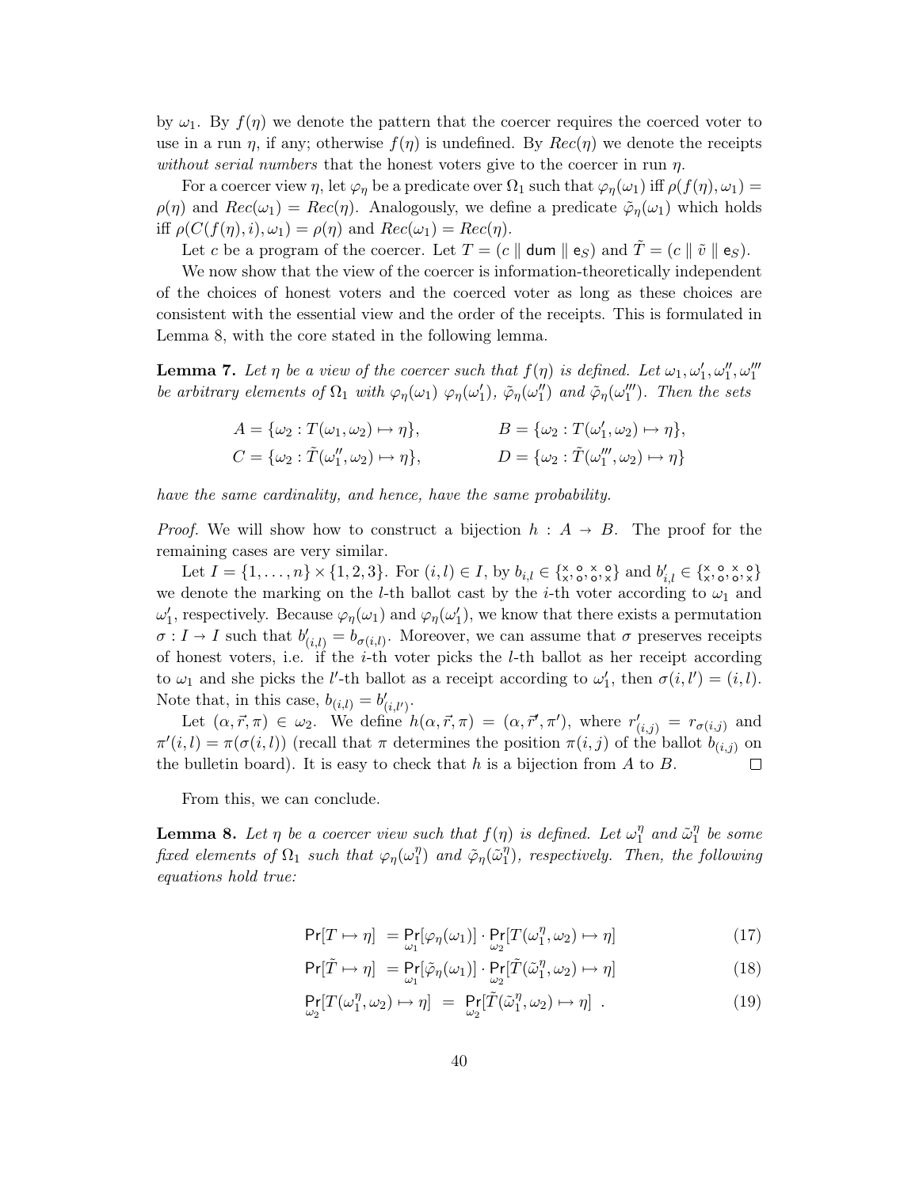by $\omega_1$. By $f(\eta)$ we denote the pattern that the coercer requires the coerced voter to use in a run $\eta$, if any; otherwise $f(\eta)$ is undefined. By $Rec(\eta)$ we denote the receipts *without serial numbers* that the honest voters give to the coercer in run $\eta$.

For a coercer view $\eta$, let $\varphi_\eta$ be a predicate over $\Omega_1$ such that $\varphi_\eta(\omega_1)$ iff $\rho(f(\eta), \omega_1) = \rho(\eta)$ and $Rec(\omega_1) = Rec(\eta)$. Analogously, we define a predicate $\tilde{\varphi}_\eta(\omega_1)$ which holds iff $\rho(C(f(\eta), i), \omega_1) = \rho(\eta)$ and $Rec(\omega_1) = Rec(\eta)$.

Let $c$ be a program of the coercer. Let $T = (c \parallel \mathsf{dum} \parallel \mathsf{e}_S)$ and $\tilde{T} = (c \parallel \tilde{v} \parallel \mathsf{e}_S)$.

We now show that the view of the coercer is information-theoretically independent of the choices of honest voters and the coerced voter as long as these choices are consistent with the essential view and the order of the receipts. This is formulated in Lemma 8, with the core stated in the following lemma.

**Lemma 7.** *Let $\eta$ be a view of the coercer such that $f(\eta)$ is defined. Let $\omega_1, \omega_1', \omega_1'', \omega_1'''$ be arbitrary elements of $\Omega_1$ with $\varphi_\eta(\omega_1)$ $\varphi_\eta(\omega_1')$, $\tilde{\varphi}_\eta(\omega_1'')$ and $\tilde{\varphi}_\eta(\omega_1''')$. Then the sets*

$$A = \{\omega_2 : T(\omega_1, \omega_2) \mapsto \eta\}, \qquad B = \{\omega_2 : T(\omega_1', \omega_2) \mapsto \eta\},$$
$$C = \{\omega_2 : \tilde{T}(\omega_1'', \omega_2) \mapsto \eta\}, \qquad D = \{\omega_2 : \tilde{T}(\omega_1''', \omega_2) \mapsto \eta\}$$

*have the same cardinality, and hence, have the same probability.*

*Proof.* We will show how to construct a bijection $h : A \to B$. The proof for the remaining cases are very similar.

Let $I = \{1, \ldots, n\} \times \{1, 2, 3\}$. For $(i, l) \in I$, by $b_{i,l} \in \{{}^{\times}_{\times}, {}^{\circ}_{\circ}, {}^{\times}_{\circ}, {}^{\circ}_{\times}\}$ and $b'_{i,l} \in \{{}^{\times}_{\times}, {}^{\circ}_{\circ}, {}^{\times}_{\circ}, {}^{\circ}_{\times}\}$ we denote the marking on the $l$-th ballot cast by the $i$-th voter according to $\omega_1$ and $\omega_1'$, respectively. Because $\varphi_\eta(\omega_1)$ and $\varphi_\eta(\omega_1')$, we know that there exists a permutation $\sigma : I \to I$ such that $b'_{(i,l)} = b_{\sigma(i,l)}$. Moreover, we can assume that $\sigma$ preserves receipts of honest voters, i.e. if the $i$-th voter picks the $l$-th ballot as her receipt according to $\omega_1$ and she picks the $l'$-th ballot as a receipt according to $\omega_1'$, then $\sigma(i, l') = (i, l)$. Note that, in this case, $b_{(i,l)} = b'_{(i,l')}$.

Let $(\alpha, \vec{r}, \pi) \in \omega_2$. We define $h(\alpha, \vec{r}, \pi) = (\alpha, \vec{r}', \pi')$, where $r'_{(i,j)} = r_{\sigma(i,j)}$ and $\pi'(i, l) = \pi(\sigma(i, l))$ (recall that $\pi$ determines the position $\pi(i, j)$ of the ballot $b_{(i,j)}$ on the bulletin board). It is easy to check that $h$ is a bijection from $A$ to $B$. $\square$

From this, we can conclude.

**Lemma 8.** *Let $\eta$ be a coercer view such that $f(\eta)$ is defined. Let $\omega_1^\eta$ and $\tilde{\omega}_1^\eta$ be some fixed elements of $\Omega_1$ such that $\varphi_\eta(\omega_1^\eta)$ and $\tilde{\varphi}_\eta(\tilde{\omega}_1^\eta)$, respectively. Then, the following equations hold true:*

$$\Pr[T \mapsto \eta] \; = \Pr_{\omega_1}[\varphi_\eta(\omega_1)] \cdot \Pr_{\omega_2}[T(\omega_1^\eta, \omega_2) \mapsto \eta] \tag{17}$$

$$\Pr[\tilde{T} \mapsto \eta] \; = \Pr_{\omega_1}[\tilde{\varphi}_\eta(\omega_1)] \cdot \Pr_{\omega_2}[\tilde{T}(\tilde{\omega}_1^\eta, \omega_2) \mapsto \eta] \tag{18}$$

$$\Pr_{\omega_2}[T(\omega_1^\eta, \omega_2) \mapsto \eta] \; = \; \Pr_{\omega_2}[\tilde{T}(\tilde{\omega}_1^\eta, \omega_2) \mapsto \eta] \; . \tag{19}$$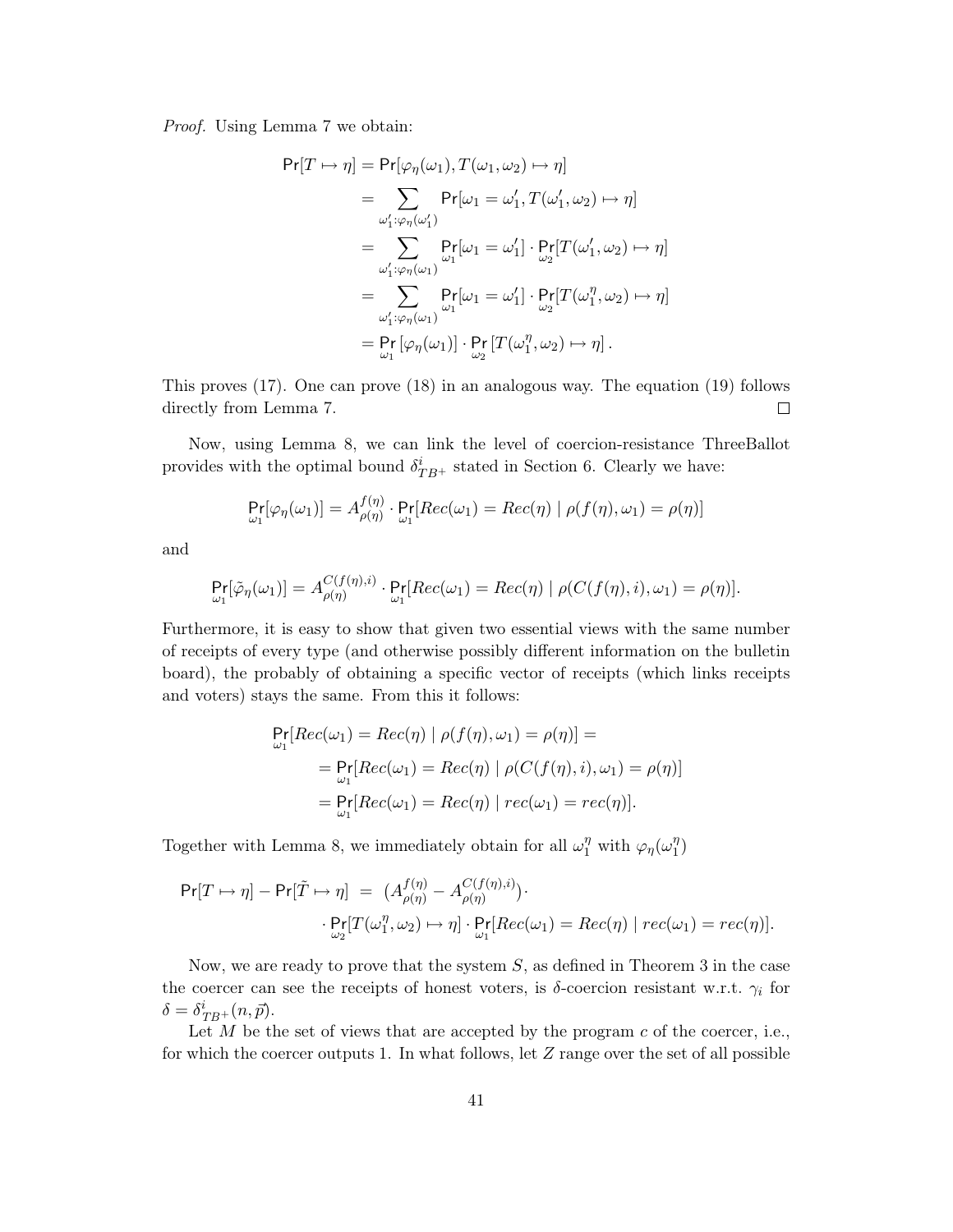*Proof.* Using Lemma 7 we obtain:

$$
\begin{aligned}
\mathsf{Pr}[T \mapsto \eta] &= \mathsf{Pr}[\varphi_\eta(\omega_1), T(\omega_1, \omega_2) \mapsto \eta] \\
&= \sum_{\omega_1' : \varphi_\eta(\omega_1')} \mathsf{Pr}[\omega_1 = \omega_1', T(\omega_1', \omega_2) \mapsto \eta] \\
&= \sum_{\omega_1' : \varphi_\eta(\omega_1)} \mathsf{Pr}_{\omega_1}[\omega_1 = \omega_1'] \cdot \mathsf{Pr}_{\omega_2}[T(\omega_1', \omega_2) \mapsto \eta] \\
&= \sum_{\omega_1' : \varphi_\eta(\omega_1)} \mathsf{Pr}_{\omega_1}[\omega_1 = \omega_1'] \cdot \mathsf{Pr}_{\omega_2}[T(\omega_1^\eta, \omega_2) \mapsto \eta] \\
&= \mathsf{Pr}_{\omega_1}\left[\varphi_\eta(\omega_1)\right] \cdot \mathsf{Pr}_{\omega_2}\left[T(\omega_1^\eta, \omega_2) \mapsto \eta\right].
\end{aligned}
$$

This proves (17). One can prove (18) in an analogous way. The equation (19) follows directly from Lemma 7. $\square$

Now, using Lemma 8, we can link the level of coercion-resistance ThreeBallot provides with the optimal bound $\delta^i_{TB^+}$ stated in Section 6. Clearly we have:

$$
\mathsf{Pr}_{\omega_1}[\varphi_\eta(\omega_1)] = A^{f(\eta)}_{\rho(\eta)} \cdot \mathsf{Pr}_{\omega_1}[Rec(\omega_1) = Rec(\eta) \mid \rho(f(\eta), \omega_1) = \rho(\eta)]
$$

and

$$
\mathsf{Pr}_{\omega_1}[\tilde{\varphi}_\eta(\omega_1)] = A^{C(f(\eta),i)}_{\rho(\eta)} \cdot \mathsf{Pr}_{\omega_1}[Rec(\omega_1) = Rec(\eta) \mid \rho(C(f(\eta), i), \omega_1) = \rho(\eta)].
$$

Furthermore, it is easy to show that given two essential views with the same number of receipts of every type (and otherwise possibly different information on the bulletin board), the probably of obtaining a specific vector of receipts (which links receipts and voters) stays the same. From this it follows:

$$
\begin{aligned}
&\mathsf{Pr}_{\omega_1}[Rec(\omega_1) = Rec(\eta) \mid \rho(f(\eta), \omega_1) = \rho(\eta)] = \\
&\quad = \mathsf{Pr}_{\omega_1}[Rec(\omega_1) = Rec(\eta) \mid \rho(C(f(\eta), i), \omega_1) = \rho(\eta)] \\
&\quad = \mathsf{Pr}_{\omega_1}[Rec(\omega_1) = Rec(\eta) \mid rec(\omega_1) = rec(\eta)].
\end{aligned}
$$

Together with Lemma 8, we immediately obtain for all $\omega_1^\eta$ with $\varphi_\eta(\omega_1^\eta)$

$$
\begin{aligned}
\mathsf{Pr}[T \mapsto \eta] - \mathsf{Pr}[\tilde{T} \mapsto \eta] \;=\; &\left(A^{f(\eta)}_{\rho(\eta)} - A^{C(f(\eta),i)}_{\rho(\eta)}\right) \cdot \\
&\cdot \mathsf{Pr}_{\omega_2}[T(\omega_1^\eta, \omega_2) \mapsto \eta] \cdot \mathsf{Pr}_{\omega_1}[Rec(\omega_1) = Rec(\eta) \mid rec(\omega_1) = rec(\eta)].
\end{aligned}
$$

Now, we are ready to prove that the system $S$, as defined in Theorem 3 in the case the coercer can see the receipts of honest voters, is $\delta$-coercion resistant w.r.t. $\gamma_i$ for $\delta = \delta^i_{TB^+}(n, \vec{p})$.

Let $M$ be the set of views that are accepted by the program $c$ of the coercer, i.e., for which the coercer outputs 1. In what follows, let $Z$ range over the set of all possible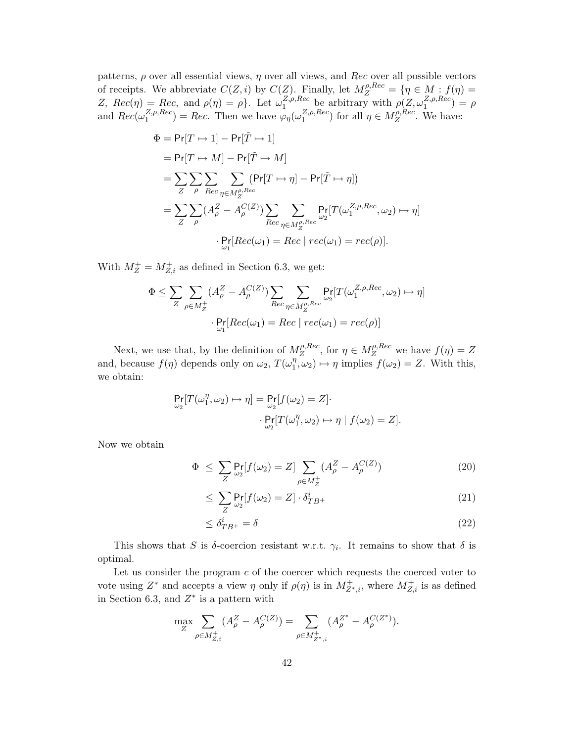patterns, $\rho$ over all essential views, $\eta$ over all views, and $Rec$ over all possible vectors of receipts. We abbreviate $C(Z,i)$ by $C(Z)$. Finally, let $M_Z^{\rho,Rec} = \{\eta \in M : f(\eta) = Z,\ Rec(\eta) = Rec, \text{ and } \rho(\eta) = \rho\}$. Let $\omega_1^{Z,\rho,Rec}$ be arbitrary with $\rho(Z, \omega_1^{Z,\rho,Rec}) = \rho$ and $Rec(\omega_1^{Z,\rho,Rec}) = Rec$. Then we have $\varphi_\eta(\omega_1^{Z,\rho,Rec})$ for all $\eta \in M_Z^{\rho,Rec}$. We have:

$$
\begin{aligned}
\Phi &= \mathsf{Pr}[T \mapsto 1] - \mathsf{Pr}[\tilde{T} \mapsto 1] \\
&= \mathsf{Pr}[T \mapsto M] - \mathsf{Pr}[\tilde{T} \mapsto M] \\
&= \sum_Z \sum_\rho \sum_{Rec} \sum_{\eta \in M_Z^{\rho,Rec}} (\mathsf{Pr}[T \mapsto \eta] - \mathsf{Pr}[\tilde{T} \mapsto \eta]) \\
&= \sum_Z \sum_\rho (A_\rho^Z - A_\rho^{C(Z)}) \sum_{Rec} \sum_{\eta \in M_Z^{\rho,Rec}} \mathsf{Pr}_{\omega_2}[T(\omega_1^{Z,\rho,Rec}, \omega_2) \mapsto \eta] \\
&\qquad \cdot \mathsf{Pr}_{\omega_1}[Rec(\omega_1) = Rec \mid rec(\omega_1) = rec(\rho)].
\end{aligned}
$$

With $M_Z^+ = M_{Z,i}^+$ as defined in Section 6.3, we get:

$$
\begin{aligned}
\Phi \leq \sum_Z \sum_{\rho \in M_Z^+} (A_\rho^Z - A_\rho^{C(Z)}) \sum_{Rec} \sum_{\eta \in M_Z^{\rho,Rec}} \mathsf{Pr}_{\omega_2}[T(\omega_1^{Z,\rho,Rec}, \omega_2) \mapsto \eta] \\
\cdot \mathsf{Pr}_{\omega_1}[Rec(\omega_1) = Rec \mid rec(\omega_1) = rec(\rho)]
\end{aligned}
$$

Next, we use that, by the definition of $M_Z^{\rho,Rec}$, for $\eta \in M_Z^{\rho,Rec}$ we have $f(\eta) = Z$ and, because $f(\eta)$ depends only on $\omega_2$, $T(\omega_1^\eta, \omega_2) \mapsto \eta$ implies $f(\omega_2) = Z$. With this, we obtain:

$$
\begin{aligned}
\mathsf{Pr}_{\omega_2}[T(\omega_1^\eta, \omega_2) \mapsto \eta] = \mathsf{Pr}_{\omega_2}[f(\omega_2) = Z] \cdot \\
\cdot \mathsf{Pr}_{\omega_2}[T(\omega_1^\eta, \omega_2) \mapsto \eta \mid f(\omega_2) = Z].
\end{aligned}
$$

Now we obtain

$$
\begin{aligned}
\Phi &\leq \sum_Z \mathsf{Pr}_{\omega_2}[f(\omega_2) = Z] \sum_{\rho \in M_Z^+} (A_\rho^Z - A_\rho^{C(Z)}) && (20) \\
&\leq \sum_Z \mathsf{Pr}_{\omega_2}[f(\omega_2) = Z] \cdot \delta_{TB^+}^i && (21) \\
&\leq \delta_{TB^+}^i = \delta && (22)
\end{aligned}
$$

This shows that $S$ is $\delta$-coercion resistant w.r.t. $\gamma_i$. It remains to show that $\delta$ is optimal.

Let us consider the program $c$ of the coercer which requests the coerced voter to vote using $Z^*$ and accepts a view $\eta$ only if $\rho(\eta)$ is in $M_{Z^*,i}^+$, where $M_{Z,i}^+$ is as defined in Section 6.3, and $Z^*$ is a pattern with

$$
\max_Z \sum_{\rho \in M_{Z,i}^+} (A_\rho^Z - A_\rho^{C(Z)}) = \sum_{\rho \in M_{Z^*,i}^+} (A_\rho^{Z^*} - A_\rho^{C(Z^*)}).
$$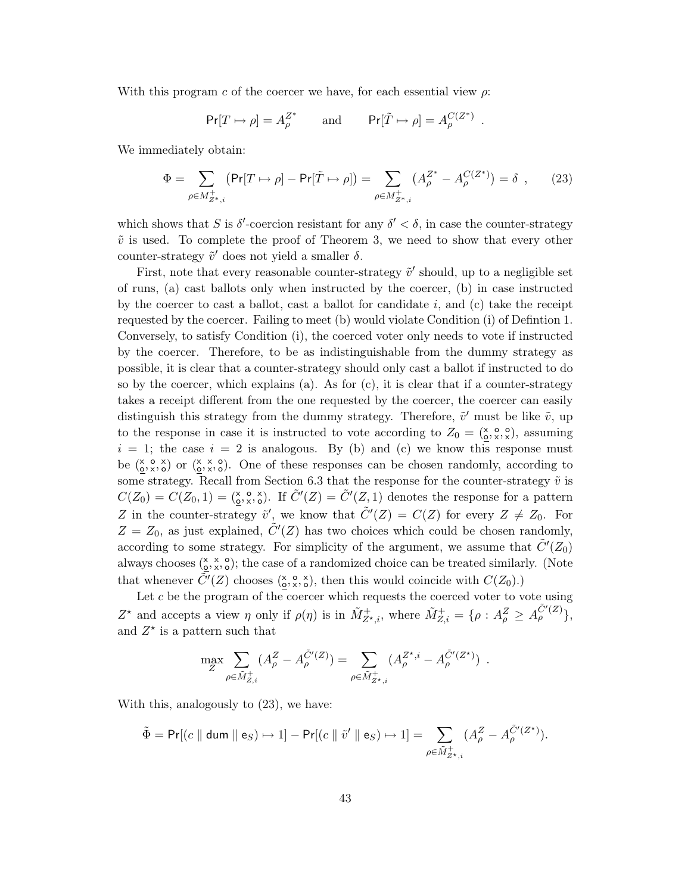With this program $c$ of the coercer we have, for each essential view $\rho$:

$$\Pr[T \mapsto \rho] = A_\rho^{Z^*} \qquad \text{and} \qquad \Pr[\tilde{T} \mapsto \rho] = A_\rho^{C(Z^*)} \ .$$

We immediately obtain:

$$\Phi = \sum_{\rho \in M^+_{Z^*,i}} \left(\Pr[T \mapsto \rho] - \Pr[\tilde{T} \mapsto \rho]\right) = \sum_{\rho \in M^+_{Z^*,i}} \left(A_\rho^{Z^*} - A_\rho^{C(Z^*)}\right) = \delta \ , \qquad (23)$$

which shows that $S$ is $\delta'$-coercion resistant for any $\delta' < \delta$, in case the counter-strategy $\tilde{v}$ is used. To complete the proof of Theorem 3, we need to show that every other counter-strategy $\tilde{v}'$ does not yield a smaller $\delta$.

First, note that every reasonable counter-strategy $\tilde{v}'$ should, up to a negligible set of runs, (a) cast ballots only when instructed by the coercer, (b) in case instructed by the coercer to cast a ballot, cast a ballot for candidate $i$, and (c) take the receipt requested by the coercer. Failing to meet (b) would violate Condition (i) of Defintion 1. Conversely, to satisfy Condition (i), the coerced voter only needs to vote if instructed by the coercer. Therefore, to be as indistinguishable from the dummy strategy as possible, it is clear that a counter-strategy should only cast a ballot if instructed to do so by the coercer, which explains (a). As for (c), it is clear that if a counter-strategy takes a receipt different from the one requested by the coercer, the coercer can easily distinguish this strategy from the dummy strategy. Therefore, $\tilde{v}'$ must be like $\tilde{v}$, up to the response in case it is instructed to vote according to $Z_0 = (\substack{\mathsf{x}\\\underline{\mathsf{o}}}, \substack{\mathsf{o}\\\mathsf{x}}, \substack{\mathsf{o}\\\mathsf{x}})$, assuming $i = 1$; the case $i = 2$ is analogous. By (b) and (c) we know this response must be $(\substack{\mathsf{x}\\\underline{\mathsf{o}}}, \substack{\mathsf{o}\\\mathsf{x}}, \substack{\mathsf{x}\\\mathsf{o}})$ or $(\substack{\mathsf{x}\\\underline{\mathsf{o}}}, \substack{\mathsf{x}\\\mathsf{x}}, \substack{\mathsf{o}\\\mathsf{o}})$. One of these responses can be chosen randomly, according to some strategy. Recall from Section 6.3 that the response for the counter-strategy $\tilde{v}$ is $C(Z_0) = C(Z_0, 1) = (\substack{\mathsf{x}\\\underline{\mathsf{o}}}, \substack{\mathsf{o}\\\mathsf{x}}, \substack{\mathsf{x}\\\mathsf{o}})$. If $\tilde{C}'(Z) = \tilde{C}'(Z, 1)$ denotes the response for a pattern $Z$ in the counter-strategy $\tilde{v}'$, we know that $\tilde{C}'(Z) = C(Z)$ for every $Z \neq Z_0$. For $Z = Z_0$, as just explained, $\tilde{C}'(Z)$ has two choices which could be chosen randomly, according to some strategy. For simplicity of the argument, we assume that $\tilde{C}'(Z_0)$ always chooses $(\substack{\mathsf{x}\\\underline{\mathsf{o}}}, \substack{\mathsf{x}\\\mathsf{x}}, \substack{\mathsf{o}\\\mathsf{o}})$; the case of a randomized choice can be treated similarly. (Note that whenever $\tilde{C}'(Z)$ chooses $(\substack{\mathsf{x}\\\underline{\mathsf{o}}}, \substack{\mathsf{o}\\\mathsf{x}}, \substack{\mathsf{x}\\\mathsf{o}})$, then this would coincide with $C(Z_0)$.)

Let $c$ be the program of the coercer which requests the coerced voter to vote using $Z^\star$ and accepts a view $\eta$ only if $\rho(\eta)$ is in $\tilde{M}^+_{Z^\star,i}$, where $\tilde{M}^+_{Z,i} = \{\rho : A_\rho^Z \geq A_\rho^{\tilde{C}'(Z)}\}$, and $Z^\star$ is a pattern such that

$$\max_Z \sum_{\rho \in \tilde{M}^+_{Z,i}} (A_\rho^Z - A_\rho^{\tilde{C}'(Z)}) = \sum_{\rho \in \tilde{M}^+_{Z^\star,i}} (A_\rho^{Z^\star,i} - A_\rho^{\tilde{C}'(Z^\star)}) \ .$$

With this, analogously to (23), we have:

$$\tilde{\Phi} = \Pr[(c \parallel \mathsf{dum} \parallel \mathsf{e}_S) \mapsto 1] - \Pr[(c \parallel \tilde{v}' \parallel \mathsf{e}_S) \mapsto 1] = \sum_{\rho \in \tilde{M}^+_{Z^\star,i}} (A_\rho^Z - A_\rho^{\tilde{C}'(Z^\star)}).$$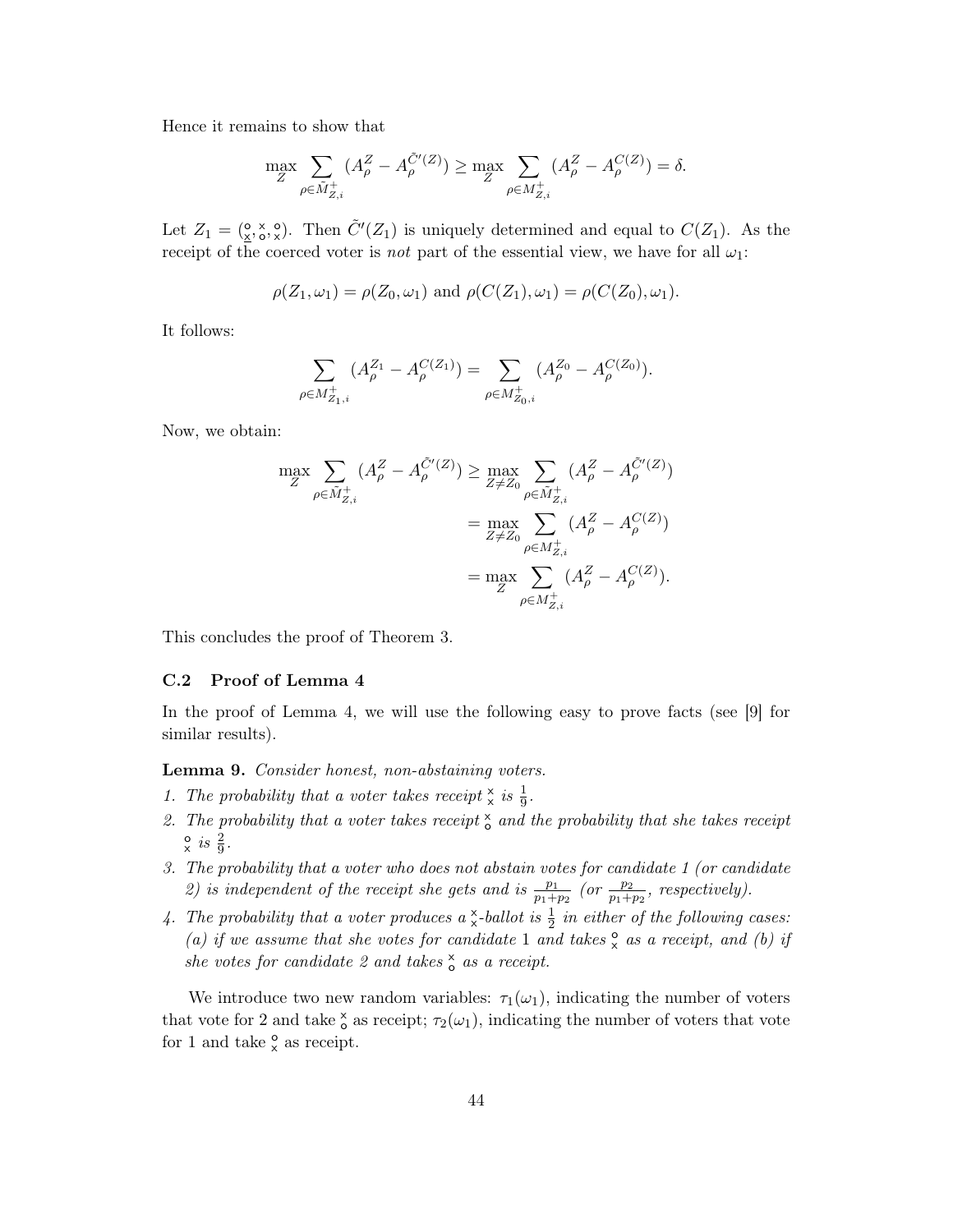Hence it remains to show that

$$\max_Z \sum_{\rho \in \tilde{M}^+_{Z,i}} (A^Z_\rho - A^{\tilde{C}'(Z)}_\rho) \geq \max_Z \sum_{\rho \in M^+_{Z,i}} (A^Z_\rho - A^{C(Z)}_\rho) = \delta.$$

Let $Z_1 = (\underline{\substack{\circ \\ \times}}, \substack{\times \\ \circ}, \substack{\circ \\ \times})$. Then $\tilde{C}'(Z_1)$ is uniquely determined and equal to $C(Z_1)$. As the receipt of the coerced voter is *not* part of the essential view, we have for all $\omega_1$:

$$\rho(Z_1, \omega_1) = \rho(Z_0, \omega_1) \text{ and } \rho(C(Z_1), \omega_1) = \rho(C(Z_0), \omega_1).$$

It follows:

$$\sum_{\rho \in M^+_{Z_1,i}} (A^{Z_1}_\rho - A^{C(Z_1)}_\rho) = \sum_{\rho \in M^+_{Z_0,i}} (A^{Z_0}_\rho - A^{C(Z_0)}_\rho).$$

Now, we obtain:

$$\begin{aligned}
\max_Z \sum_{\rho \in \tilde{M}^+_{Z,i}} (A^Z_\rho - A^{\tilde{C}'(Z)}_\rho) &\geq \max_{Z \neq Z_0} \sum_{\rho \in \tilde{M}^+_{Z,i}} (A^Z_\rho - A^{\tilde{C}'(Z)}_\rho) \\
&= \max_{Z \neq Z_0} \sum_{\rho \in M^+_{Z,i}} (A^Z_\rho - A^{C(Z)}_\rho) \\
&= \max_Z \sum_{\rho \in M^+_{Z,i}} (A^Z_\rho - A^{C(Z)}_\rho).
\end{aligned}$$

This concludes the proof of Theorem 3.

### C.2 Proof of Lemma 4

In the proof of Lemma 4, we will use the following easy to prove facts (see [9] for similar results).

**Lemma 9.** *Consider honest, non-abstaining voters.*

1. *The probability that a voter takes receipt $\substack{\times \\ \times}$ is $\frac{1}{9}$.*
2. *The probability that a voter takes receipt $\substack{\times \\ \circ}$ and the probability that she takes receipt $\substack{\circ \\ \times}$ is $\frac{2}{9}$.*
3. *The probability that a voter who does not abstain votes for candidate 1 (or candidate 2) is independent of the receipt she gets and is $\frac{p_1}{p_1+p_2}$ (or $\frac{p_2}{p_1+p_2}$, respectively).*
4. *The probability that a voter produces a $\substack{\times \\ \times}$-ballot is $\frac{1}{2}$ in either of the following cases: (a) if we assume that she votes for candidate 1 and takes $\substack{\circ \\ \times}$ as a receipt, and (b) if she votes for candidate 2 and takes $\substack{\times \\ \circ}$ as a receipt.*

We introduce two new random variables: $\tau_1(\omega_1)$, indicating the number of voters that vote for 2 and take $\substack{\times \\ \circ}$ as receipt; $\tau_2(\omega_1)$, indicating the number of voters that vote for 1 and take $\substack{\circ \\ \times}$ as receipt.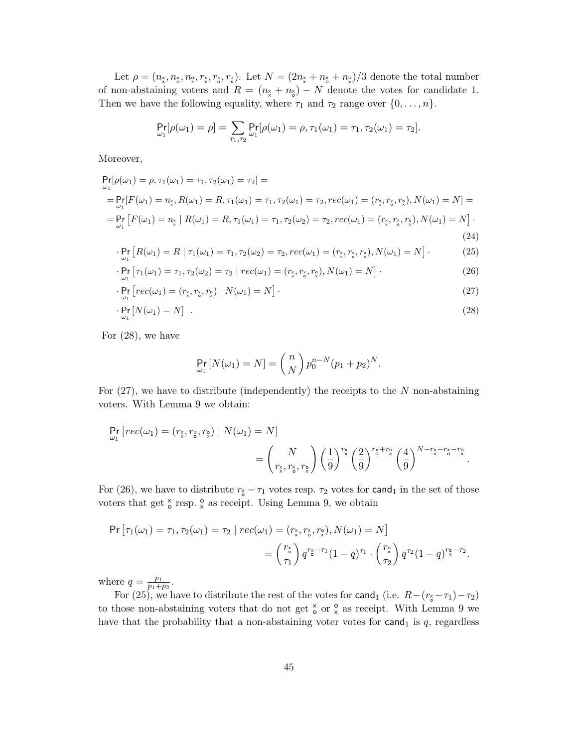Let $\rho = (n_{\overset{\times}{\times}}, n_{\overset{\times}{\circ}}, n_{\overset{\circ}{\times}}, r_{\overset{\times}{\times}}, r_{\overset{\times}{\circ}}, r_{\overset{\circ}{\times}})$. Let $N = (2n_{\overset{\times}{\times}} + n_{\overset{\times}{\circ}} + n_{\overset{\circ}{\times}})/3$ denote the total number of non-abstaining voters and $R = (n_{\overset{\times}{\times}} + n_{\overset{\times}{\circ}}) - N$ denote the votes for candidate 1. Then we have the following equality, where $\tau_1$ and $\tau_2$ range over $\{0, \ldots, n\}$.

$$\Pr_{\omega_1}[\rho(\omega_1) = \rho] = \sum_{\tau_1, \tau_2} \Pr_{\omega_1}[\rho(\omega_1) = \rho, \tau_1(\omega_1) = \tau_1, \tau_2(\omega_1) = \tau_2].$$

Moreover,

$$\begin{aligned}
&\Pr_{\omega_1}[\rho(\omega_1) = \rho, \tau_1(\omega_1) = \tau_1, \tau_2(\omega_1) = \tau_2] = \\
&= \Pr_{\omega_1}[F(\omega_1) = n_{\overset{\times}{\times}}, R(\omega_1) = R, \tau_1(\omega_1) = \tau_1, \tau_2(\omega_1) = \tau_2, rec(\omega_1) = (r_{\overset{\times}{\times}}, r_{\overset{\times}{\circ}}, r_{\overset{\circ}{\times}}), N(\omega_1) = N] = \\
&= \Pr_{\omega_1}\left[F(\omega_1) = n_{\overset{\times}{\times}} \mid R(\omega_1) = R, \tau_1(\omega_1) = \tau_1, \tau_2(\omega_2) = \tau_2, rec(\omega_1) = (r_{\overset{\times}{\times}}, r_{\overset{\times}{\circ}}, r_{\overset{\circ}{\times}}), N(\omega_1) = N\right] \cdot \qquad (24) \\
&\quad \cdot \Pr_{\omega_1}\left[R(\omega_1) = R \mid \tau_1(\omega_1) = \tau_1, \tau_2(\omega_2) = \tau_2, rec(\omega_1) = (r_{\overset{\times}{\times}}, r_{\overset{\times}{\circ}}, r_{\overset{\circ}{\times}}), N(\omega_1) = N\right] \cdot \qquad (25) \\
&\quad \cdot \Pr_{\omega_1}\left[\tau_1(\omega_1) = \tau_1, \tau_2(\omega_2) = \tau_2 \mid rec(\omega_1) = (r_{\overset{\times}{\times}}, r_{\overset{\times}{\circ}}, r_{\overset{\circ}{\times}}), N(\omega_1) = N\right] \cdot \qquad (26) \\
&\quad \cdot \Pr_{\omega_1}\left[rec(\omega_1) = (r_{\overset{\times}{\times}}, r_{\overset{\times}{\circ}}, r_{\overset{\circ}{\times}}) \mid N(\omega_1) = N\right] \cdot \qquad (27) \\
&\quad \cdot \Pr_{\omega_1}\left[N(\omega_1) = N\right] \ . \qquad (28)
\end{aligned}$$

For (28), we have

$$\Pr_{\omega_1}\left[N(\omega_1) = N\right] = \binom{n}{N} p_0^{n-N}(p_1 + p_2)^N.$$

For (27), we have to distribute (independently) the receipts to the $N$ non-abstaining voters. With Lemma 9 we obtain:

$$\Pr_{\omega_1}\left[rec(\omega_1) = (r_{\overset{\times}{\times}}, r_{\overset{\times}{\circ}}, r_{\overset{\circ}{\times}}) \mid N(\omega_1) = N\right] = \binom{N}{r_{\overset{\times}{\times}}, r_{\overset{\times}{\circ}}, r_{\overset{\circ}{\times}}} \left(\frac{1}{9}\right)^{r_{\overset{\times}{\times}}} \left(\frac{2}{9}\right)^{r_{\overset{\times}{\circ}} + r_{\overset{\circ}{\times}}} \left(\frac{4}{9}\right)^{N - r_{\overset{\times}{\times}} - r_{\overset{\times}{\circ}} - r_{\overset{\circ}{\times}}}.$$

For (26), we have to distribute $r_{\overset{\times}{\circ}} - \tau_1$ votes resp. $\tau_2$ votes for $\mathsf{cand}_1$ in the set of those voters that get $\overset{\times}{\circ}$ resp. $\overset{\circ}{\times}$ as receipt. Using Lemma 9, we obtain

$$\Pr\left[\tau_1(\omega_1) = \tau_1, \tau_2(\omega_1) = \tau_2 \mid rec(\omega_1) = (r_{\overset{\times}{\times}}, r_{\overset{\times}{\circ}}, r_{\overset{\circ}{\times}}), N(\omega_1) = N\right] = \binom{r_{\overset{\times}{\circ}}}{\tau_1} q^{r_{\overset{\times}{\circ}} - \tau_1}(1-q)^{\tau_1} \cdot \binom{r_{\overset{\circ}{\times}}}{\tau_2} q^{\tau_2}(1-q)^{r_{\overset{\circ}{\times}} - \tau_2}.$$

where $q = \frac{p_1}{p_1 + p_2}$.

For (25), we have to distribute the rest of the votes for $\mathsf{cand}_1$ (i.e. $R - (r_{\overset{\times}{\circ}} - \tau_1) - \tau_2$) to those non-abstaining voters that do not get $\overset{\times}{\circ}$ or $\overset{\circ}{\times}$ as receipt. With Lemma 9 we have that the probability that a non-abstaining voter votes for $\mathsf{cand}_1$ is $q$, regardless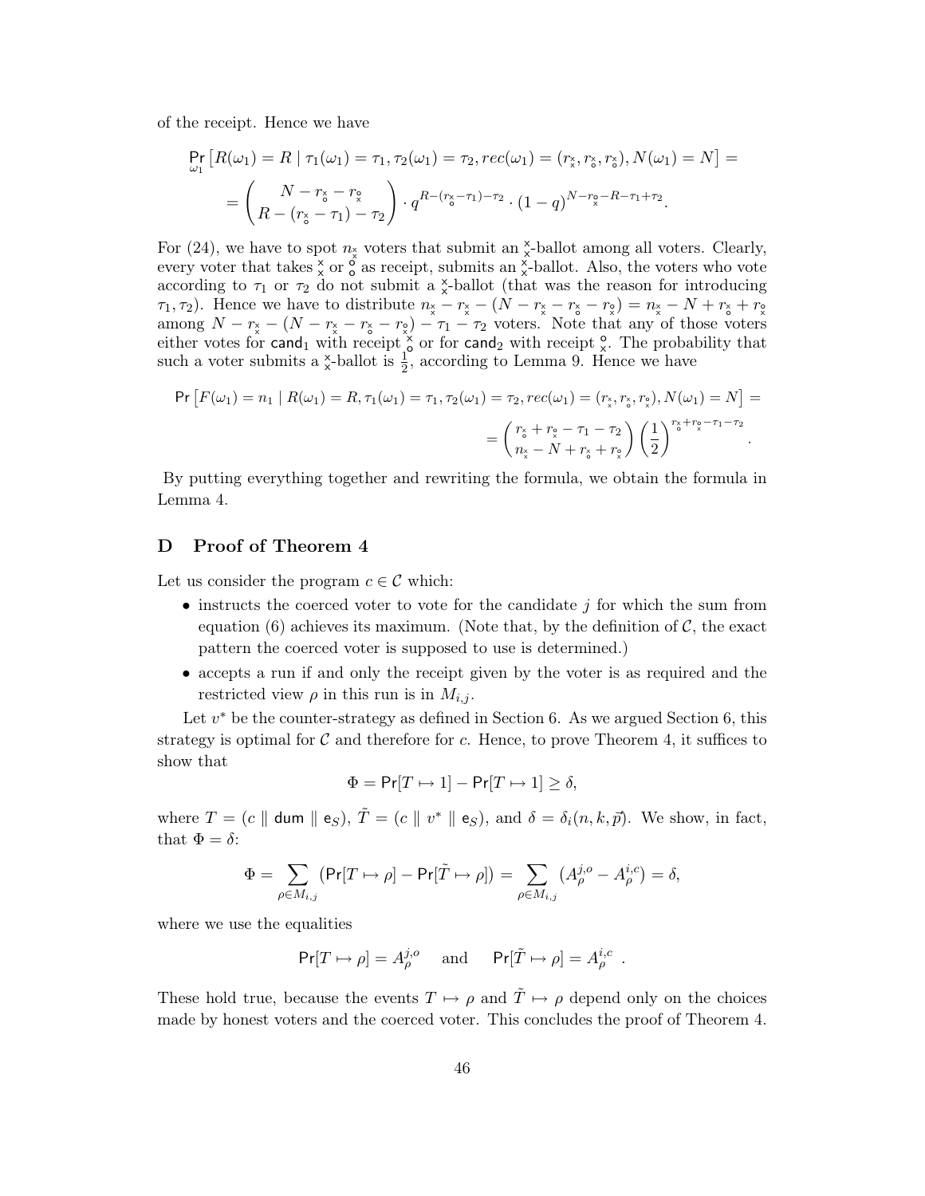of the receipt. Hence we have

$$
\Pr_{\omega_1}\left[R(\omega_1) = R \mid \tau_1(\omega_1) = \tau_1, \tau_2(\omega_1) = \tau_2, rec(\omega_1) = (r_{\substack{\times\\\times}}, r_{\substack{\times\\\circ}}, r_{\substack{\times\\\circ}}), N(\omega_1) = N\right] =
$$

$$
= \binom{N - r_{\substack{\times\\\circ}} - r_{\substack{\circ\\\times}}}{R - (r_{\substack{\times\\\circ}} - \tau_1) - \tau_2} \cdot q^{R-(r_{\substack{\times\\\circ}}-\tau_1)-\tau_2} \cdot (1-q)^{N-r_{\substack{\circ\\\times}}-R-\tau_1+\tau_2}.
$$

For (24), we have to spot $n_{\substack{\times\\\times}}$ voters that submit an $\substack{\times\\\times}$-ballot among all voters. Clearly, every voter that takes $\substack{\times\\\times}$ or $\substack{\circ\\\circ}$ as receipt, submits an $\substack{\times\\\times}$-ballot. Also, the voters who vote according to $\tau_1$ or $\tau_2$ do not submit a $\substack{\times\\\times}$-ballot (that was the reason for introducing $\tau_1, \tau_2$). Hence we have to distribute $n_{\substack{\times\\\times}} - r_{\substack{\times\\\times}} - (N - r_{\substack{\times\\\times}} - r_{\substack{\times\\\circ}} - r_{\substack{\circ\\\times}}) = n_{\substack{\times\\\times}} - N + r_{\substack{\times\\\circ}} + r_{\substack{\circ\\\times}}$ among $N - r_{\substack{\times\\\times}} - (N - r_{\substack{\times\\\times}} - r_{\substack{\times\\\circ}} - r_{\substack{\circ\\\times}}) - \tau_1 - \tau_2$ voters. Note that any of those voters either votes for $\mathsf{cand}_1$ with receipt $\substack{\times\\\circ}$ or for $\mathsf{cand}_2$ with receipt $\substack{\circ\\\times}$. The probability that such a voter submits a $\substack{\times\\\times}$-ballot is $\frac{1}{2}$, according to Lemma 9. Hence we have

$$
\Pr\left[F(\omega_1) = n_1 \mid R(\omega_1) = R, \tau_1(\omega_1) = \tau_1, \tau_2(\omega_1) = \tau_2, rec(\omega_1) = (r_{\substack{\times\\\times}}, r_{\substack{\times\\\circ}}, r_{\substack{\circ\\\times}}), N(\omega_1) = N\right] =
$$

$$
= \binom{r_{\substack{\times\\\circ}} + r_{\substack{\circ\\\times}} - \tau_1 - \tau_2}{n_{\substack{\times\\\times}} - N + r_{\substack{\times\\\circ}} + r_{\substack{\circ\\\times}}} \left(\frac{1}{2}\right)^{r_{\substack{\times\\\circ}}+r_{\substack{\circ\\\times}}-\tau_1-\tau_2}.
$$

By putting everything together and rewriting the formula, we obtain the formula in Lemma 4.

## D Proof of Theorem 4

Let us consider the program $c \in \mathcal{C}$ which:

- instructs the coerced voter to vote for the candidate $j$ for which the sum from equation (6) achieves its maximum. (Note that, by the definition of $\mathcal{C}$, the exact pattern the coerced voter is supposed to use is determined.)
- accepts a run if and only the receipt given by the voter is as required and the restricted view $\rho$ in this run is in $M_{i,j}$.

Let $v^*$ be the counter-strategy as defined in Section 6. As we argued Section 6, this strategy is optimal for $\mathcal{C}$ and therefore for $c$. Hence, to prove Theorem 4, it suffices to show that

$$
\Phi = \Pr[T \mapsto 1] - \Pr[T \mapsto 1] \geq \delta,
$$

where $T = (c \parallel \mathsf{dum} \parallel \mathsf{e}_S)$, $\tilde{T} = (c \parallel v^* \parallel \mathsf{e}_S)$, and $\delta = \delta_i(n, k, \vec{p})$. We show, in fact, that $\Phi = \delta$:

$$
\Phi = \sum_{\rho \in M_{i,j}} \left(\Pr[T \mapsto \rho] - \Pr[\tilde{T} \mapsto \rho]\right) = \sum_{\rho \in M_{i,j}} \left(A_\rho^{j,o} - A_\rho^{i,c}\right) = \delta,
$$

where we use the equalities

$$
\Pr[T \mapsto \rho] = A_\rho^{j,o} \quad \text{and} \quad \Pr[\tilde{T} \mapsto \rho] = A_\rho^{i,c} \ .
$$

These hold true, because the events $T \mapsto \rho$ and $\tilde{T} \mapsto \rho$ depend only on the choices made by honest voters and the coerced voter. This concludes the proof of Theorem 4.